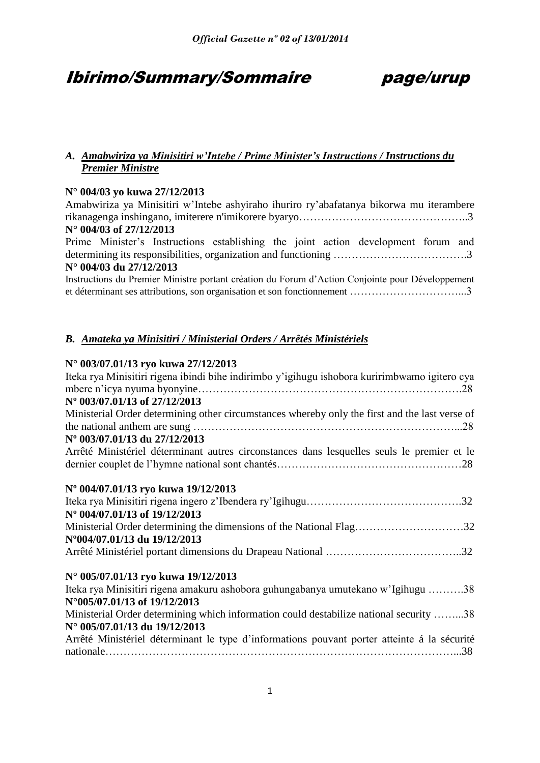# Ibirimo/Summary/Sommaire page/urup

## *A. Amabwiriza ya Minisitiri w'Intebe / Prime Minister's Instructions / Instructions du Premier Ministre*

**N° 004/03 yo kuwa 27/12/2013**

Amabwiriza ya Minisitiri w'Intebe ashyiraho ihuriro ry'abafatanya bikorwa mu iterambere rikanagenga inshingano, imiterere n'imikorere byaryo……………………………………..3

**N° 004/03 of 27/12/2013**

Prime Minister's Instructions establishing the joint action development forum and determining its responsibilities, organization and functioning ……………………………….3

**N° 004/03 du 27/12/2013**

Instructions du Premier Ministre portant création du Forum d'Action Conjointe pour Développement et déterminant ses attributions, son organisation et son fonctionnement …………………………...3

## *B. Amateka ya Minisitiri / Ministerial Orders / Arrêtés Ministériels*

**N° 003/07.01/13 ryo kuwa 27/12/2013**

Iteka rya Minisitiri rigena ibindi bihe indirimbo y'igihugu ishobora kuririmbwamo igitero cya mbere n'icya nyuma byonyine……………………………………………………………….28

**Nº 003/07.01/13 of 27/12/2013**

Ministerial Order determining other circumstances whereby only the first and the last verse of the national anthem are sung ……………………………………………………………...28

**Nº 003/07.01/13 du 27/12/2013**

Arrêté Ministériel déterminant autres circonstances dans lesquelles seuls le premier et le dernier couplet de l'hymne national sont chantés……………………………………………28

**Nº 004/07.01/13 ryo kuwa 19/12/2013**

Iteka rya Minisitiri rigena ingero z'Ibendera ry'Igihugu…………………………………….32

**Nº 004/07.01/13 of 19/12/2013**

Ministerial Order determining the dimensions of the National Flag…………………………32

**Nº004/07.01/13 du 19/12/2013**

Arrêté Ministériel portant dimensions du Drapeau National ………………………………..32

**N° 005/07.01/13 ryo kuwa 19/12/2013**

Iteka rya Minisitiri rigena amakuru ashobora guhungabanya umutekano w'Igihugu ……….38

**N°005/07.01/13 of 19/12/2013**

Ministerial Order determining which information could destabilize national security ……...38

**N° 005/07.01/13 du 19/12/2013**

Arrêté Ministériel déterminant le type d'informations pouvant porter atteinte á la sécurité nationale……………………………………………………………………………………...38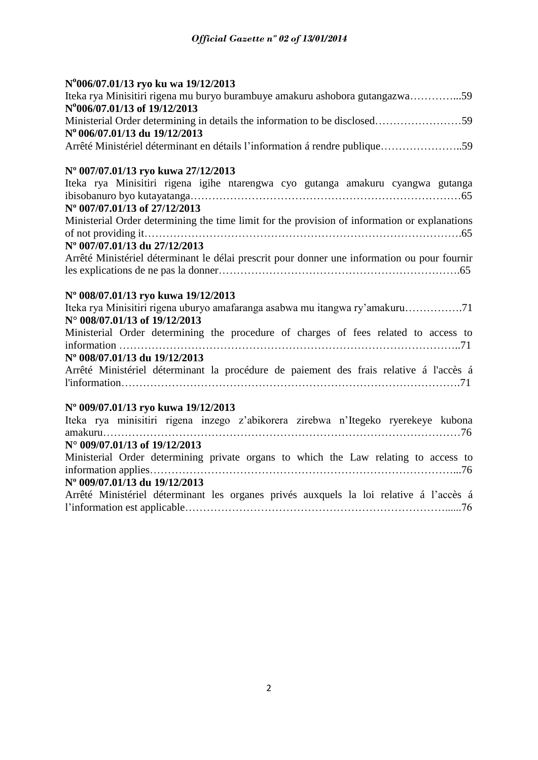**N°006/07.01/13 ryo ku wa 19/12/2013**

Iteka rya Minisitiri rigena mu buryo burambuye amakuru ashobora gutangazwa…………...59

**N°006/07.01/13 of 19/12/2013**

Ministerial Order determining in details the information to be disclosed……………………59

**N° 006/07.01/13 du 19/12/2013**

Arrêté Ministériel déterminant en détails l'information á rendre publique…………………..59

**Nº 007/07.01/13 ryo kuwa 27/12/2013**

Iteka rya Minisitiri rigena igihe ntarengwa cyo gutanga amakuru cyangwa gutanga ibisobanuro byo kutayatanga…………………………………………………………………65

**Nº 007/07.01/13 of 27/12/2013**

Ministerial Order determining the time limit for the provision of information or explanations of not providing it………………………………………………………………………….65

**Nº 007/07.01/13 du 27/12/2013**

Arrêté Ministériel déterminant le délai prescrit pour donner une information ou pour fournir les explications de ne pas la donner………………………………………………………….65

**Nº 008/07.01/13 ryo kuwa 19/12/2013**

Iteka rya Minisitiri rigena uburyo amafaranga asabwa mu itangwa ry'amakuru…………….71

**N° 008/07.01/13 of 19/12/2013**

Ministerial Order determining the procedure of charges of fees related to access to information ………………………………………………………………………………..71

**Nº 008/07.01/13 du 19/12/2013**

Arrêté Ministériel déterminant la procédure de paiement des frais relative á l'accès á l'information……………………………………………………………………………….71

**Nº 009/07.01/13 ryo kuwa 19/12/2013**

Iteka rya minisitiri rigena inzego z'abikorera zirebwa n'Itegeko ryerekeye kubona amakuru…………………………………………………………………………………….76

**N° 009/07.01/13 of 19/12/2013**

Ministerial Order determining private organs to which the Law relating to access to information applies…………………………………………………………………………...76

**Nº 009/07.01/13 du 19/12/2013**

Arrêté Ministériel déterminant les organes privés auxquels la loi relative á l'accès á l'information est applicable…………………………………………………………………......76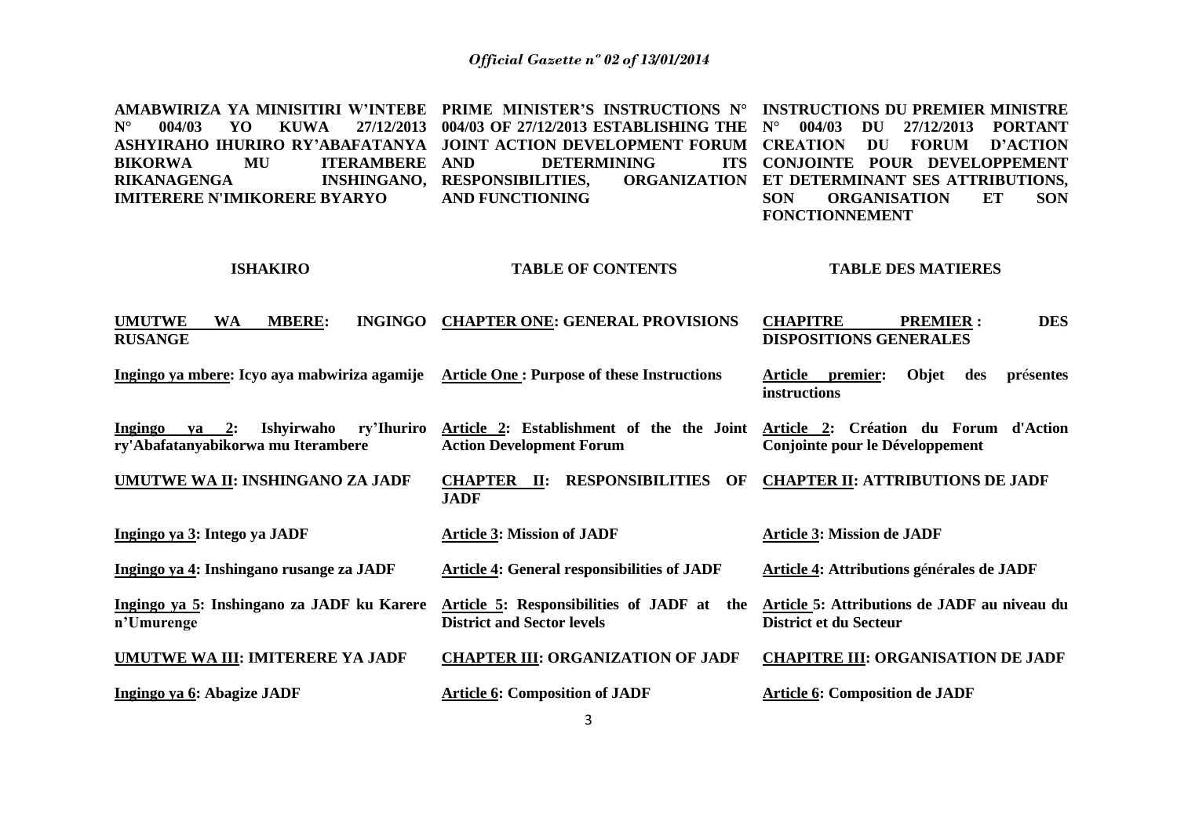**AMABWIRIZA YA MINISITIRI W'INTEBE N° 004/03 YO KUWA 27/12/2013 ASHYIRAHO IHURIRO RY'ABAFATANYA BIKORWA MU ITERAMBERE RIKANAGENGA INSHINGANO, IMITERERE N'IMIKORERE BYARYO**

**PRIME MINISTER'S INSTRUCTIONS N° 004/03 OF 27/12/2013 ESTABLISHING THE JOINT ACTION DEVELOPMENT FORUM AND DETERMINING ITS RESPONSIBILITIES, ORGANIZATION AND FUNCTIONING**

**INSTRUCTIONS DU PREMIER MINISTRE N° 004/03 DU 27/12/2013 PORTANT CREATION DU FORUM D'ACTION CONJOINTE POUR DEVELOPPEMENT ET DETERMINANT SES ATTRIBUTIONS, SON ORGANISATION ET SON FONCTIONNEMENT**

| **ISHAKIRO** | **TABLE OF CONTENTS** | **TABLE DES MATIERES** |
|---|---|---|
| **UMUTWE WA MBERE: INGINGO RUSANGE** | **CHAPTER ONE: GENERAL PROVISIONS** | **CHAPITRE PREMIER : DES DISPOSITIONS GENERALES** |
| **Ingingo ya mbere: Icyo aya mabwiriza agamije** | **Article One : Purpose of these Instructions** | **Article premier: Objet des présentes instructions** |
| **Ingingo ya 2: Ishyirwaho ry'Ihuriro ry'Abafatanyabikorwa mu Iterambere** | **Article 2: Establishment of the the Joint Action Development Forum** | **Article 2: Création du Forum d'Action Conjointe pour le Développement** |
| **UMUTWE WA II: INSHINGANO ZA JADF** | **CHAPTER II: RESPONSIBILITIES OF JADF** | **CHAPTER II: ATTRIBUTIONS DE JADF** |
| **Ingingo ya 3: Intego ya JADF** | **Article 3: Mission of JADF** | **Article 3: Mission de JADF** |
| **Ingingo ya 4: Inshingano rusange za JADF** | **Article 4: General responsibilities of JADF** | **Article 4: Attributions générales de JADF** |
| **Ingingo ya 5: Inshingano za JADF ku Karere n'Umurenge** | **Article 5: Responsibilities of JADF at the District and Sector levels** | **Article 5: Attributions de JADF au niveau du District et du Secteur** |
| **UMUTWE WA III: IMITERERE YA JADF** | **CHAPTER III: ORGANIZATION OF JADF** | **CHAPITRE III: ORGANISATION DE JADF** |
| **Ingingo ya 6: Abagize JADF** | **Article 6: Composition of JADF** | **Article 6: Composition de JADF** |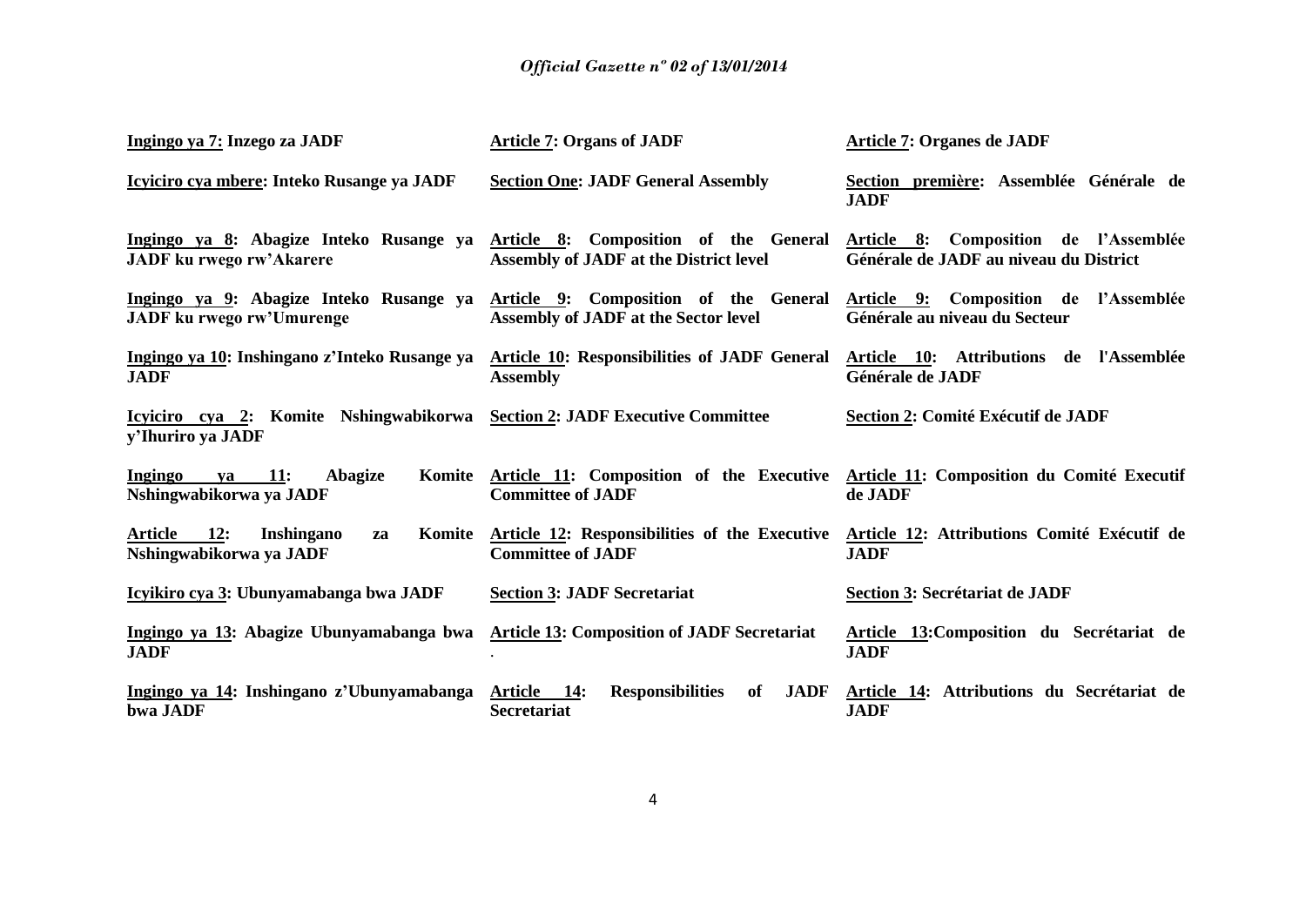| | | |
|---|---|---|
| **Ingingo ya 7: Inzego za JADF** | **Article 7: Organs of JADF** | **Article 7: Organes de JADF** |
| **Icyiciro cya mbere: Inteko Rusange ya JADF** | **Section One: JADF General Assembly** | **Section première: Assemblée Générale de JADF** |
| **Ingingo ya 8: Abagize Inteko Rusange ya JADF ku rwego rw'Akarere** | **Article 8: Composition of the General Assembly of JADF at the District level** | **Article 8: Composition de l'Assemblée Générale de JADF au niveau du District** |
| **Ingingo ya 9: Abagize Inteko Rusange ya JADF ku rwego rw'Umurenge** | **Article 9: Composition of the General Assembly of JADF at the Sector level** | **Article 9: Composition de l'Assemblée Générale au niveau du Secteur** |
| **Ingingo ya 10: Inshingano z'Inteko Rusange ya JADF** | **Article 10: Responsibilities of JADF General Assembly** | **Article 10: Attributions de l'Assemblée Générale de JADF** |
| **Icyiciro cya 2: Komite Nshingwabikorwa y'Ihuriro ya JADF** | **Section 2: JADF Executive Committee** | **Section 2: Comité Exécutif de JADF** |
| **Ingingo ya 11: Abagize Komite Nshingwabikorwa ya JADF** | **Article 11: Composition of the Executive Committee of JADF** | **Article 11: Composition du Comité Executif de JADF** |
| **Article 12: Inshingano za Komite Nshingwabikorwa ya JADF** | **Article 12: Responsibilities of the Executive Committee of JADF** | **Article 12: Attributions Comité Exécutif de JADF** |
| **Icyikiro cya 3: Ubunyamabanga bwa JADF** | **Section 3: JADF Secretariat** | **Section 3: Secrétariat de JADF** |
| **Ingingo ya 13: Abagize Ubunyamabanga bwa JADF** | **Article 13: Composition of JADF Secretariat** . | **Article 13:Composition du Secrétariat de JADF** |
| **Ingingo ya 14: Inshingano z'Ubunyamabanga bwa JADF** | **Article 14: Responsibilities of JADF Secretariat** | **Article 14: Attributions du Secrétariat de JADF** |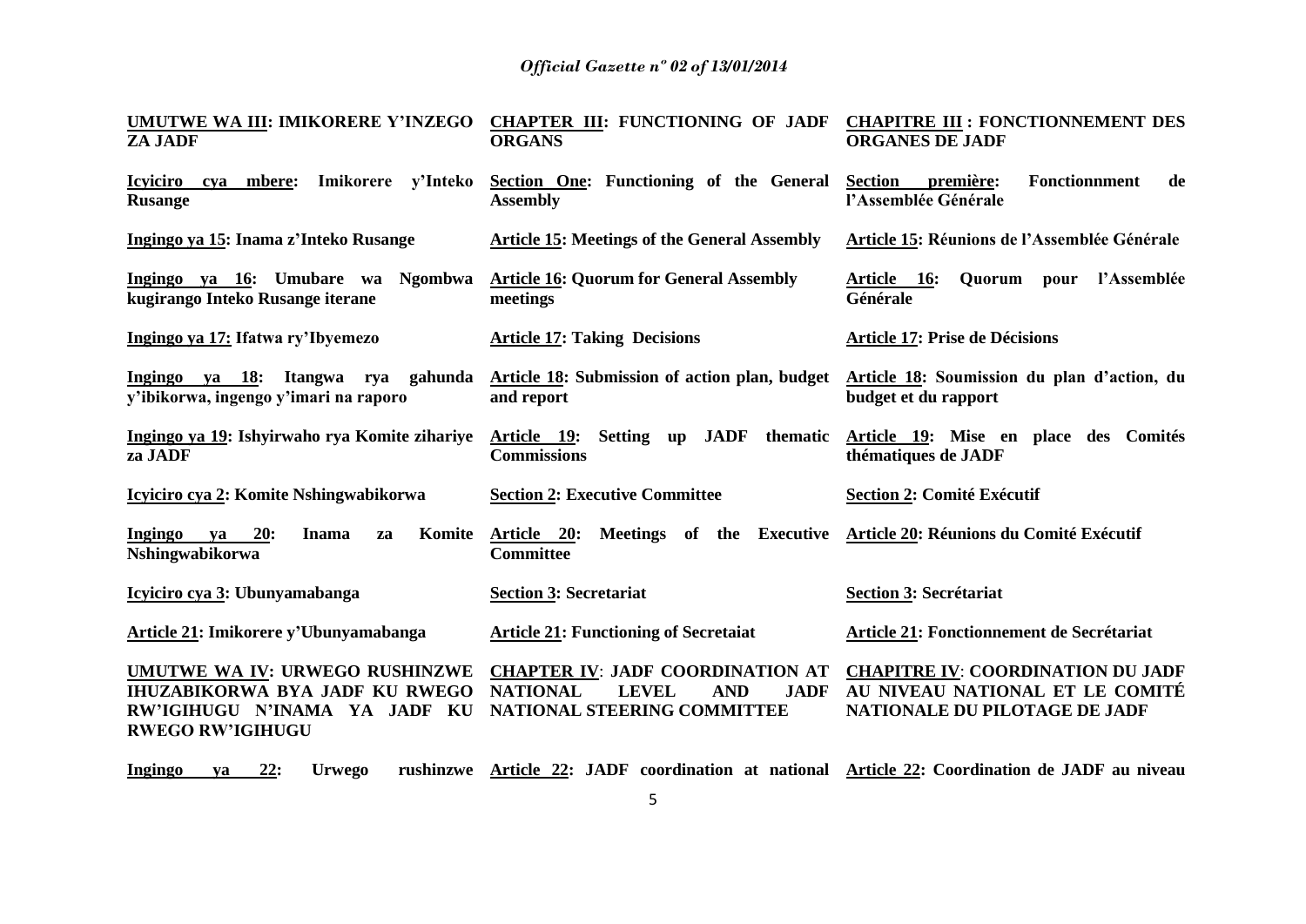| | | |
|---|---|---|
| **UMUTWE WA III: IMIKORERE Y'INZEGO ZA JADF** | **CHAPTER III: FUNCTIONING OF JADF ORGANS** | **CHAPITRE III : FONCTIONNEMENT DES ORGANES DE JADF** |
| **Icyiciro cya mbere: Imikorere y'Inteko Rusange** | **Section One: Functioning of the General Assembly** | **Section première: Fonctionnment de l'Assemblée Générale** |
| **Ingingo ya 15: Inama z'Inteko Rusange** | **Article 15: Meetings of the General Assembly** | **Article 15: Réunions de l'Assemblée Générale** |
| **Ingingo ya 16: Umubare wa Ngombwa kugirango Inteko Rusange iterane** | **Article 16: Quorum for General Assembly meetings** | **Article 16: Quorum pour l'Assemblée Générale** |
| **Ingingo ya 17: Ifatwa ry'Ibyemezo** | **Article 17: Taking Decisions** | **Article 17: Prise de Décisions** |
| **Ingingo ya 18: Itangwa rya gahunda y'ibikorwa, ingengo y'imari na raporo** | **Article 18: Submission of action plan, budget and report** | **Article 18: Soumission du plan d'action, du budget et du rapport** |
| **Ingingo ya 19: Ishyirwaho rya Komite zihariye za JADF** | **Article 19: Setting up JADF thematic Commissions** | **Article 19: Mise en place des Comités thématiques de JADF** |
| **Icyiciro cya 2: Komite Nshingwabikorwa** | **Section 2: Executive Committee** | **Section 2: Comité Exécutif** |
| **Ingingo ya 20: Inama za Komite Nshingwabikorwa** | **Article 20: Meetings of the Executive Committee** | **Article 20: Réunions du Comité Exécutif** |
| **Icyiciro cya 3: Ubunyamabanga** | **Section 3: Secretariat** | **Section 3: Secrétariat** |
| **Article 21: Imikorere y'Ubunyamabanga** | **Article 21: Functioning of Secretaiat** | **Article 21: Fonctionnement de Secrétariat** |
| **UMUTWE WA IV: URWEGO RUSHINZWE IHUZABIKORWA BYA JADF KU RWEGO RW'IGIHUGU N'INAMA YA JADF KU RWEGO RW'IGIHUGU** | **CHAPTER IV: JADF COORDINATION AT NATIONAL LEVEL AND JADF NATIONAL STEERING COMMITTEE** | **CHAPITRE IV: COORDINATION DU JADF AU NIVEAU NATIONAL ET LE COMITÉ NATIONALE DU PILOTAGE DE JADF** |
| **Ingingo ya 22: Urwego rushinzwe** | **Article 22: JADF coordination at national** | **Article 22: Coordination de JADF au niveau** |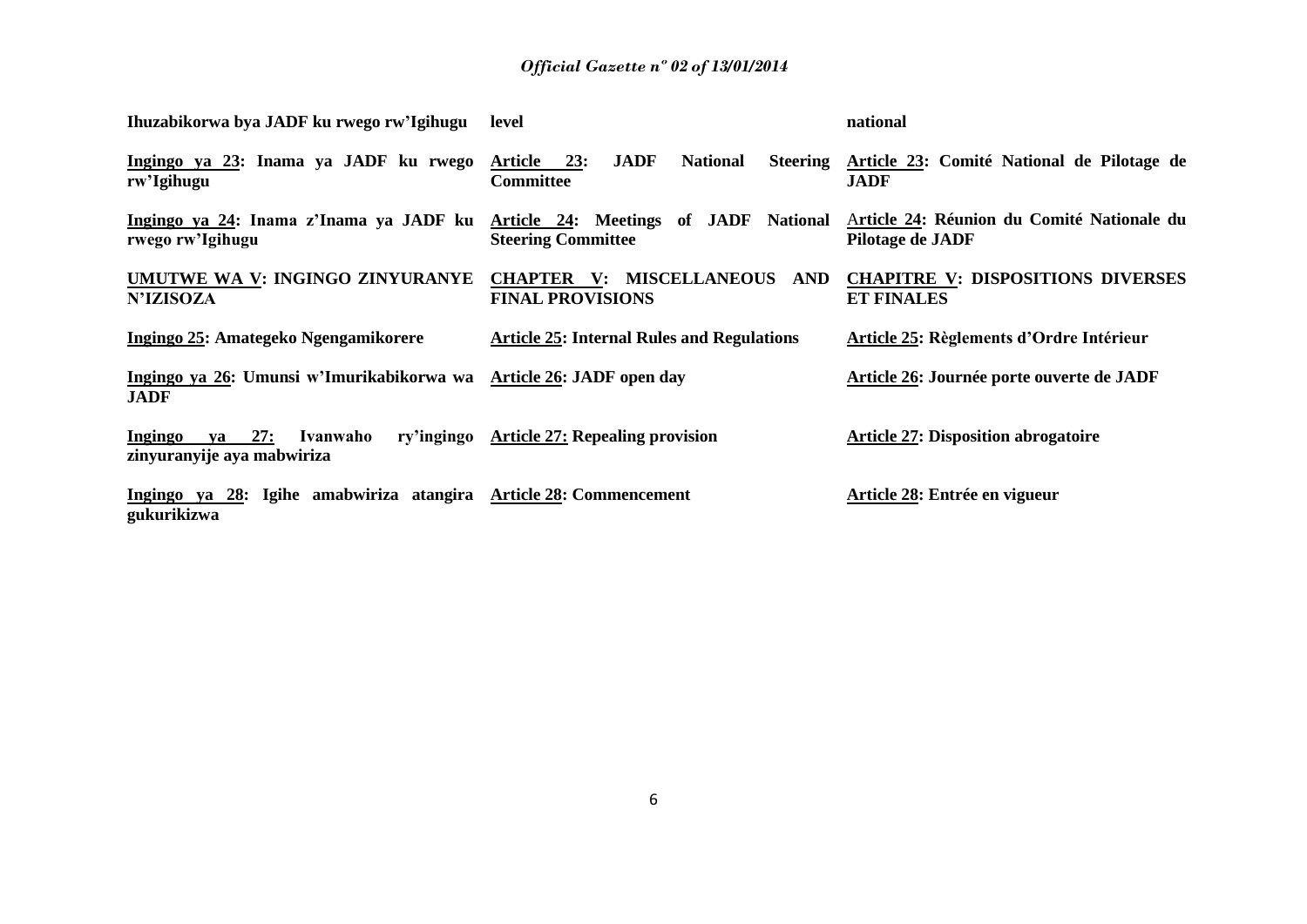| | | |
|---|---|---|
| **Ihuzabikorwa bya JADF ku rwego rw'Igihugu** | **level** | **national** |
| **Ingingo ya 23: Inama ya JADF ku rwego rw'Igihugu** | **Article 23: JADF National Steering Committee** | **Article 23: Comité National de Pilotage de JADF** |
| **Ingingo ya 24: Inama z'Inama ya JADF ku rwego rw'Igihugu** | **Article 24: Meetings of JADF National Steering Committee** | **Article 24: Réunion du Comité Nationale du Pilotage de JADF** |
| **UMUTWE WA V: INGINGO ZINYURANYE N'IZISOZA** | **CHAPTER V: MISCELLANEOUS AND FINAL PROVISIONS** | **CHAPITRE V: DISPOSITIONS DIVERSES ET FINALES** |
| **Ingingo 25: Amategeko Ngengamikorere** | **Article 25: Internal Rules and Regulations** | **Article 25: Règlements d'Ordre Intérieur** |
| **Ingingo ya 26: Umunsi w'Imurikabikorwa wa JADF** | **Article 26: JADF open day** | **Article 26: Journée porte ouverte de JADF** |
| **Ingingo ya 27: Ivanwaho ry'ingingo zinyuranyije aya mabwiriza** | **Article 27: Repealing provision** | **Article 27: Disposition abrogatoire** |
| **Ingingo ya 28: Igihe amabwiriza atangira gukurikizwa** | **Article 28: Commencement** | **Article 28: Entrée en vigueur** |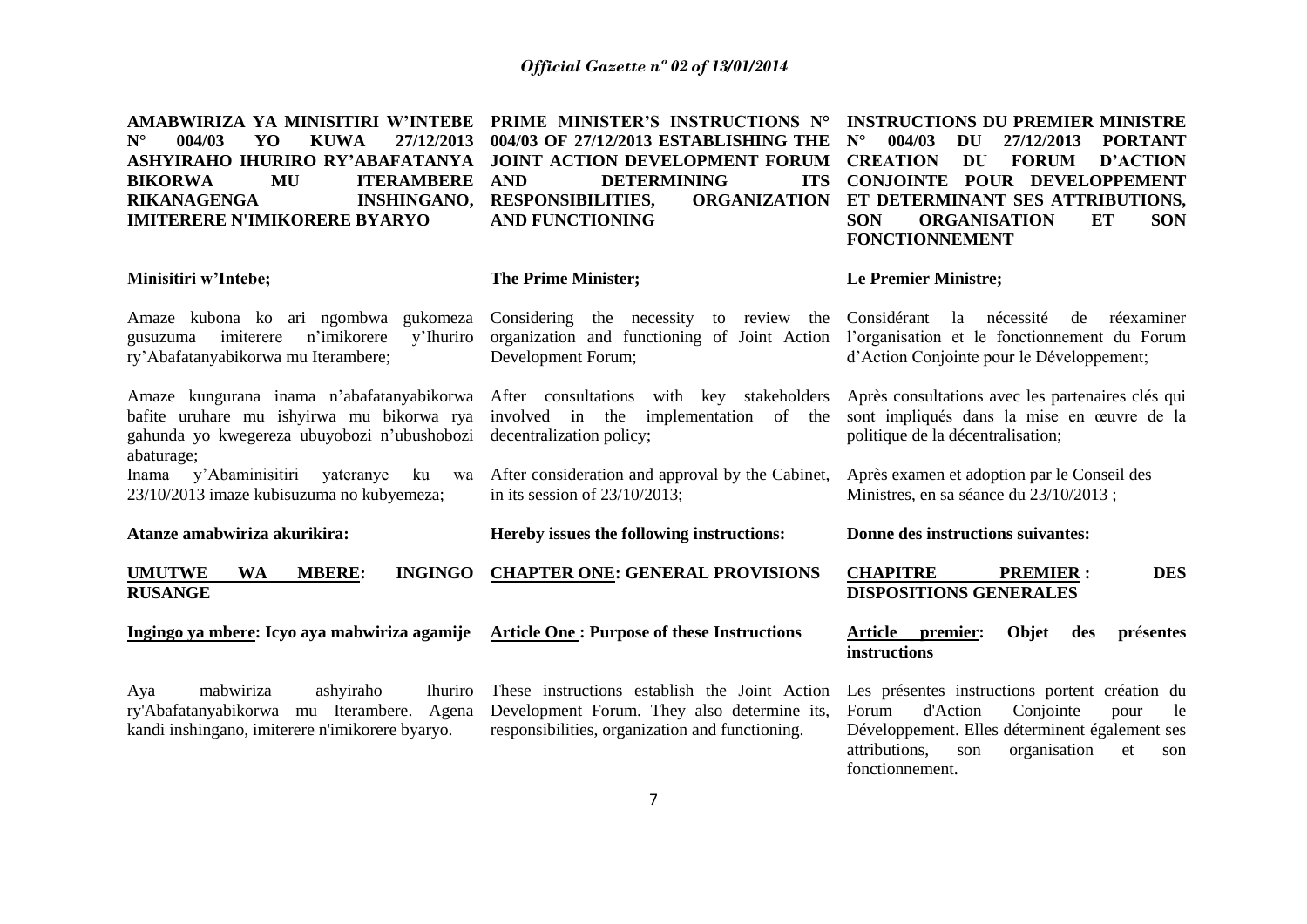**AMABWIRIZA YA MINISITIRI W'INTEBE N° 004/03 YO KUWA 27/12/2013 ASHYIRAHO IHURIRO RY'ABAFATANYABIKORWA MU ITERAMBERE RIKANAGENGA INSHINGANO, IMITERERE N'IMIKORERE BYARYO**

**Minisitiri w'Intebe;**

Amaze kubona ko ari ngombwa gukomeza gusuzuma imiterere n'imikorere y'Ihuriro ry'Abafatanyabikorwa mu Iterambere;

Amaze kungurana inama n'abafatanyabikorwa bafite uruhare mu ishyirwa mu bikorwa rya gahunda yo kwegereza ubuyobozi n'ubushobozi abaturage;

Inama y'Abaminisitiri yateranye ku wa 23/10/2013 imaze kubisuzuma no kubyemeza;

**Atanze amabwiriza akurikira:**

**UMUTWE WA MBERE: INGINGO RUSANGE**

**Ingingo ya mbere: Icyo aya mabwiriza agamije**

Aya mabwiriza ashyiraho Ihuriro ry'Abafatanyabikorwa mu Iterambere. Agena kandi inshingano, imiterere n'imikorere byaryo.

**PRIME MINISTER'S INSTRUCTIONS N° 004/03 OF 27/12/2013 ESTABLISHING THE JOINT ACTION DEVELOPMENT FORUM AND DETERMINING ITS RESPONSIBILITIES, ORGANIZATION AND FUNCTIONING**

**The Prime Minister;**

Considering the necessity to review the organization and functioning of Joint Action Development Forum;

After consultations with key stakeholders involved in the implementation of the decentralization policy;

After consideration and approval by the Cabinet, in its session of 23/10/2013;

**Hereby issues the following instructions:**

**CHAPTER ONE: GENERAL PROVISIONS**

**Article One : Purpose of these Instructions**

These instructions establish the Joint Action Development Forum. They also determine its, responsibilities, organization and functioning.

**INSTRUCTIONS DU PREMIER MINISTRE N° 004/03 DU 27/12/2013 PORTANT CREATION DU FORUM D'ACTION CONJOINTE POUR DEVELOPPEMENT ET DETERMINANT SES ATTRIBUTIONS, SON ORGANISATION ET SON FONCTIONNEMENT**

**Le Premier Ministre;**

Considérant la nécessité de réexaminer l'organisation et le fonctionnement du Forum d'Action Conjointe pour le Développement;

Après consultations avec les partenaires clés qui sont impliqués dans la mise en œuvre de la politique de la décentralisation;

Après examen et adoption par le Conseil des Ministres, en sa séance du 23/10/2013 ;

**Donne des instructions suivantes:**

**CHAPITRE PREMIER : DES DISPOSITIONS GENERALES**

**Article premier: Objet des présentes instructions**

Les présentes instructions portent création du Forum d'Action Conjointe pour le Développement. Elles déterminent également ses attributions, son organisation et son fonctionnement.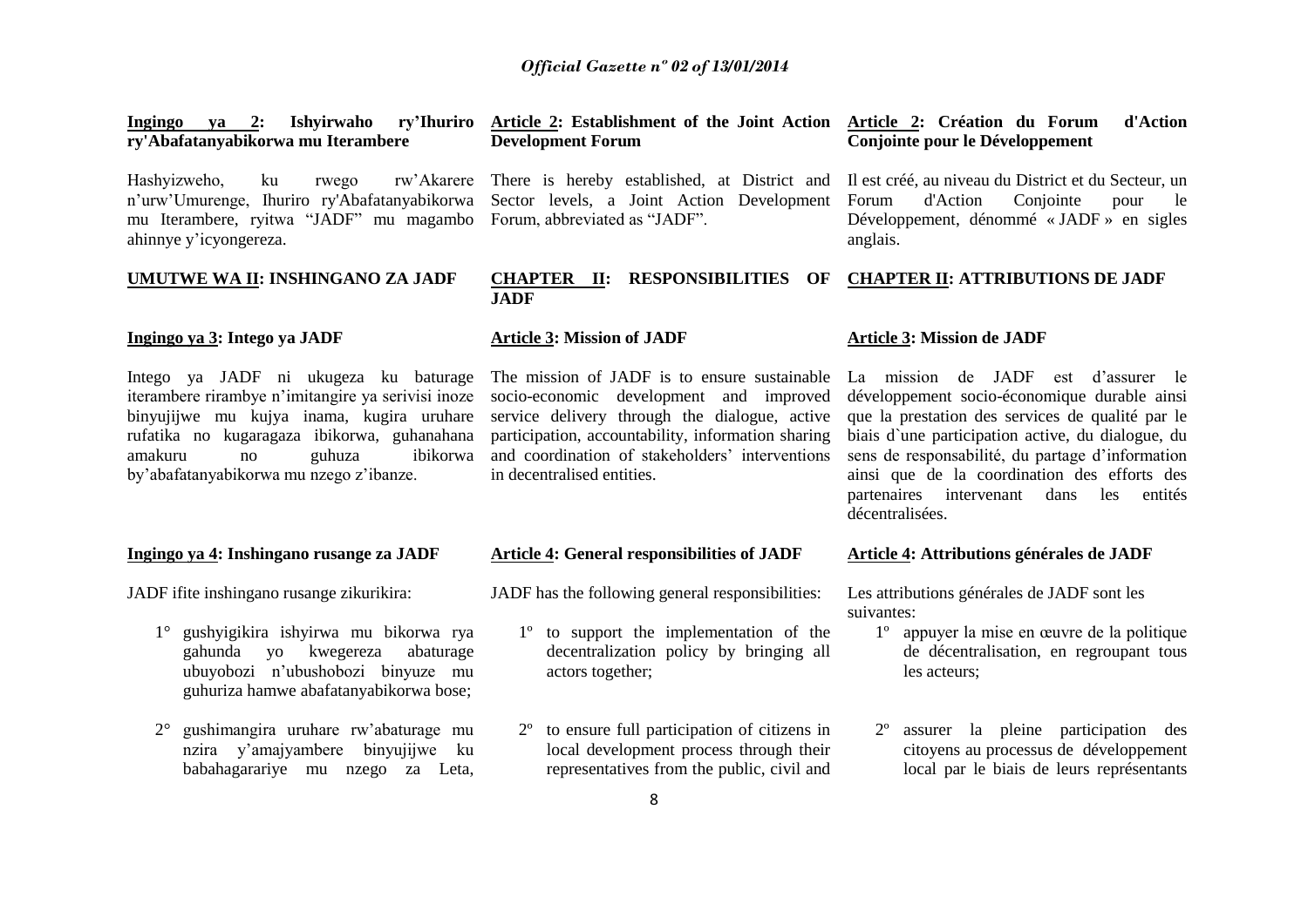**Ingingo ya 2: Ishyirwaho ry'Ihuriro ry'Abafatanyabikorwa mu Iterambere**

Hashyizweho, ku rwego rw'Akarere n'urw'Umurenge, Ihuriro ry'Abafatanyabikorwa mu Iterambere, ryitwa "JADF" mu magambo ahinnye y'icyongereza.

**UMUTWE WA II: INSHINGANO ZA JADF**

**Ingingo ya 3: Intego ya JADF**

Intego ya JADF ni ukugeza ku baturage iterambere rirambye n'imitangire ya serivisi inoze binyujijwe mu kujya inama, kugira uruhare rufatika no kugaragaza ibikorwa, guhanahana amakuru no guhuza ibikorwa by'abafatanyabikorwa mu nzego z'ibanze.

**Ingingo ya 4: Inshingano rusange za JADF**

JADF ifite inshingano rusange zikurikira:

1° gushyigikira ishyirwa mu bikorwa rya gahunda yo kwegereza abaturage ubuyobozi n'ubushobozi binyuze mu guhuriza hamwe abafatanyabikorwa bose;

2° gushimangira uruhare rw'abaturage mu nzira y'amajyambere binyujijwe ku babahagarariye mu nzego za Leta,

**Article 2: Establishment of the Joint Action Development Forum**

There is hereby established, at District and Sector levels, a Joint Action Development Forum, abbreviated as "JADF".

**CHAPTER II: RESPONSIBILITIES OF JADF**

**Article 3: Mission of JADF**

The mission of JADF is to ensure sustainable socio-economic development and improved service delivery through the dialogue, active participation, accountability, information sharing and coordination of stakeholders' interventions in decentralised entities.

**Article 4: General responsibilities of JADF**

JADF has the following general responsibilities:

1º to support the implementation of the decentralization policy by bringing all actors together;

2º to ensure full participation of citizens in local development process through their representatives from the public, civil and

**Article 2: Création du Forum d'Action Conjointe pour le Développement**

Il est créé, au niveau du District et du Secteur, un Forum d'Action Conjointe pour le Développement, dénommé « JADF » en sigles anglais.

**CHAPTER II: ATTRIBUTIONS DE JADF**

**Article 3: Mission de JADF**

La mission de JADF est d'assurer le développement socio-économique durable ainsi que la prestation des services de qualité par le biais d`une participation active, du dialogue, du sens de responsabilité, du partage d'information ainsi que de la coordination des efforts des partenaires intervenant dans les entités décentralisées.

**Article 4: Attributions générales de JADF**

Les attributions générales de JADF sont les suivantes:

1º appuyer la mise en œuvre de la politique de décentralisation, en regroupant tous les acteurs;

2º assurer la pleine participation des citoyens au processus de développement local par le biais de leurs représentants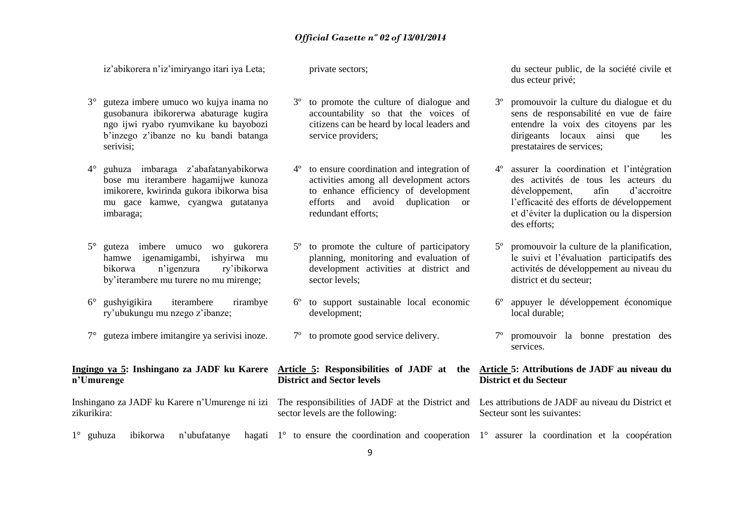iz'abikorera n'iz'imiryango itari iya Leta;

3° guteza imbere umuco wo kujya inama no gusobanura ibikorerwa abaturage kugira ngo ijwi ryabo ryumvikane ku bayobozi b'inzego z'ibanze no ku bandi batanga serivisi;

4° guhuza imbaraga z'abafatanyabikorwa bose mu iterambere hagamijwe kunoza imikorere, kwirinda gukora ibikorwa bisa mu gace kamwe, cyangwa gutatanya imbaraga;

5° guteza imbere umuco wo gukorera hamwe igenamigambi, ishyirwa mu bikorwa n'igenzura ry'ibikorwa by'iterambere mu turere no mu mirenge;

6° gushyigikira iterambere rirambye ry'ubukungu mu nzego z'ibanze;

7° guteza imbere imitangire ya serivisi inoze.

**Ingingo ya 5: Inshingano za JADF ku Karere n'Umurenge**

Inshingano za JADF ku Karere n'Umurenge ni izi zikurikira:

1° guhuza ibikorwa n'ubufatanye hagati

private sectors;

3º to promote the culture of dialogue and accountability so that the voices of citizens can be heard by local leaders and service providers;

4º to ensure coordination and integration of activities among all development actors to enhance efficiency of development efforts and avoid duplication or redundant efforts;

5º to promote the culture of participatory planning, monitoring and evaluation of development activities at district and sector levels;

6º to support sustainable local economic development;

7º to promote good service delivery.

**Article 5: Responsibilities of JADF at the District and Sector levels**

The responsibilities of JADF at the District and sector levels are the following:

1° to ensure the coordination and cooperation

du secteur public, de la société civile et dus ecteur privé;

3º promouvoir la culture du dialogue et du sens de responsabilité en vue de faire entendre la voix des citoyens par les dirigeants locaux ainsi que les prestataires de services;

4º assurer la coordination et l'intégration des activités de tous les acteurs du développement, afin d'accroitre l'efficacité des efforts de développement et d'éviter la duplication ou la dispersion des efforts;

5º promouvoir la culture de la planification, le suivi et l'évaluation participatifs des activités de développement au niveau du district et du secteur;

6º appuyer le développement économique local durable;

7º promouvoir la bonne prestation des services.

**Article 5: Attributions de JADF au niveau du District et du Secteur**

Les attributions de JADF au niveau du District et Secteur sont les suivantes:

1° assurer la coordination et la coopération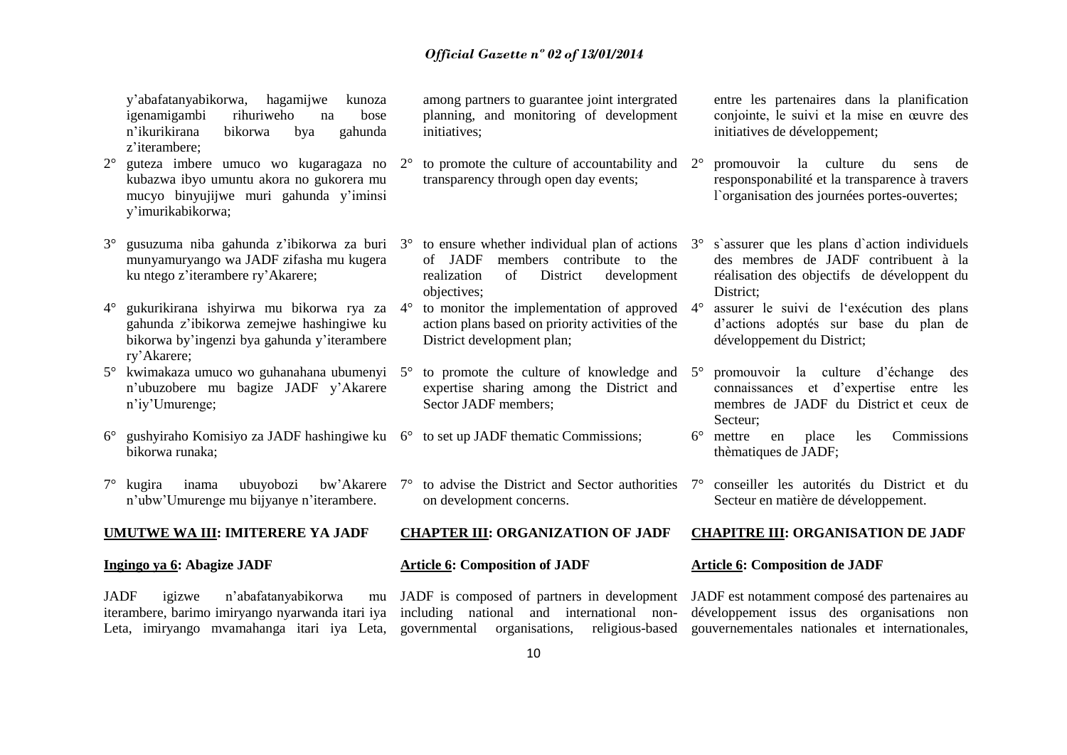y'abafatanyabikorwa, hagamijwe kunoza igenamigambi rihuriweho na bose n'ikurikirana bikorwa bya gahunda z'iterambere;

2° guteza imbere umuco wo kugaragaza no kubazwa ibyo umuntu akora no gukorera mu mucyo binyujijwe muri gahunda y'iminsi y'imurikabikorwa;

3° gusuzuma niba gahunda z'ibikorwa za buri munyamuryango wa JADF zifasha mu kugera ku ntego z'iterambere ry'Akarere;

4° gukurikirana ishyirwa mu bikorwa rya za gahunda z'ibikorwa zemejwe hashingiwe ku bikorwa by'ingenzi bya gahunda y'iterambere ry'Akarere;

5° kwimakaza umuco wo guhanahana ubumenyi n'ubuzobere mu bagize JADF y'Akarere n'iy'Umurenge;

6° gushyiraho Komisiyo za JADF hashingiwe ku bikorwa runaka;

7° kugira inama ubuyobozi bw'Akarere n'ubw'Umurenge mu bijyanye n'iterambere.

**UMUTWE WA III: IMITERERE YA JADF**

**Ingingo ya 6: Abagize JADF**

JADF igizwe n'abafatanyabikorwa mu iterambere, barimo imiryango nyarwanda itari iya Leta, imiryango mvamahanga itari iya Leta,

among partners to guarantee joint intergrated planning, and monitoring of development initiatives;

2° to promote the culture of accountability and transparency through open day events;

3° to ensure whether individual plan of actions of JADF members contribute to the realization of District development objectives;

4° to monitor the implementation of approved action plans based on priority activities of the District development plan;

5° to promote the culture of knowledge and expertise sharing among the District and Sector JADF members;

6° to set up JADF thematic Commissions;

7° to advise the District and Sector authorities on development concerns.

**CHAPTER III: ORGANIZATION OF JADF**

**Article 6: Composition of JADF**

JADF is composed of partners in development including national and international non-governmental organisations, religious-based

entre les partenaires dans la planification conjointe, le suivi et la mise en œuvre des initiatives de développement;

2° promouvoir la culture du sens de responsponabilité et la transparence à travers l`organisation des journées portes-ouvertes;

3° s`assurer que les plans d`action individuels des membres de JADF contribuent à la réalisation des objectifs de développent du District;

4° assurer le suivi de l'exécution des plans d'actions adoptés sur base du plan de développement du District;

5° promouvoir la culture d'échange des connaissances et d'expertise entre les membres de JADF du District et ceux de Secteur;

6° mettre en place les Commissions thèmatiques de JADF;

7° conseiller les autorités du District et du Secteur en matière de développement.

**CHAPITRE III: ORGANISATION DE JADF**

**Article 6: Composition de JADF**

JADF est notamment composé des partenaires au développement issus des organisations non gouvernementales nationales et internationales,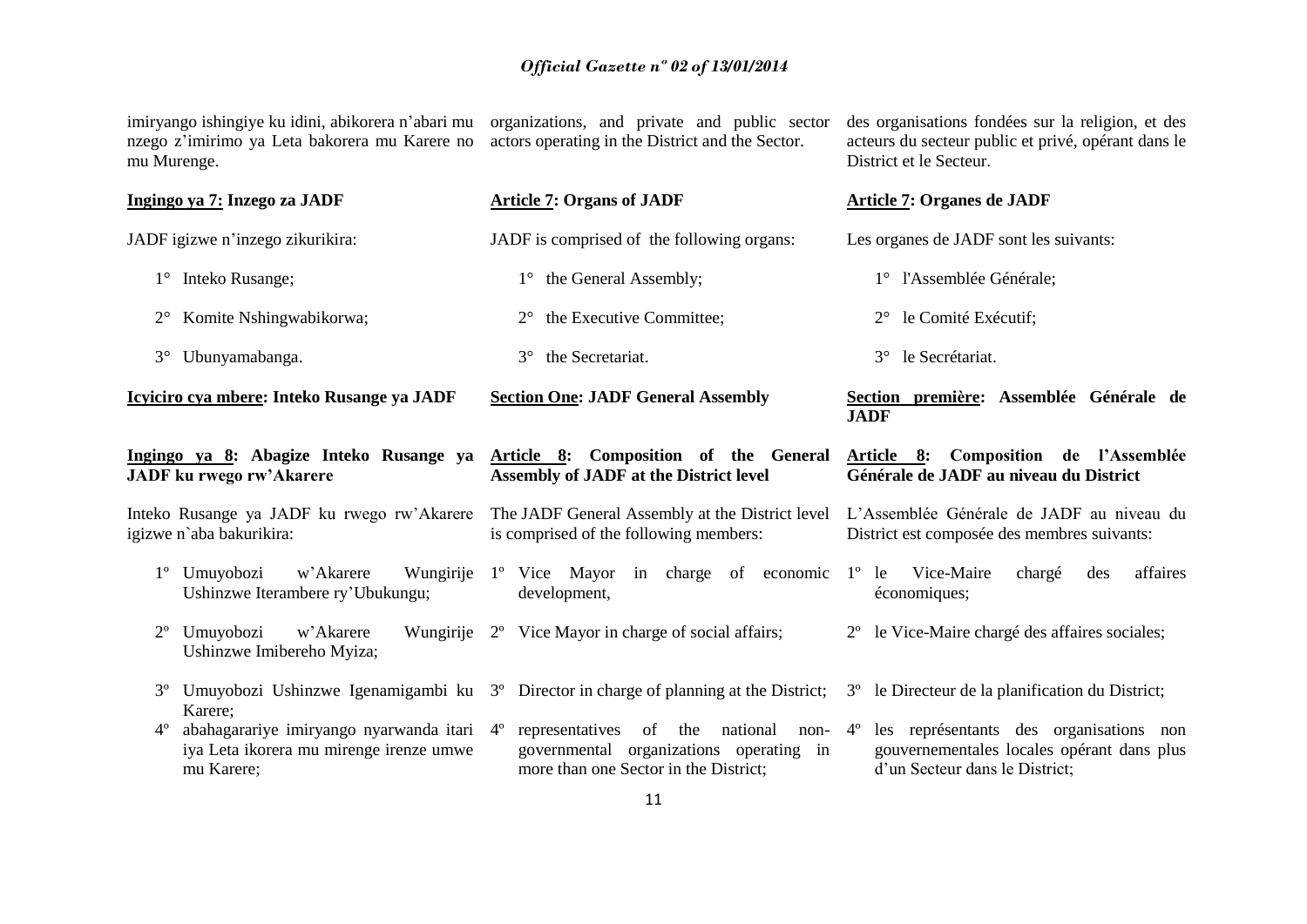imiryango ishingiye ku idini, abikorera n'abari mu nzego z'imirimo ya Leta bakorera mu Karere no mu Murenge.

**Ingingo ya 7: Inzego za JADF**

JADF igizwe n'inzego zikurikira:

1° Inteko Rusange;

2° Komite Nshingwabikorwa;

3° Ubunyamabanga.

**Icyiciro cya mbere: Inteko Rusange ya JADF**

**Ingingo ya 8: Abagize Inteko Rusange ya JADF ku rwego rw'Akarere**

Inteko Rusange ya JADF ku rwego rw'Akarere igizwe n`aba bakurikira:

1º Umuyobozi w'Akarere Wungirije Ushinzwe Iterambere ry'Ubukungu;

2º Umuyobozi w'Akarere Wungirije Ushinzwe Imibereho Myiza;

3º Umuyobozi Ushinzwe Igenamigambi ku Karere;

4º abahagarariye imiryango nyarwanda itari iya Leta ikorera mu mirenge irenze umwe mu Karere;

organizations, and private and public sector actors operating in the District and the Sector.

**Article 7: Organs of JADF**

JADF is comprised of the following organs:

1° the General Assembly;

2° the Executive Committee;

3° the Secretariat.

**Section One: JADF General Assembly**

**Article 8: Composition of the General Assembly of JADF at the District level**

The JADF General Assembly at the District level is comprised of the following members:

1º Vice Mayor in charge of economic development,

2º Vice Mayor in charge of social affairs;

3º Director in charge of planning at the District;

4º representatives of the national non-governmental organizations operating in more than one Sector in the District;

des organisations fondées sur la religion, et des acteurs du secteur public et privé, opérant dans le District et le Secteur.

**Article 7: Organes de JADF**

Les organes de JADF sont les suivants:

1° l'Assemblée Générale;

2° le Comité Exécutif;

3° le Secrétariat.

**Section première: Assemblée Générale de JADF**

**Article 8: Composition de l'Assemblée Générale de JADF au niveau du District**

L'Assemblée Générale de JADF au niveau du District est composée des membres suivants:

1º le Vice-Maire chargé des affaires économiques;

2º le Vice-Maire chargé des affaires sociales;

3º le Directeur de la planification du District;

4º les représentants des organisations non gouvernementales locales opérant dans plus d'un Secteur dans le District;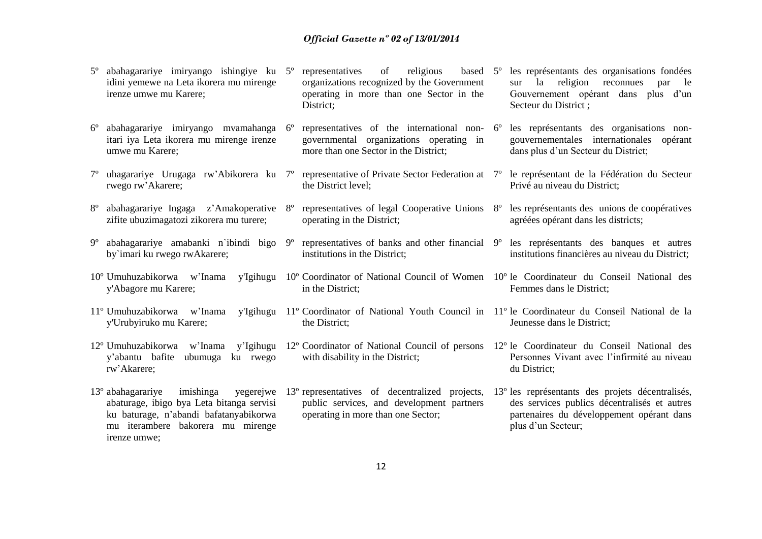5º abahagarariye imiryango ishingiye ku idini yemewe na Leta ikorera mu mirenge irenze umwe mu Karere;

6º abahagarariye imiryango mvamahanga itari iya Leta ikorera mu mirenge irenze umwe mu Karere;

7º uhagarariye Urugaga rw'Abikorera ku rwego rw'Akarere;

8º abahagarariye Ingaga z'Amakoperative zifite ubuzimagatozi zikorera mu turere;

9º abahagarariye amabanki n`ibindi bigo by`imari ku rwego rwAkarere;

10º Umuhuzabikorwa w'Inama y'Igihugu y'Abagore mu Karere;

11º Umuhuzabikorwa w'Inama y'Igihugu y'Urubyiruko mu Karere;

12º Umuhuzabikorwa w'Inama y'Igihugu y'abantu bafite ubumuga ku rwego rw'Akarere;

13º abahagarariye imishinga yegerejwe abaturage, ibigo bya Leta bitanga servisi ku baturage, n'abandi bafatanyabikorwa mu iterambere bakorera mu mirenge irenze umwe;

5º representatives of religious based organizations recognized by the Government operating in more than one Sector in the District;

6º representatives of the international non-governmental organizations operating in more than one Sector in the District;

7º representative of Private Sector Federation at the District level;

8º representatives of legal Cooperative Unions operating in the District;

9º representatives of banks and other financial institutions in the District;

10º Coordinator of National Council of Women in the District;

11º Coordinator of National Youth Council in the District;

12º Coordinator of National Council of persons with disability in the District;

13º representatives of decentralized projects, public services, and development partners operating in more than one Sector;

5º les représentants des organisations fondées sur la religion reconnues par le Gouvernement opérant dans plus d'un Secteur du District ;

6º les représentants des organisations non-gouvernementales internationales opérant dans plus d'un Secteur du District;

7º le représentant de la Fédération du Secteur Privé au niveau du District;

8º les représentants des unions de coopératives agréées opérant dans les districts;

9º les représentants des banques et autres institutions financières au niveau du District;

10º le Coordinateur du Conseil National des Femmes dans le District;

11º le Coordinateur du Conseil National de la Jeunesse dans le District;

12º le Coordinateur du Conseil National des Personnes Vivant avec l'infirmité au niveau du District;

13º les représentants des projets décentralisés, des services publics décentralisés et autres partenaires du développement opérant dans plus d'un Secteur;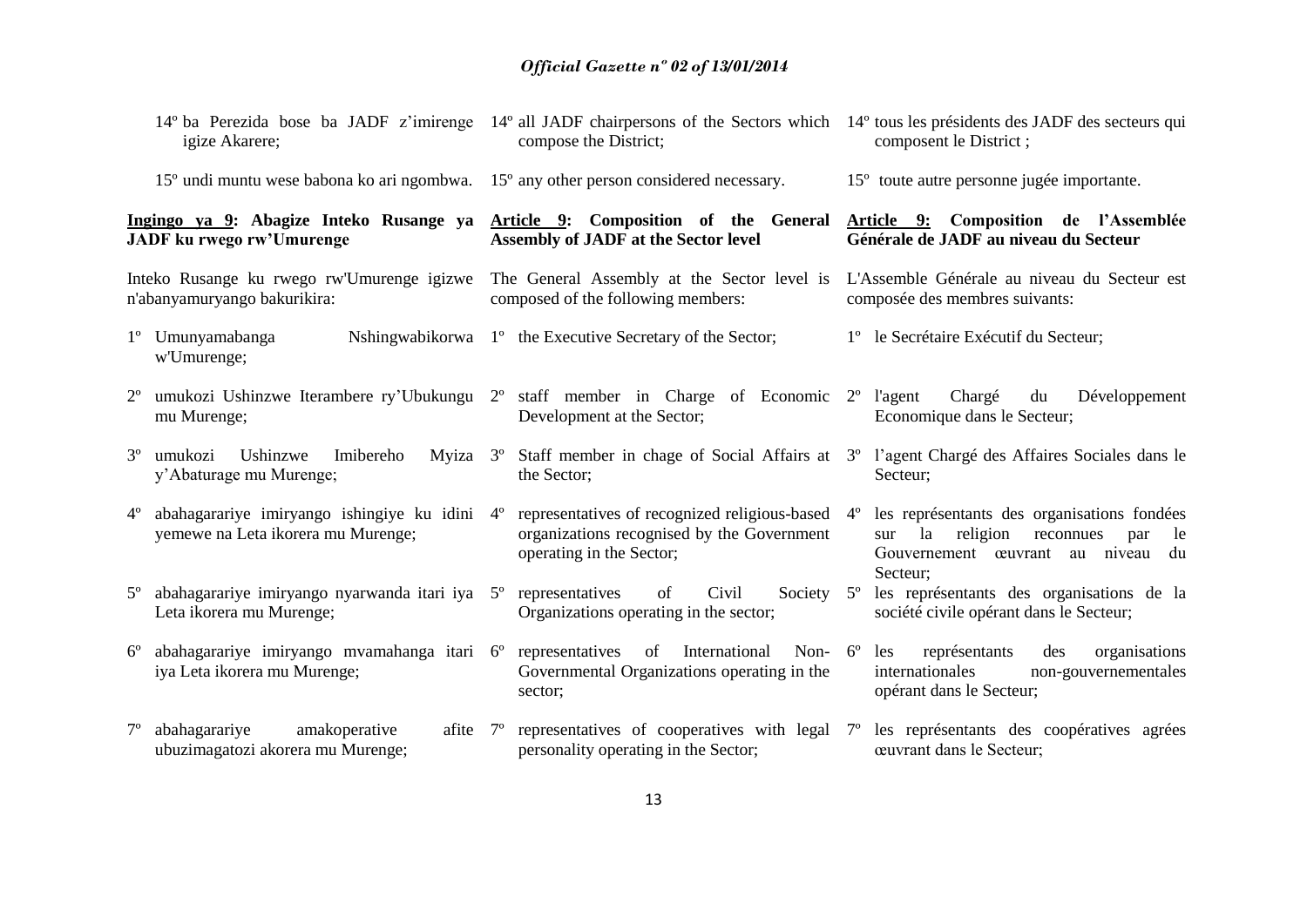14º ba Perezida bose ba JADF z'imirenge igize Akarere;

15º undi muntu wese babona ko ari ngombwa.

**Ingingo ya 9: Abagize Inteko Rusange ya JADF ku rwego rw'Umurenge**

Inteko Rusange ku rwego rw'Umurenge igizwe n'abanyamuryango bakurikira:

1º Umunyamabanga Nshingwabikorwa w'Umurenge;

2º umukozi Ushinzwe Iterambere ry'Ubukungu mu Murenge;

3º umukozi Ushinzwe Imibereho Myiza y'Abaturage mu Murenge;

4º abahagarariye imiryango ishingiye ku idini yemewe na Leta ikorera mu Murenge;

5º abahagarariye imiryango nyarwanda itari iya Leta ikorera mu Murenge;

6º abahagarariye imiryango mvamahanga itari iya Leta ikorera mu Murenge;

7º abahagarariye amakoperative afite ubuzimagatozi akorera mu Murenge;

14º all JADF chairpersons of the Sectors which compose the District;

15º any other person considered necessary.

**Article 9: Composition of the General Assembly of JADF at the Sector level**

The General Assembly at the Sector level is composed of the following members:

1º the Executive Secretary of the Sector;

2º staff member in Charge of Economic Development at the Sector;

3º Staff member in chage of Social Affairs at the Sector;

4º representatives of recognized religious-based organizations recognised by the Government operating in the Sector;

5º representatives of Civil Society Organizations operating in the sector;

6º representatives of International Non-Governmental Organizations operating in the sector;

7º representatives of cooperatives with legal personality operating in the Sector;

14º tous les présidents des JADF des secteurs qui composent le District ;

15º toute autre personne jugée importante.

**Article 9: Composition de l'Assemblée Générale de JADF au niveau du Secteur**

L'Assemble Générale au niveau du Secteur est composée des membres suivants:

1º le Secrétaire Exécutif du Secteur;

2º l'agent Chargé du Développement Economique dans le Secteur;

3º l'agent Chargé des Affaires Sociales dans le Secteur;

4º les représentants des organisations fondées sur la religion reconnues par le Gouvernement œuvrant au niveau du Secteur;

5º les représentants des organisations de la société civile opérant dans le Secteur;

6º les représentants des organisations internationales non-gouvernementales opérant dans le Secteur;

7º les représentants des coopératives agrées œuvrant dans le Secteur;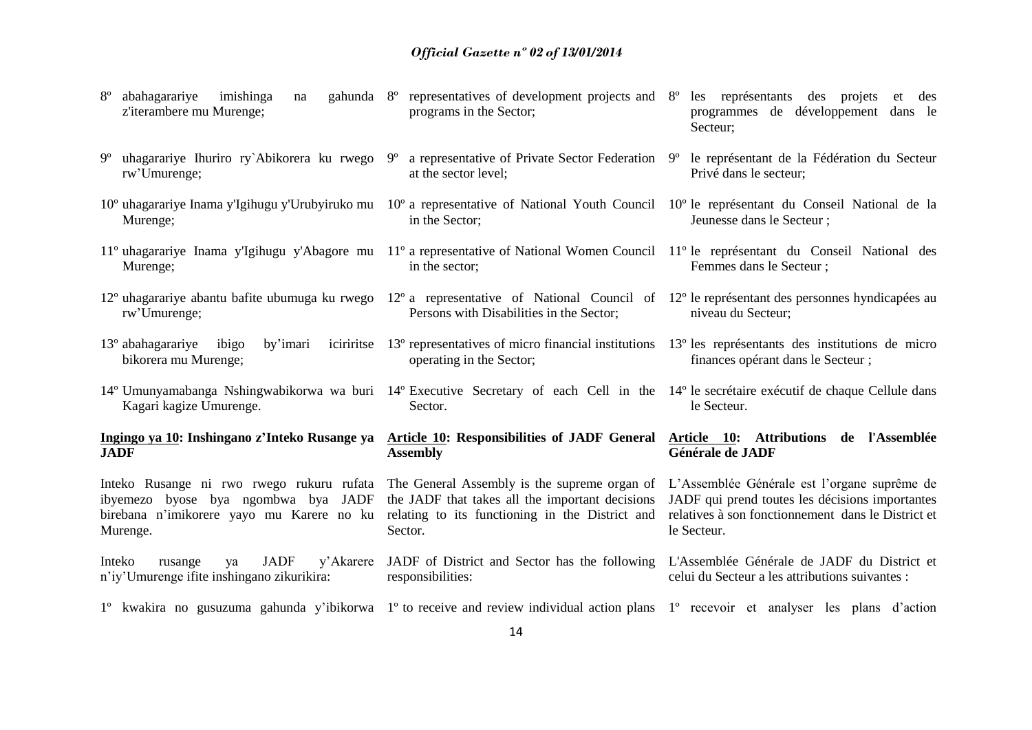8º abahagarariye imishinga na gahunda z'iterambere mu Murenge;

9º uhagarariye Ihuriro ry`Abikorera ku rwego rw'Umurenge;

10º uhagarariye Inama y'Igihugu y'Urubyiruko mu Murenge;

11º uhagarariye Inama y'Igihugu y'Abagore mu Murenge;

12º uhagarariye abantu bafite ubumuga ku rwego rw'Umurenge;

13º abahagarariye ibigo by'imari iciriritse bikorera mu Murenge;

14º Umunyamabanga Nshingwabikorwa wa buri Kagari kagize Umurenge.

**Ingingo ya 10: Inshingano z'Inteko Rusange ya JADF**

Inteko Rusange ni rwo rwego rukuru rufata ibyemezo byose bya ngombwa bya JADF birebana n'imikorere yayo mu Karere no ku Murenge.

Inteko rusange ya JADF y'Akarere n'iy'Umurenge ifite inshingano zikurikira:

1º kwakira no gusuzuma gahunda y'ibikorwa

8º representatives of development projects and programs in the Sector;

9º a representative of Private Sector Federation at the sector level;

10º a representative of National Youth Council in the Sector;

11º a representative of National Women Council in the sector;

12º a representative of National Council of Persons with Disabilities in the Sector;

13º representatives of micro financial institutions operating in the Sector;

14º Executive Secretary of each Cell in the Sector.

**Article 10: Responsibilities of JADF General Assembly**

The General Assembly is the supreme organ of the JADF that takes all the important decisions relating to its functioning in the District and Sector.

JADF of District and Sector has the following responsibilities:

1º to receive and review individual action plans

8º les représentants des projets et des programmes de développement dans le Secteur;

9º le représentant de la Fédération du Secteur Privé dans le secteur;

10º le représentant du Conseil National de la Jeunesse dans le Secteur ;

11º le représentant du Conseil National des Femmes dans le Secteur ;

12º le représentant des personnes hyndicapées au niveau du Secteur;

13º les représentants des institutions de micro finances opérant dans le Secteur ;

14º le secrétaire exécutif de chaque Cellule dans le Secteur.

**Article 10: Attributions de l'Assemblée Générale de JADF**

L'Assemblée Générale est l'organe suprême de JADF qui prend toutes les décisions importantes relatives à son fonctionnement dans le District et le Secteur.

L'Assemblée Générale de JADF du District et celui du Secteur a les attributions suivantes :

1º recevoir et analyser les plans d'action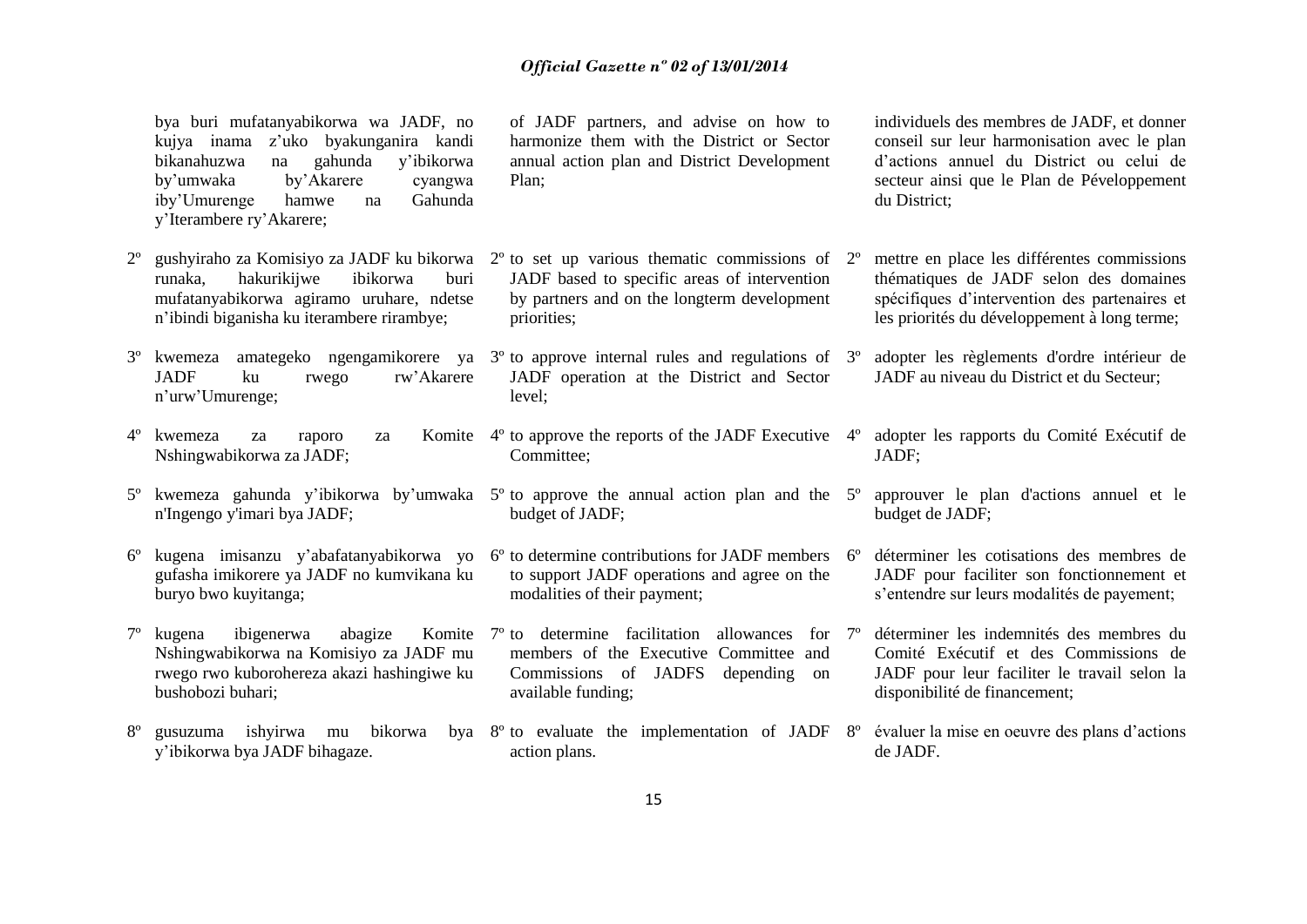bya buri mufatanyabikorwa wa JADF, no kujya inama z'uko byakunganira kandi bikanahuzwa na gahunda y'ibikorwa by'umwaka by'Akarere cyangwa iby'Umurenge hamwe na Gahunda y'Iterambere ry'Akarere;

2º gushyiraho za Komisiyo za JADF ku bikorwa runaka, hakurikijwe ibikorwa buri mufatanyabikorwa agiramo uruhare, ndetse n'ibindi biganisha ku iterambere rirambye;

3º kwemeza amategeko ngengamikorere ya JADF ku rwego rw'Akarere n'urw'Umurenge;

4º kwemeza za raporo za Komite Nshingwabikorwa za JADF;

5º kwemeza gahunda y'ibikorwa by'umwaka n'Ingengo y'imari bya JADF;

6º kugena imisanzu y'abafatanyabikorwa yo gufasha imikorere ya JADF no kumvikana ku buryo bwo kuyitanga;

7º kugena ibigenerwa abagize Komite Nshingwabikorwa na Komisiyo za JADF mu rwego rwo kuborohereza akazi hashingiwe ku bushobozi buhari;

8º gusuzuma ishyirwa mu bikorwa bya y'ibikorwa bya JADF bihagaze.

of JADF partners, and advise on how to harmonize them with the District or Sector annual action plan and District Development Plan;

2º to set up various thematic commissions of JADF based to specific areas of intervention by partners and on the longterm development priorities;

3º to approve internal rules and regulations of JADF operation at the District and Sector level;

4º to approve the reports of the JADF Executive Committee;

5º to approve the annual action plan and the budget of JADF;

6º to determine contributions for JADF members to support JADF operations and agree on the modalities of their payment;

7º to determine facilitation allowances for members of the Executive Committee and Commissions of JADFS depending on available funding;

8º to evaluate the implementation of JADF action plans.

individuels des membres de JADF, et donner conseil sur leur harmonisation avec le plan d'actions annuel du District ou celui de secteur ainsi que le Plan de Péveloppement du District;

2º mettre en place les différentes commissions thématiques de JADF selon des domaines spécifiques d'intervention des partenaires et les priorités du développement à long terme;

3º adopter les règlements d'ordre intérieur de JADF au niveau du District et du Secteur;

4º adopter les rapports du Comité Exécutif de JADF;

5º approuver le plan d'actions annuel et le budget de JADF;

6º déterminer les cotisations des membres de JADF pour faciliter son fonctionnement et s'entendre sur leurs modalités de payement;

7º déterminer les indemnités des membres du Comité Exécutif et des Commissions de JADF pour leur faciliter le travail selon la disponibilité de financement;

8º évaluer la mise en oeuvre des plans d'actions de JADF.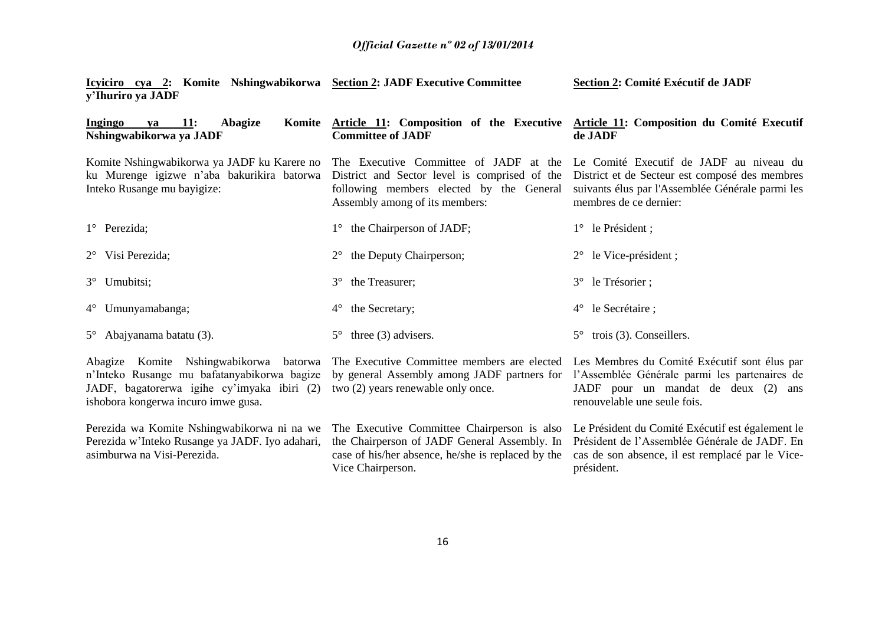**Icyiciro cya 2: Komite Nshingwabikorwa y'Ihuriro ya JADF**

**Ingingo ya 11: Abagize Komite Nshingwabikorwa ya JADF**

Komite Nshingwabikorwa ya JADF ku Karere no ku Murenge igizwe n'aba bakurikira batorwa Inteko Rusange mu bayigize:

1° Perezida;

2° Visi Perezida;

3° Umubitsi;

4° Umunyamabanga;

5° Abajyanama batatu (3).

Abagize Komite Nshingwabikorwa batorwa n'Inteko Rusange mu bafatanyabikorwa bagize JADF, bagatorerwa igihe cy'imyaka ibiri (2) ishobora kongerwa incuro imwe gusa.

Perezida wa Komite Nshingwabikorwa ni na we Perezida w'Inteko Rusange ya JADF. Iyo adahari, asimburwa na Visi-Perezida.

**Section 2: JADF Executive Committee**

**Article 11: Composition of the Executive Committee of JADF**

The Executive Committee of JADF at the District and Sector level is comprised of the following members elected by the General Assembly among of its members:

1° the Chairperson of JADF;

2° the Deputy Chairperson;

3° the Treasurer;

4° the Secretary;

5° three (3) advisers.

The Executive Committee members are elected by general Assembly among JADF partners for two (2) years renewable only once.

The Executive Committee Chairperson is also the Chairperson of JADF General Assembly. In case of his/her absence, he/she is replaced by the Vice Chairperson.

**Section 2: Comité Exécutif de JADF**

**Article 11: Composition du Comité Executif de JADF**

Le Comité Executif de JADF au niveau du District et de Secteur est composé des membres suivants élus par l'Assemblée Générale parmi les membres de ce dernier:

1° le Président ;

2° le Vice-président ;

3° le Trésorier ;

4° le Secrétaire ;

5° trois (3). Conseillers.

Les Membres du Comité Exécutif sont élus par l'Assemblée Générale parmi les partenaires de JADF pour un mandat de deux (2) ans renouvelable une seule fois.

Le Président du Comité Exécutif est également le Président de l'Assemblée Générale de JADF. En cas de son absence, il est remplacé par le Vice-président.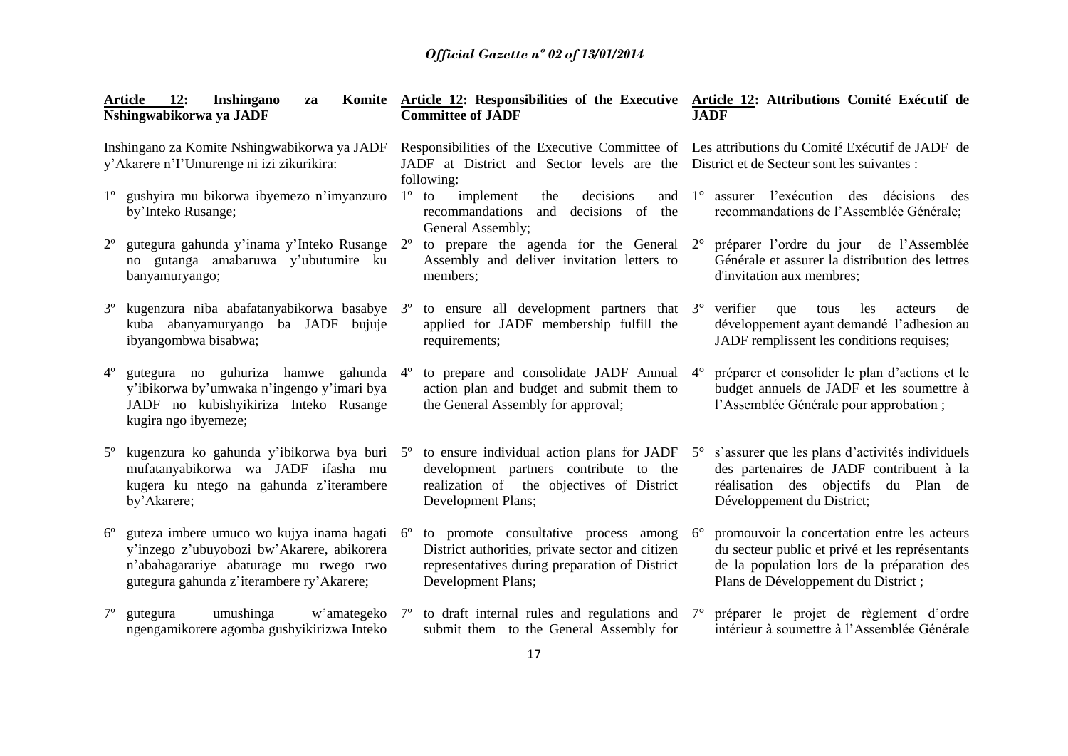**Article 12: Inshingano za Komite Nshingwabikorwa ya JADF**

Inshingano za Komite Nshingwabikorwa ya JADF y'Akarere n'I'Umurenge ni izi zikurikira:

1º gushyira mu bikorwa ibyemezo n'imyanzuro by'Inteko Rusange;

2º gutegura gahunda y'inama y'Inteko Rusange no gutanga amabaruwa y'ubutumire ku banyamuryango;

3º kugenzura niba abafatanyabikorwa basabye kuba abanyamuryango ba JADF bujuje ibyangombwa bisabwa;

4º gutegura no guhuriza hamwe gahunda y'ibikorwa by'umwaka n'ingengo y'imari bya JADF no kubishyikiriza Inteko Rusange kugira ngo ibyemeze;

5º kugenzura ko gahunda y'ibikorwa bya buri mufatanyabikorwa wa JADF ifasha mu kugera ku ntego na gahunda z'iterambere by'Akarere;

6º guteza imbere umuco wo kujya inama hagati y'inzego z'ubuyobozi bw'Akarere, abikorera n'abahagarariye abaturage mu rwego rwo gutegura gahunda z'iterambere ry'Akarere;

7º gutegura umushinga w'amategeko ngengamikorere agomba gushyikirizwa Inteko

**Article 12: Responsibilities of the Executive Committee of JADF**

Responsibilities of the Executive Committee of JADF at District and Sector levels are the following:

1º to implement the decisions and recommandations and decisions of the General Assembly;

2º to prepare the agenda for the General Assembly and deliver invitation letters to members;

3º to ensure all development partners that applied for JADF membership fulfill the requirements;

4º to prepare and consolidate JADF Annual action plan and budget and submit them to the General Assembly for approval;

5º to ensure individual action plans for JADF development partners contribute to the realization of the objectives of District Development Plans;

6º to promote consultative process among District authorities, private sector and citizen representatives during preparation of District Development Plans;

7º to draft internal rules and regulations and submit them to the General Assembly for

**Article 12: Attributions Comité Exécutif de JADF**

Les attributions du Comité Exécutif de JADF de District et de Secteur sont les suivantes :

1° assurer l'exécution des décisions des recommandations de l'Assemblée Générale;

2° préparer l'ordre du jour de l'Assemblée Générale et assurer la distribution des lettres d'invitation aux membres;

3° verifier que tous les acteurs de développement ayant demandé l'adhesion au JADF remplissent les conditions requises;

4° préparer et consolider le plan d'actions et le budget annuels de JADF et les soumettre à l'Assemblée Générale pour approbation ;

5° s`assurer que les plans d'activités individuels des partenaires de JADF contribuent à la réalisation des objectifs du Plan de Développement du District;

6° promouvoir la concertation entre les acteurs du secteur public et privé et les représentants de la population lors de la préparation des Plans de Développement du District ;

7° préparer le projet de règlement d'ordre intérieur à soumettre à l'Assemblée Générale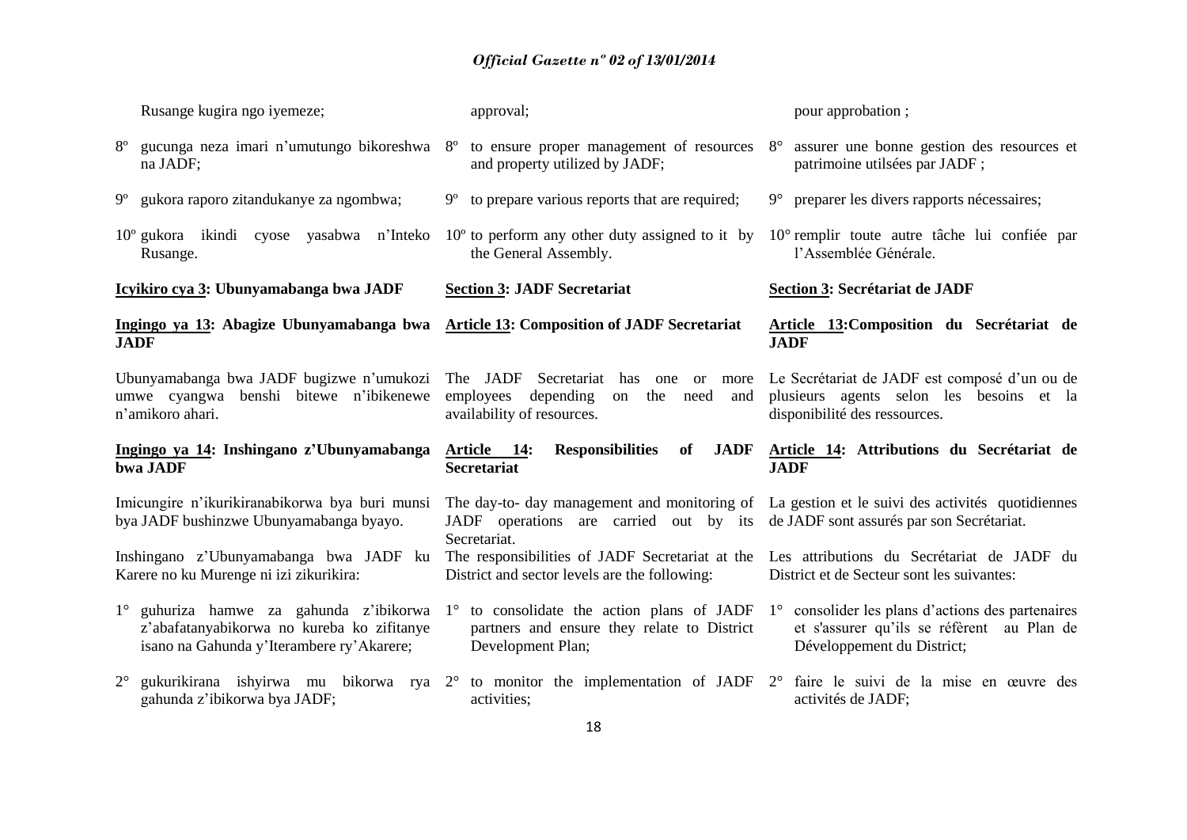Rusange kugira ngo iyemeze;

8º gucunga neza imari n'umutungo bikoreshwa na JADF;

9º gukora raporo zitandukanye za ngombwa;

10º gukora ikindi cyose yasabwa n'Inteko Rusange.

**Icyiciro cya 3: Ubunyamabanga bwa JADF**

**Ingingo ya 13: Abagize Ubunyamabanga bwa JADF**

Ubunyamabanga bwa JADF bugizwe n'umukozi umwe cyangwa benshi bitewe n'ibikenewe n'amikoro ahari.

**Ingingo ya 14: Inshingano z'Ubunyamabanga bwa JADF**

Imicungire n'ikurikiranabikorwa bya buri munsi bya JADF bushinzwe Ubunyamabanga byayo.

Inshingano z'Ubunyamabanga bwa JADF ku Karere no ku Murenge ni izi zikurikira:

1° guhuriza hamwe za gahunda z'ibikorwa z'abafatanyabikorwa no kureba ko zifitanye isano na Gahunda y'Iterambere ry'Akarere;

2° gukurikirana ishyirwa mu bikorwa rya gahunda z'ibikorwa bya JADF;

approval;

8º to ensure proper management of resources and property utilized by JADF;

9º to prepare various reports that are required;

10º to perform any other duty assigned to it by the General Assembly.

**Section 3: JADF Secretariat**

**Article 13: Composition of JADF Secretariat**

The JADF Secretariat has one or more employees depending on the need and availability of resources.

**Article 14: Responsibilities of JADF Secretariat**

The day-to- day management and monitoring of JADF operations are carried out by its Secretariat.

The responsibilities of JADF Secretariat at the District and sector levels are the following:

1° to consolidate the action plans of JADF partners and ensure they relate to District Development Plan;

2° to monitor the implementation of JADF activities;

pour approbation ;

8° assurer une bonne gestion des resources et patrimoine utilsées par JADF ;

9° preparer les divers rapports nécessaires;

10° remplir toute autre tâche lui confiée par l'Assemblée Générale.

**Section 3: Secrétariat de JADF**

**Article 13:Composition du Secrétariat de JADF**

Le Secrétariat de JADF est composé d'un ou de plusieurs agents selon les besoins et la disponibilité des ressources.

**Article 14: Attributions du Secrétariat de JADF**

La gestion et le suivi des activités quotidiennes de JADF sont assurés par son Secrétariat.

Les attributions du Secrétariat de JADF du District et de Secteur sont les suivantes:

1° consolider les plans d'actions des partenaires et s'assurer qu'ils se réfèrent au Plan de Développement du District;

2° faire le suivi de la mise en œuvre des activités de JADF;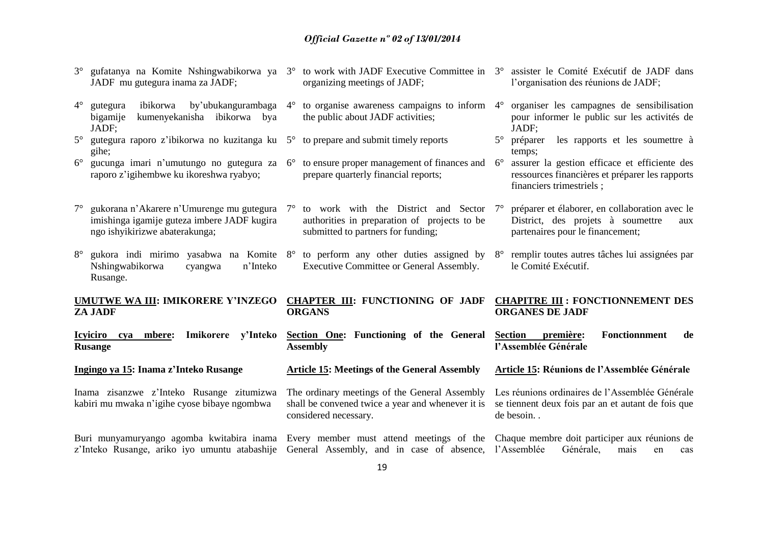3° gufatanya na Komite Nshingwabikorwa ya JADF mu gutegura inama za JADF;

4° gutegura ibikorwa by'ubukangurambaga bigamije kumenyekanisha ibikorwa bya JADF;

5° gutegura raporo z'ibikorwa no kuzitanga ku gihe;

6° gucunga imari n'umutungo no gutegura za raporo z'igihembwe ku ikoreshwa ryabyo;

7° gukorana n'Akarere n'Umurenge mu gutegura imishinga igamije guteza imbere JADF kugira ngo ishyikirizwe abaterakunga;

8° gukora indi mirimo yasabwa na Komite Nshingwabikorwa cyangwa n'Inteko Rusange.

## UMUTWE WA III: IMIKORERE Y'INZEGO ZA JADF

### Icyiciro cya mbere: Imikorere y'Inteko Rusange

#### Ingingo ya 15: Inama z'Inteko Rusange

Inama zisanzwe z'Inteko Rusange zitumizwa kabiri mu mwaka n'igihe cyose bibaye ngombwa

Buri munyamuryango agomba kwitabira inama z'Inteko Rusange, ariko iyo umuntu atabashije

3° to work with JADF Executive Committee in organizing meetings of JADF;

4° to organise awareness campaigns to inform the public about JADF activities;

5° to prepare and submit timely reports

6° to ensure proper management of finances and prepare quarterly financial reports;

7° to work with the District and Sector authorities in preparation of projects to be submitted to partners for funding;

8° to perform any other duties assigned by Executive Committee or General Assembly.

## CHAPTER III: FUNCTIONING OF JADF ORGANS

### Section One: Functioning of the General Assembly

#### Article 15: Meetings of the General Assembly

The ordinary meetings of the General Assembly shall be convened twice a year and whenever it is considered necessary.

Every member must attend meetings of the General Assembly, and in case of absence,

3° assister le Comité Exécutif de JADF dans l'organisation des réunions de JADF;

4° organiser les campagnes de sensibilisation pour informer le public sur les activités de JADF;

5° préparer les rapports et les soumettre à temps;

6° assurer la gestion efficace et efficiente des ressources financières et préparer les rapports financiers trimestriels ;

7° préparer et élaborer, en collaboration avec le District, des projets à soumettre aux partenaires pour le financement;

8° remplir toutes autres tâches lui assignées par le Comité Exécutif.

## CHAPITRE III : FONCTIONNEMENT DES ORGANES DE JADF

### Section première: Fonctionnment de l'Assemblée Générale

#### Article 15: Réunions de l'Assemblée Générale

Les réunions ordinaires de l'Assemblée Générale se tiennent deux fois par an et autant de fois que de besoin. .

Chaque membre doit participer aux réunions de l'Assemblée Générale, mais en cas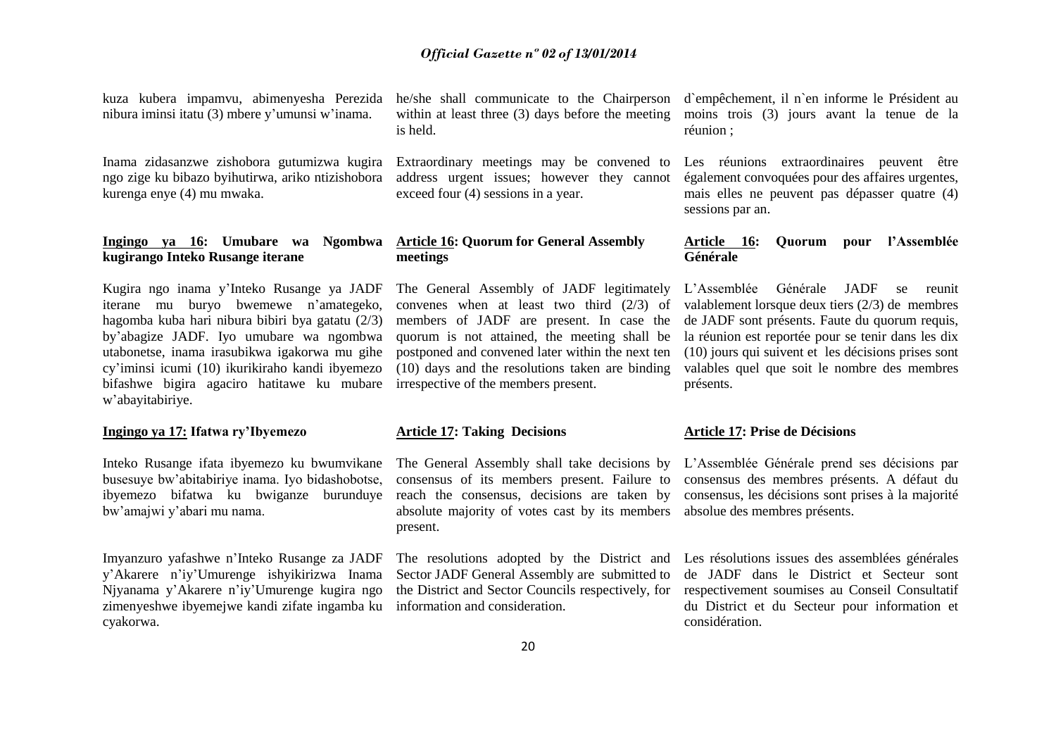kuza kubera impamvu, abimenyesha Perezida nibura iminsi itatu (3) mbere y'umunsi w'inama.

Inama zidasanzwe zishobora gutumizwa kugira ngo zige ku bibazo byihutirwa, ariko ntizishobora kurenga enye (4) mu mwaka.

**Ingingo ya 16: Umubare wa Ngombwa kugirango Inteko Rusange iterane**

Kugira ngo inama y'Inteko Rusange ya JADF iterane mu buryo bwemewe n'amategeko, hagomba kuba hari nibura bibiri bya gatatu (2/3) by'abagize JADF. Iyo umubare wa ngombwa utabonetse, inama irasubikwa igakorwa mu gihe cy'iminsi icumi (10) ikurikiraho kandi ibyemezo bifashwe bigira agaciro hatitawe ku mubare w'abayitabiriye.

**Ingingo ya 17: Ifatwa ry'Ibyemezo**

Inteko Rusange ifata ibyemezo ku bwumvikane busesuye bw'abitabiriye inama. Iyo bidashobotse, ibyemezo bifatwa ku bwiganze burunduye bw'amajwi y'abari mu nama.

Imyanzuro yafashwe n'Inteko Rusange za JADF y'Akarere n'iy'Umurenge ishyikirizwa Inama Njyanama y'Akarere n'iy'Umurenge kugira ngo zimenyeshwe ibyemejwe kandi zifate ingamba ku cyakorwa.

he/she shall communicate to the Chairperson within at least three (3) days before the meeting is held.

Extraordinary meetings may be convened to address urgent issues; however they cannot exceed four (4) sessions in a year.

**Article 16: Quorum for General Assembly meetings**

The General Assembly of JADF legitimately convenes when at least two third (2/3) of members of JADF are present. In case the quorum is not attained, the meeting shall be postponed and convened later within the next ten (10) days and the resolutions taken are binding irrespective of the members present.

**Article 17: Taking Decisions**

The General Assembly shall take decisions by consensus of its members present. Failure to reach the consensus, decisions are taken by absolute majority of votes cast by its members present.

The resolutions adopted by the District and Sector JADF General Assembly are submitted to the District and Sector Councils respectively, for information and consideration.

d`empêchement, il n`en informe le Président au moins trois (3) jours avant la tenue de la réunion ;

Les réunions extraordinaires peuvent être également convoquées pour des affaires urgentes, mais elles ne peuvent pas dépasser quatre (4) sessions par an.

**Article 16: Quorum pour l'Assemblée Générale**

L'Assemblée Générale JADF se reunit valablement lorsque deux tiers (2/3) de membres de JADF sont présents. Faute du quorum requis, la réunion est reportée pour se tenir dans les dix (10) jours qui suivent et les décisions prises sont valables quel que soit le nombre des membres présents.

**Article 17: Prise de Décisions**

L'Assemblée Générale prend ses décisions par consensus des membres présents. A défaut du consensus, les décisions sont prises à la majorité absolue des membres présents.

Les résolutions issues des assemblées générales de JADF dans le District et Secteur sont respectivement soumises au Conseil Consultatif du District et du Secteur pour information et considération.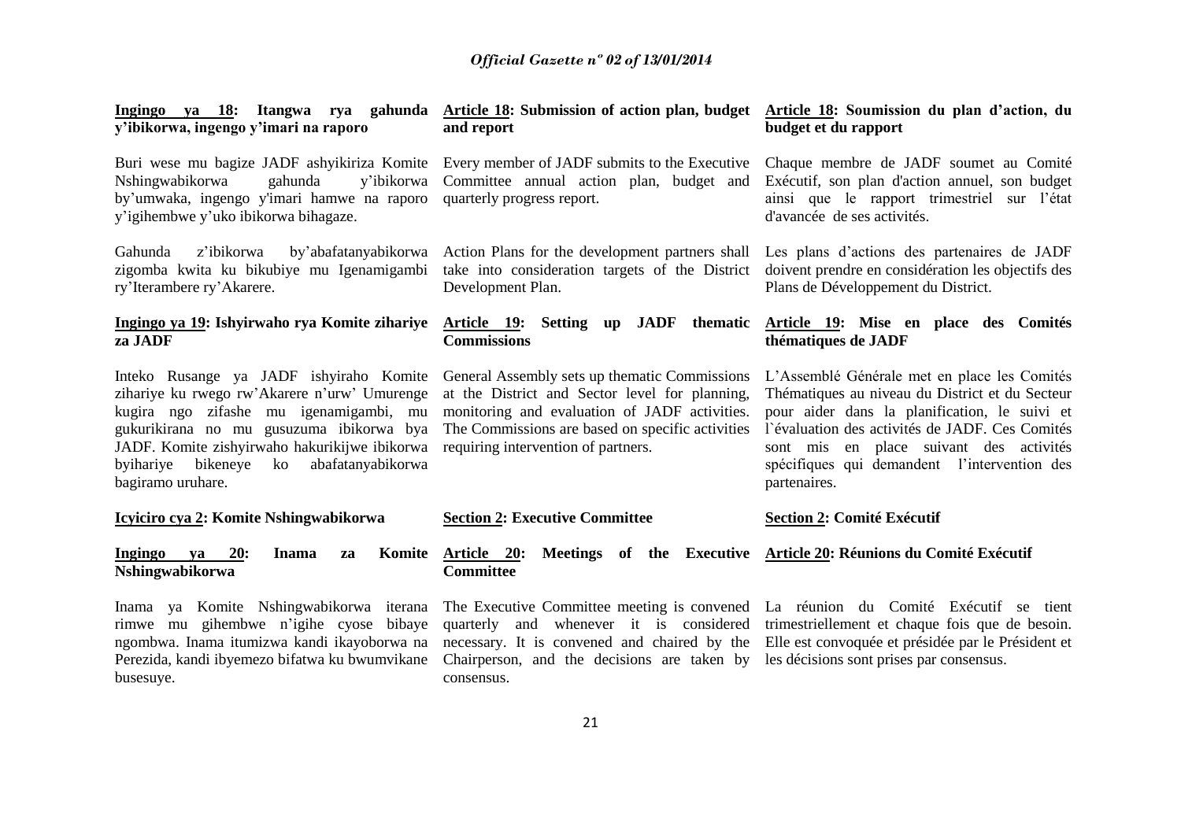**Ingingo ya 18: Itangwa rya gahunda y'ibikorwa, ingengo y'imari na raporo**

Buri wese mu bagize JADF ashyikiriza Komite Nshingwabikorwa gahunda y'ibikorwa by'umwaka, ingengo y'imari hamwe na raporo y'igihembwe y'uko ibikorwa bihagaze.

Gahunda z'ibikorwa by'abafatanyabikorwa zigomba kwita ku bikubiye mu Igenamigambi ry'Iterambere ry'Akarere.

**Ingingo ya 19: Ishyirwaho rya Komite zihariye za JADF**

Inteko Rusange ya JADF ishyiraho Komite zihariye ku rwego rw'Akarere n'urw' Umurenge kugira ngo zifashe mu igenamigambi, mu gukurikirana no mu gusuzuma ibikorwa bya JADF. Komite zishyirwaho hakurikijwe ibikorwa byihariye bikeneye ko abafatanyabikorwa bagiramo uruhare.

**Icyiciro cya 2: Komite Nshingwabikorwa**

**Ingingo ya 20: Inama za Komite Nshingwabikorwa**

Inama ya Komite Nshingwabikorwa iterana rimwe mu gihembwe n'igihe cyose bibaye ngombwa. Inama itumizwa kandi ikayoborwa na Perezida, kandi ibyemezo bifatwa ku bwumvikane busesuye.

**Article 18: Submission of action plan, budget and report**

Every member of JADF submits to the Executive Committee annual action plan, budget and quarterly progress report.

Action Plans for the development partners shall take into consideration targets of the District Development Plan.

**Article 19: Setting up JADF thematic Commissions**

General Assembly sets up thematic Commissions at the District and Sector level for planning, monitoring and evaluation of JADF activities. The Commissions are based on specific activities requiring intervention of partners.

**Section 2: Executive Committee**

**Article 20: Meetings of the Executive Committee**

The Executive Committee meeting is convened quarterly and whenever it is considered necessary. It is convened and chaired by the Chairperson, and the decisions are taken by consensus.

**Article 18: Soumission du plan d'action, du budget et du rapport**

Chaque membre de JADF soumet au Comité Exécutif, son plan d'action annuel, son budget ainsi que le rapport trimestriel sur l'état d'avancée de ses activités.

Les plans d'actions des partenaires de JADF doivent prendre en considération les objectifs des Plans de Développement du District.

**Article 19: Mise en place des Comités thématiques de JADF**

L'Assemblé Générale met en place les Comités Thématiques au niveau du District et du Secteur pour aider dans la planification, le suivi et l`évaluation des activités de JADF. Ces Comités sont mis en place suivant des activités spécifiques qui demandent l'intervention des partenaires.

**Section 2: Comité Exécutif**

**Article 20: Réunions du Comité Exécutif**

La réunion du Comité Exécutif se tient trimestriellement et chaque fois que de besoin. Elle est convoquée et présidée par le Président et les décisions sont prises par consensus.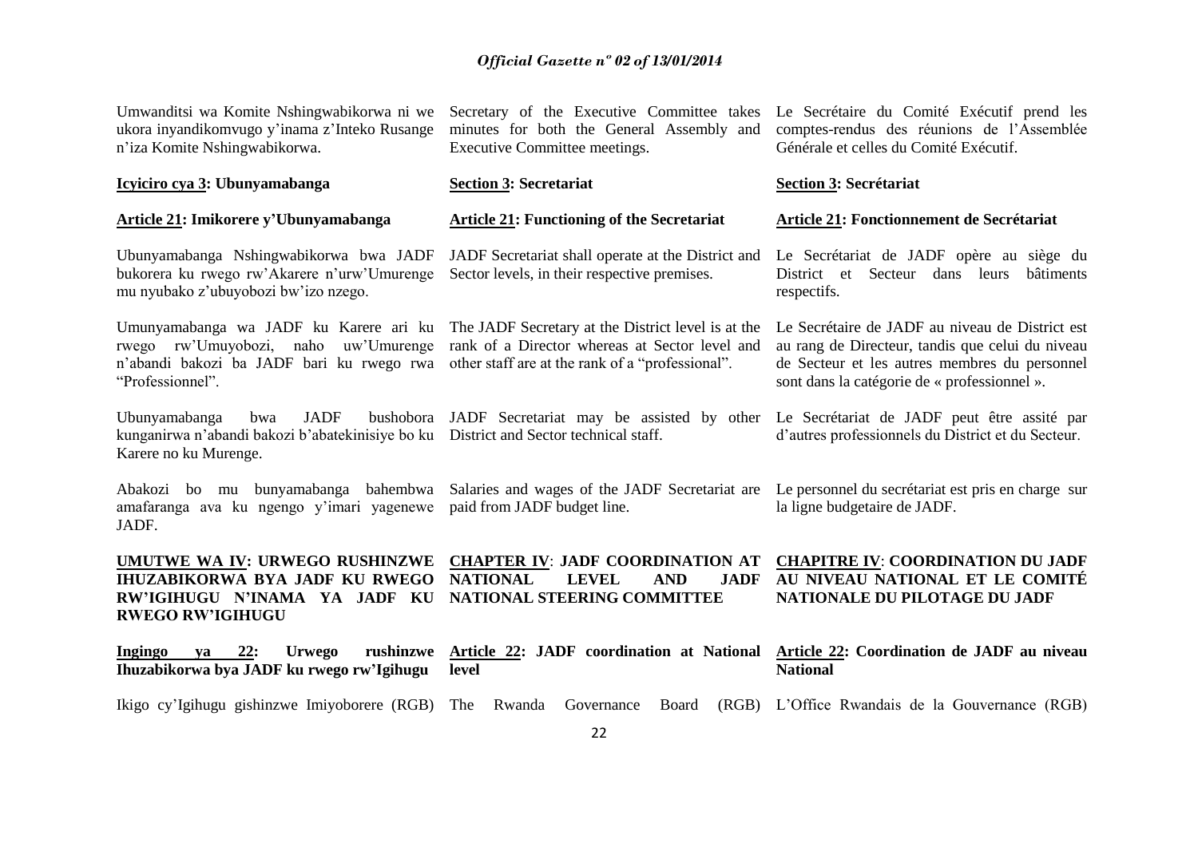Umwanditsi wa Komite Nshingwabikorwa ni we ukora inyandikomvugo y'inama z'Inteko Rusange n'iza Komite Nshingwabikorwa.

**Icyiciro cya 3: Ubunyamabanga**

**Article 21: Imikorere y'Ubunyamabanga**

Ubunyamabanga Nshingwabikorwa bwa JADF bukorera ku rwego rw'Akarere n'urw'Umurenge mu nyubako z'ubuyobozi bw'izo nzego.

Umunyamabanga wa JADF ku Karere ari ku rwego rw'Umuyobozi, naho uw'Umurenge n'abandi bakozi ba JADF bari ku rwego rwa "Professionnel".

Ubunyamabanga bwa JADF bushobora kunganirwa n'abandi bakozi b'abatekinisiye bo ku Karere no ku Murenge.

Abakozi bo mu bunyamabanga bahembwa amafaranga ava ku ngengo y'imari yagenewe JADF.

**UMUTWE WA IV: URWEGO RUSHINZWE IHUZABIKORWA BYA JADF KU RWEGO RW'IGIHUGU N'INAMA YA JADF KU RWEGO RW'IGIHUGU**

**Ingingo ya 22: Urwego rushinzwe Ihuzabikorwa bya JADF ku rwego rw'Igihugu**

Ikigo cy'Igihugu gishinzwe Imiyoborere (RGB)

---

Secretary of the Executive Committee takes minutes for both the General Assembly and Executive Committee meetings.

**Section 3: Secretariat**

**Article 21: Functioning of the Secretariat**

JADF Secretariat shall operate at the District and Sector levels, in their respective premises.

The JADF Secretary at the District level is at the rank of a Director whereas at Sector level and other staff are at the rank of a "professional".

JADF Secretariat may be assisted by other District and Sector technical staff.

Salaries and wages of the JADF Secretariat are paid from JADF budget line.

**CHAPTER IV: JADF COORDINATION AT NATIONAL LEVEL AND JADF NATIONAL STEERING COMMITTEE**

**Article 22: JADF coordination at National level**

The Rwanda Governance Board (RGB)

---

Le Secrétaire du Comité Exécutif prend les comptes-rendus des réunions de l'Assemblée Générale et celles du Comité Exécutif.

**Section 3: Secrétariat**

**Article 21: Fonctionnement de Secrétariat**

Le Secrétariat de JADF opère au siège du District et Secteur dans leurs bâtiments respectifs.

Le Secrétaire de JADF au niveau de District est au rang de Directeur, tandis que celui du niveau de Secteur et les autres membres du personnel sont dans la catégorie de « professionnel ».

Le Secrétariat de JADF peut être assité par d'autres professionnels du District et du Secteur.

Le personnel du secrétariat est pris en charge sur la ligne budgetaire de JADF.

**CHAPITRE IV: COORDINATION DU JADF AU NIVEAU NATIONAL ET LE COMITÉ NATIONALE DU PILOTAGE DU JADF**

**Article 22: Coordination de JADF au niveau National**

L'Office Rwandais de la Gouvernance (RGB)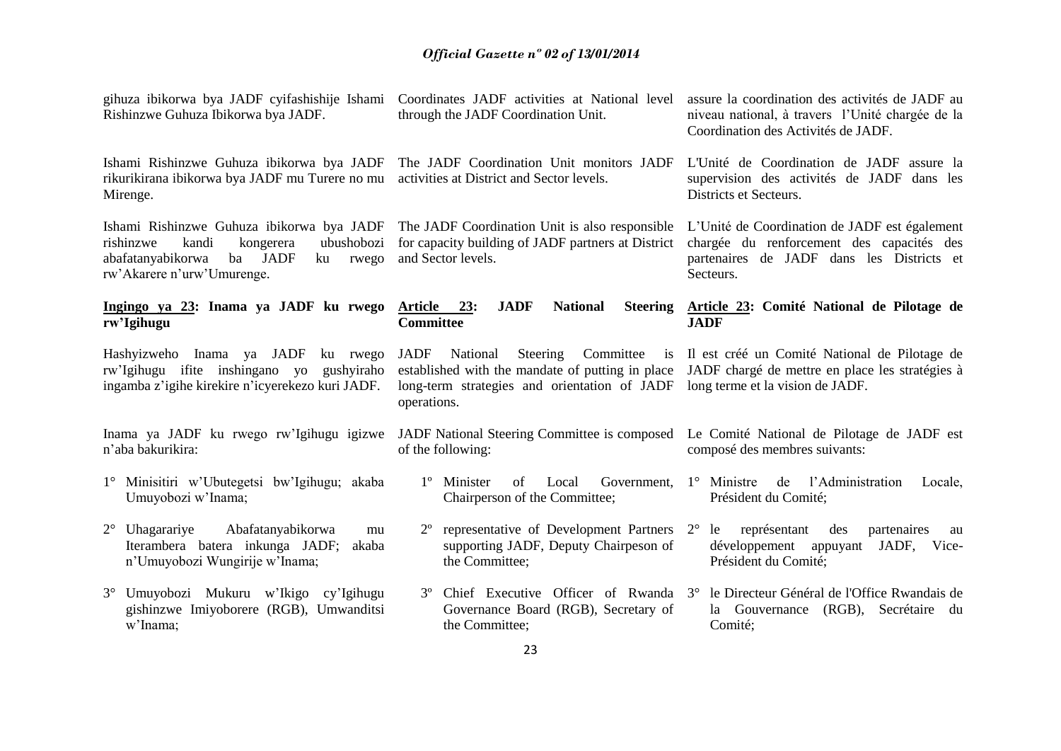gihuza ibikorwa bya JADF cyifashishije Ishami Rishinzwe Guhuza Ibikorwa bya JADF.

Ishami Rishinzwe Guhuza ibikorwa bya JADF rikurikirana ibikorwa bya JADF mu Turere no mu Mirenge.

Ishami Rishinzwe Guhuza ibikorwa bya JADF rishinzwe kandi kongerera ubushobozi abafatanyabikorwa ba JADF ku rwego rw'Akarere n'urw'Umurenge.

**Ingingo ya 23: Inama ya JADF ku rwego rw'Igihugu**

Hashyizweho Inama ya JADF ku rwego rw'Igihugu ifite inshingano yo gushyiraho ingamba z'igihe kirekire n'icyerekezo kuri JADF.

Inama ya JADF ku rwego rw'Igihugu igizwe n'aba bakurikira:

1° Minisitiri w'Ubutegetsi bw'Igihugu; akaba Umuyobozi w'Inama;

2° Uhagarariye Abafatanyabikorwa mu Iterambera batera inkunga JADF; akaba n'Umuyobozi Wungirije w'Inama;

3° Umuyobozi Mukuru w'Ikigo cy'Igihugu gishinzwe Imiyoborere (RGB), Umwanditsi w'Inama;

Coordinates JADF activities at National level through the JADF Coordination Unit.

The JADF Coordination Unit monitors JADF activities at District and Sector levels.

The JADF Coordination Unit is also responsible for capacity building of JADF partners at District and Sector levels.

**Article 23: JADF National Steering Committee**

JADF National Steering Committee is established with the mandate of putting in place long-term strategies and orientation of JADF operations.

JADF National Steering Committee is composed of the following:

1º Minister of Local Government, Chairperson of the Committee;

2º representative of Development Partners supporting JADF, Deputy Chairpeson of the Committee;

3º Chief Executive Officer of Rwanda Governance Board (RGB), Secretary of the Committee;

assure la coordination des activités de JADF au niveau national, à travers l'Unité chargée de la Coordination des Activités de JADF.

L'Unité de Coordination de JADF assure la supervision des activités de JADF dans les Districts et Secteurs.

L'Unité de Coordination de JADF est également chargée du renforcement des capacités des partenaires de JADF dans les Districts et Secteurs.

**Article 23: Comité National de Pilotage de JADF**

Il est créé un Comité National de Pilotage de JADF chargé de mettre en place les stratégies à long terme et la vision de JADF.

Le Comité National de Pilotage de JADF est composé des membres suivants:

1° Ministre de l'Administration Locale, Président du Comité;

2° le représentant des partenaires au développement appuyant JADF, Vice-Président du Comité;

3° le Directeur Général de l'Office Rwandais de la Gouvernance (RGB), Secrétaire du Comité;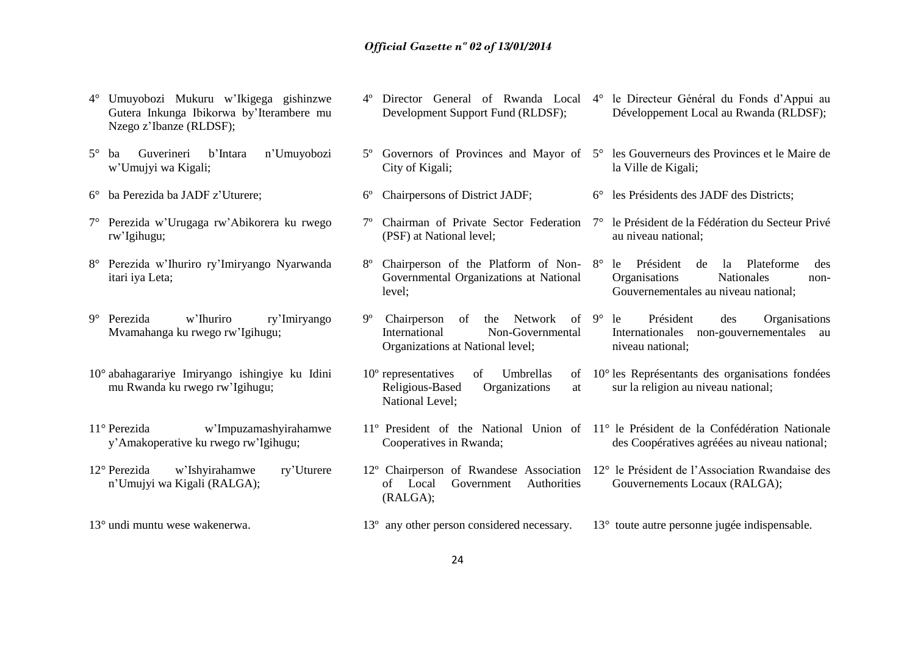4° Umuyobozi Mukuru w'Ikigega gishinzwe Gutera Inkunga Ibikorwa by'Iterambere mu Nzego z'Ibanze (RLDSF);

5° ba Guverineri b'Intara n'Umuyobozi w'Umujyi wa Kigali;

6° ba Perezida ba JADF z'Uturere;

7° Perezida w'Urugaga rw'Abikorera ku rwego rw'Igihugu;

8° Perezida w'Ihuriro ry'Imiryango Nyarwanda itari iya Leta;

9° Perezida w'Ihuriro ry'Imiryango Mvamahanga ku rwego rw'Igihugu;

10° abahagarariye Imiryango ishingiye ku Idini mu Rwanda ku rwego rw'Igihugu;

11° Perezida w'Impuzamashyirahamwe y'Amakoperative ku rwego rw'Igihugu;

12° Perezida w'Ishyirahamwe ry'Uturere n'Umujyi wa Kigali (RALGA);

13° undi muntu wese wakenerwa.

4º Director General of Rwanda Local Development Support Fund (RLDSF);

5º Governors of Provinces and Mayor of City of Kigali;

6º Chairpersons of District JADF;

7º Chairman of Private Sector Federation (PSF) at National level;

8º Chairperson of the Platform of Non-Governmental Organizations at National level;

9º Chairperson of the Network of International Non-Governmental Organizations at National level;

10º representatives of Umbrellas of Religious-Based Organizations at National Level;

11º President of the National Union of Cooperatives in Rwanda;

12º Chairperson of Rwandese Association of Local Government Authorities (RALGA);

13º any other person considered necessary.

4° le Directeur Général du Fonds d'Appui au Développement Local au Rwanda (RLDSF);

5° les Gouverneurs des Provinces et le Maire de la Ville de Kigali;

6° les Présidents des JADF des Districts;

7° le Président de la Fédération du Secteur Privé au niveau national;

8° le Président de la Plateforme des Organisations Nationales non-Gouvernementales au niveau national;

9° le Président des Organisations Internationales non-gouvernementales au niveau national;

10° les Représentants des organisations fondées sur la religion au niveau national;

11° le Président de la Confédération Nationale des Coopératives agréées au niveau national;

12° le Président de l'Association Rwandaise des Gouvernements Locaux (RALGA);

13° toute autre personne jugée indispensable.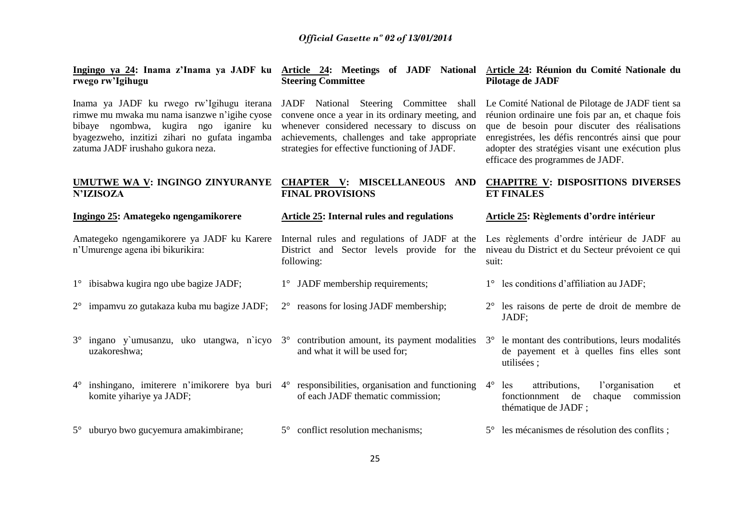**Ingingo ya 24: Inama z'Inama ya JADF ku rwego rw'Igihugu**

Inama ya JADF ku rwego rw'Igihugu iterana rimwe mu mwaka mu nama isanzwe n'igihe cyose bibaye ngombwa, kugira ngo iganire ku byagezweho, inzitizi zihari no gufata ingamba zatuma JADF irushaho gukora neza.

## UMUTWE WA V: INGINGO ZINYURANYE N'IZISOZA

**Ingingo 25: Amategeko ngengamikorere**

Amategeko ngengamikorere ya JADF ku Karere n'Umurenge agena ibi bikurikira:

1° ibisabwa kugira ngo ube bagize JADF;

2° impamvu zo gutakaza kuba mu bagize JADF;

3° ingano y`umusanzu, uko utangwa, n`icyo uzakoreshwa;

4° inshingano, imiterere n'imikorere bya buri komite yihariye ya JADF;

5° uburyo bwo gucyemura amakimbirane;

**Article 24: Meetings of JADF National Steering Committee**

JADF National Steering Committee shall convene once a year in its ordinary meeting, and whenever considered necessary to discuss on achievements, challenges and take appropriate strategies for effective functioning of JADF.

## CHAPTER V: MISCELLANEOUS AND FINAL PROVISIONS

**Article 25: Internal rules and regulations**

Internal rules and regulations of JADF at the District and Sector levels provide for the following:

1° JADF membership requirements;

2° reasons for losing JADF membership;

3° contribution amount, its payment modalities and what it will be used for;

4° responsibilities, organisation and functioning of each JADF thematic commission;

5° conflict resolution mechanisms;

**Article 24: Réunion du Comité Nationale du Pilotage de JADF**

Le Comité National de Pilotage de JADF tient sa réunion ordinaire une fois par an, et chaque fois que de besoin pour discuter des réalisations enregistrées, les défis rencontrés ainsi que pour adopter des stratégies visant une exécution plus efficace des programmes de JADF.

## CHAPITRE V: DISPOSITIONS DIVERSES ET FINALES

**Article 25: Règlements d'ordre intérieur**

Les règlements d'ordre intérieur de JADF au niveau du District et du Secteur prévoient ce qui suit:

1° les conditions d'affiliation au JADF;

2° les raisons de perte de droit de membre de JADF;

3° le montant des contributions, leurs modalités de payement et à quelles fins elles sont utilisées ;

4° les attributions, l'organisation et fonctionnment de chaque commission thématique de JADF ;

5° les mécanismes de résolution des conflits ;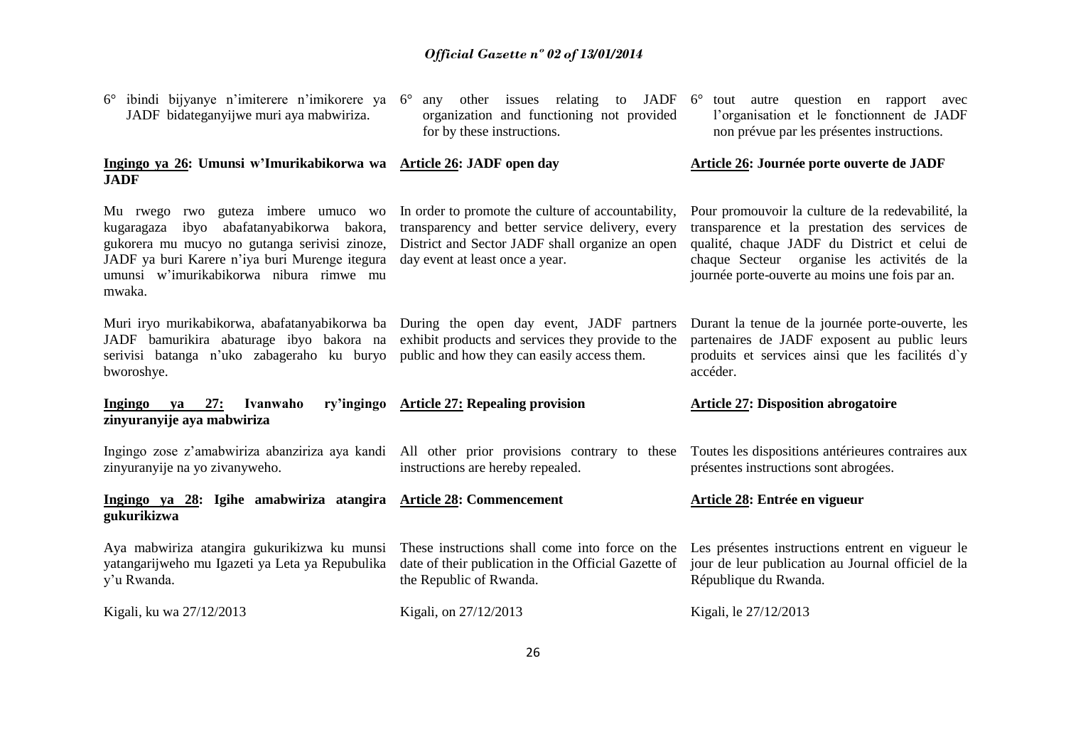6° ibindi bijyanye n'imiterere n'imikorere ya JADF bidateganyijwe muri aya mabwiriza.

**Ingingo ya 26: Umunsi w'Imurikabikorwa wa JADF**

Mu rwego rwo guteza imbere umuco wo kugaragaza ibyo abafatanyabikorwa bakora, gukorera mu mucyo no gutanga serivisi zinoze, JADF ya buri Karere n'iya buri Murenge itegura umunsi w'imurikabikorwa nibura rimwe mu mwaka.

Muri iryo murikabikorwa, abafatanyabikorwa ba JADF bamurikira abaturage ibyo bakora na serivisi batanga n'uko zabageraho ku buryo bworoshye.

**Ingingo ya 27: Ivanwaho ry'ingingo zinyuranyije aya mabwiriza**

Ingingo zose z'amabwiriza abanziriza aya kandi zinyuranyije na yo zivanyweho.

**Ingingo ya 28: Igihe amabwiriza atangira gukurikizwa**

Aya mabwiriza atangira gukurikizwa ku munsi yatangarijweho mu Igazeti ya Leta ya Repubulika y'u Rwanda.

Kigali, ku wa 27/12/2013

6° any other issues relating to JADF organization and functioning not provided for by these instructions.

**Article 26: JADF open day**

In order to promote the culture of accountability, transparency and better service delivery, every District and Sector JADF shall organize an open day event at least once a year.

During the open day event, JADF partners exhibit products and services they provide to the public and how they can easily access them.

**Article 27: Repealing provision**

All other prior provisions contrary to these instructions are hereby repealed.

**Article 28: Commencement**

These instructions shall come into force on the date of their publication in the Official Gazette of the Republic of Rwanda.

Kigali, on 27/12/2013

6° tout autre question en rapport avec l'organisation et le fonctionnent de JADF non prévue par les présentes instructions.

**Article 26: Journée porte ouverte de JADF**

Pour promouvoir la culture de la redevabilité, la transparence et la prestation des services de qualité, chaque JADF du District et celui de chaque Secteur organise les activités de la journée porte-ouverte au moins une fois par an.

Durant la tenue de la journée porte-ouverte, les partenaires de JADF exposent au public leurs produits et services ainsi que les facilités d`y accéder.

**Article 27: Disposition abrogatoire**

Toutes les dispositions antérieures contraires aux présentes instructions sont abrogées.

**Article 28: Entrée en vigueur**

Les présentes instructions entrent en vigueur le jour de leur publication au Journal officiel de la République du Rwanda.

Kigali, le 27/12/2013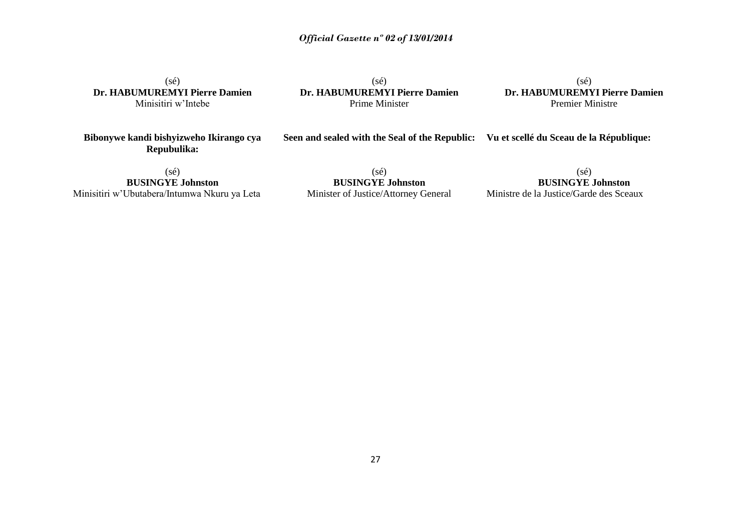(sé)
**Dr. HABUMUREMYI Pierre Damien**
Minisitiri w'Intebe

(sé)
**Dr. HABUMUREMYI Pierre Damien**
Prime Minister

(sé)
**Dr. HABUMUREMYI Pierre Damien**
Premier Ministre

**Bibonywe kandi bishyizweho Ikirango cya Repubulika:**

(sé)
**BUSINGYE Johnston**
Minisitiri w'Ubutabera/Intumwa Nkuru ya Leta

**Seen and sealed with the Seal of the Republic:**

(sé)
**BUSINGYE Johnston**
Minister of Justice/Attorney General

**Vu et scellé du Sceau de la République:**

(sé)
**BUSINGYE Johnston**
Ministre de la Justice/Garde des Sceaux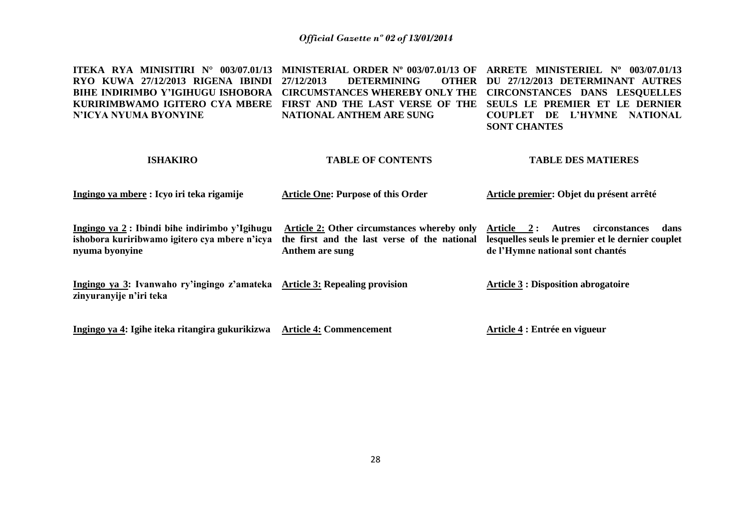**ITEKA RYA MINISITIRI N° 003/07.01/13 RYO KUWA 27/12/2013 RIGENA IBINDI BIHE INDIRIMBO Y'IGIHUGU ISHOBORA KURIRIMBWAMO IGITERO CYA MBERE N'ICYA NYUMA BYONYINE**

**ISHAKIRO**

**Ingingo ya mbere : Icyo iri teka rigamije**

**Ingingo ya 2 : Ibindi bihe indirimbo y'Igihugu ishobora kuriribwamo igitero cya mbere n'icya nyuma byonyine**

**Ingingo ya 3: Ivanwaho ry'ingingo z'amateka zinyuranyije n'iri teka**

**Ingingo ya 4: Igihe iteka ritangira gukurikizwa**

**MINISTERIAL ORDER Nº 003/07.01/13 OF 27/12/2013 DETERMINING OTHER CIRCUMSTANCES WHEREBY ONLY THE FIRST AND THE LAST VERSE OF THE NATIONAL ANTHEM ARE SUNG**

**TABLE OF CONTENTS**

**Article One: Purpose of this Order**

**Article 2: Other circumstances whereby only the first and the last verse of the national Anthem are sung**

**Article 3: Repealing provision**

**Article 4: Commencement**

**ARRETE MINISTERIEL Nº 003/07.01/13 DU 27/12/2013 DETERMINANT AUTRES CIRCONSTANCES DANS LESQUELLES SEULS LE PREMIER ET LE DERNIER COUPLET DE L'HYMNE NATIONAL SONT CHANTES**

**TABLE DES MATIERES**

**Article premier: Objet du présent arrêté**

**Article 2 : Autres circonstances dans lesquelles seuls le premier et le dernier couplet de l'Hymne national sont chantés**

**Article 3 : Disposition abrogatoire**

**Article 4 : Entrée en vigueur**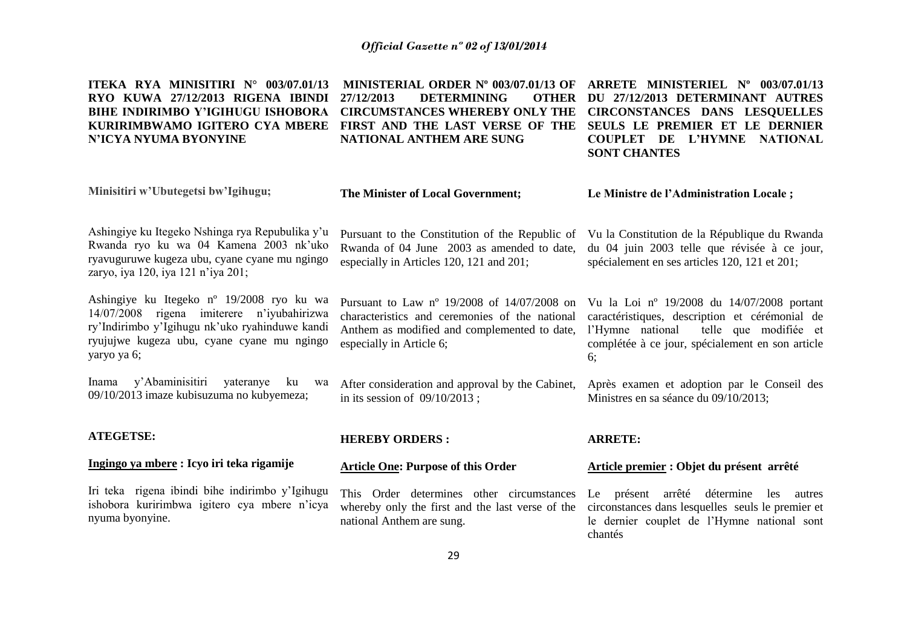**ITEKA RYA MINISITIRI N° 003/07.01/13 RYO KUWA 27/12/2013 RIGENA IBINDI BIHE INDIRIMBO Y'IGIHUGU ISHOBORA KURIRIMBWAMO IGITERO CYA MBERE N'ICYA NYUMA BYONYINE**

**Minisitiri w'Ubutegetsi bw'Igihugu;**

Ashingiye ku Itegeko Nshinga rya Repubulika y'u Rwanda ryo ku wa 04 Kamena 2003 nk'uko ryavuguruwe kugeza ubu, cyane cyane mu ngingo zaryo, iya 120, iya 121 n'iya 201;

Ashingiye ku Itegeko nº 19/2008 ryo ku wa 14/07/2008 rigena imiterere n'iyubahirizwa ry'Indirimbo y'Igihugu nk'uko ryahinduwe kandi ryujujwe kugeza ubu, cyane cyane mu ngingo yaryo ya 6;

Inama y'Abaminisitiri yateranye ku wa 09/10/2013 imaze kubisuzuma no kubyemeza;

**ATEGETSE:**

**Ingingo ya mbere : Icyo iri teka rigamije**

Iri teka rigena ibindi bihe indirimbo y'Igihugu ishobora kuririmbwa igitero cya mbere n'icya nyuma byonyine.

**MINISTERIAL ORDER Nº 003/07.01/13 OF 27/12/2013 DETERMINING OTHER CIRCUMSTANCES WHEREBY ONLY THE FIRST AND THE LAST VERSE OF THE NATIONAL ANTHEM ARE SUNG**

**The Minister of Local Government;**

Pursuant to the Constitution of the Republic of Rwanda of 04 June 2003 as amended to date, especially in Articles 120, 121 and 201;

Pursuant to Law nº 19/2008 of 14/07/2008 on characteristics and ceremonies of the national Anthem as modified and complemented to date, especially in Article 6;

After consideration and approval by the Cabinet, in its session of 09/10/2013 ;

**HEREBY ORDERS :**

**Article One: Purpose of this Order**

This Order determines other circumstances whereby only the first and the last verse of the national Anthem are sung.

**ARRETE MINISTERIEL Nº 003/07.01/13 DU 27/12/2013 DETERMINANT AUTRES CIRCONSTANCES DANS LESQUELLES SEULS LE PREMIER ET LE DERNIER COUPLET DE L'HYMNE NATIONAL SONT CHANTES**

**Le Ministre de l'Administration Locale ;**

Vu la Constitution de la République du Rwanda du 04 juin 2003 telle que révisée à ce jour, spécialement en ses articles 120, 121 et 201;

Vu la Loi nº 19/2008 du 14/07/2008 portant caractéristiques, description et cérémonial de l'Hymne national telle que modifiée et complétée à ce jour, spécialement en son article 6;

Après examen et adoption par le Conseil des Ministres en sa séance du 09/10/2013;

**ARRETE:**

**Article premier : Objet du présent arrêté**

Le présent arrêté détermine les autres circonstances dans lesquelles seuls le premier et le dernier couplet de l'Hymne national sont chantés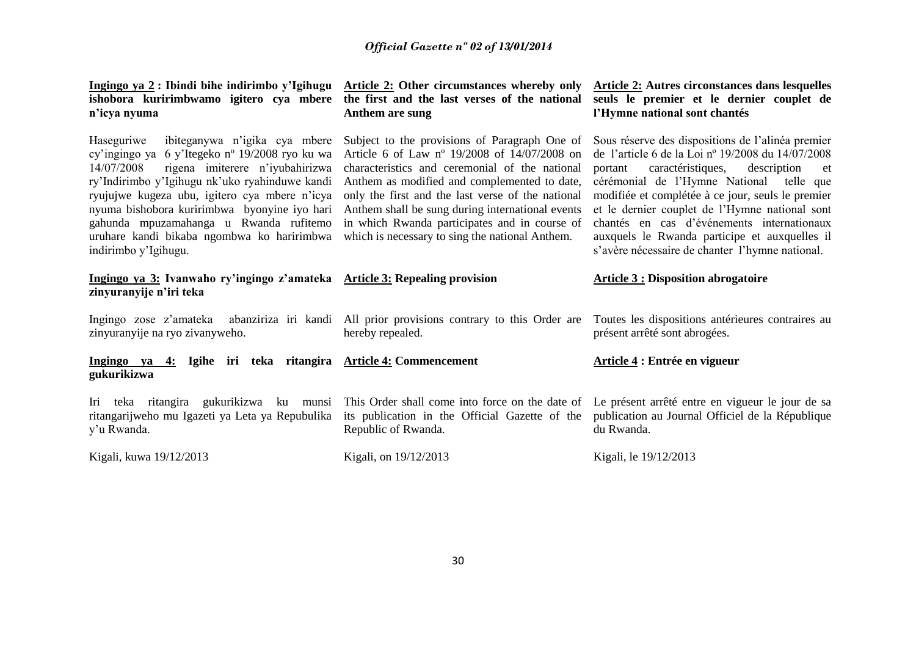**Ingingo ya 2 : Ibindi bihe indirimbo y'Igihugu ishobora kuririmbwamo igitero cya mbere n'icya nyuma**

Haseguriwe ibiteganywa n'igika cya mbere cy'ingingo ya 6 y'Itegeko nº 19/2008 ryo ku wa 14/07/2008 rigena imiterere n'iyubahirizwa ry'Indirimbo y'Igihugu nk'uko ryahinduwe kandi ryujujwe kugeza ubu, igitero cya mbere n'icya nyuma bishobora kuririmbwa byonyine iyo hari gahunda mpuzamahanga u Rwanda rufitemo uruhare kandi bikaba ngombwa ko haririmbwa indirimbo y'Igihugu.

**Ingingo ya 3: Ivanwaho ry'ingingo z'amateka zinyuranyije n'iri teka**

Ingingo zose z'amateka abanziriza iri kandi zinyuranyije na ryo zivanyweho.

**Ingingo ya 4: Igihe iri teka ritangira gukurikizwa**

Iri teka ritangira gukurikizwa ku munsi ritangarijweho mu Igazeti ya Leta ya Repubulika y'u Rwanda.

Kigali, kuwa 19/12/2013

**Article 2: Other circumstances whereby only the first and the last verses of the national Anthem are sung**

Subject to the provisions of Paragraph One of Article 6 of Law nº 19/2008 of 14/07/2008 on characteristics and ceremonial of the national Anthem as modified and complemented to date, only the first and the last verse of the national Anthem shall be sung during international events in which Rwanda participates and in course of which is necessary to sing the national Anthem.

**Article 3: Repealing provision**

All prior provisions contrary to this Order are hereby repealed.

**Article 4: Commencement**

This Order shall come into force on the date of its publication in the Official Gazette of the Republic of Rwanda.

Kigali, on 19/12/2013

**Article 2: Autres circonstances dans lesquelles seuls le premier et le dernier couplet de l'Hymne national sont chantés**

Sous réserve des dispositions de l'alinéa premier de l'article 6 de la Loi nº 19/2008 du 14/07/2008 portant caractéristiques, description et cérémonial de l'Hymne National telle que modifiée et complétée à ce jour, seuls le premier et le dernier couplet de l'Hymne national sont chantés en cas d'événements internationaux auxquels le Rwanda participe et auxquelles il s'avère nécessaire de chanter l'hymne national.

**Article 3 : Disposition abrogatoire**

Toutes les dispositions antérieures contraires au présent arrêté sont abrogées.

**Article 4 : Entrée en vigueur**

Le présent arrêté entre en vigueur le jour de sa publication au Journal Officiel de la République du Rwanda.

Kigali, le 19/12/2013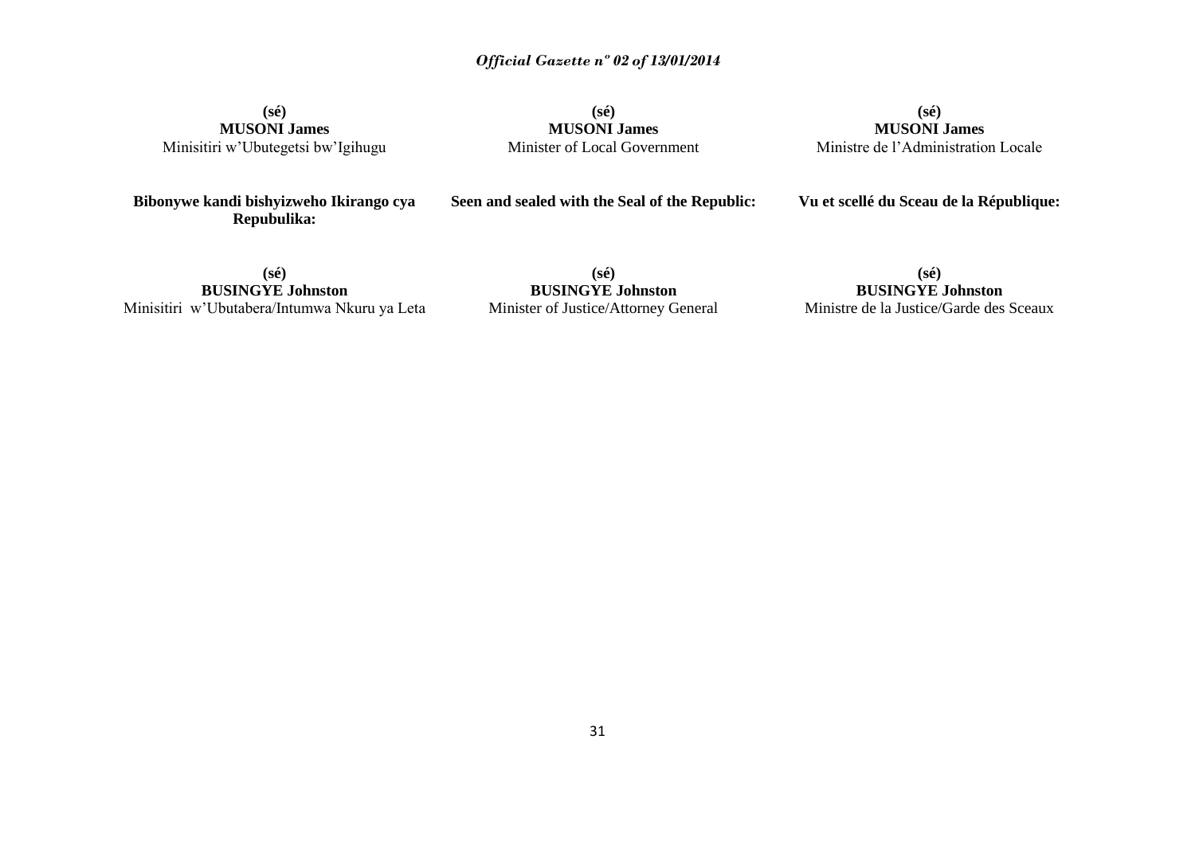**(sé)**
**MUSONI James**
Minisitiri w'Ubutegetsi bw'Igihugu

**(sé)**
**MUSONI James**
Minister of Local Government

**(sé)**
**MUSONI James**
Ministre de l'Administration Locale

**Bibonywe kandi bishyizweho Ikirango cya Repubulika:**

**Seen and sealed with the Seal of the Republic:**

**Vu et scellé du Sceau de la République:**

**(sé)**
**BUSINGYE Johnston**
Minisitiri w'Ubutabera/Intumwa Nkuru ya Leta

**(sé)**
**BUSINGYE Johnston**
Minister of Justice/Attorney General

**(sé)**
**BUSINGYE Johnston**
Ministre de la Justice/Garde des Sceaux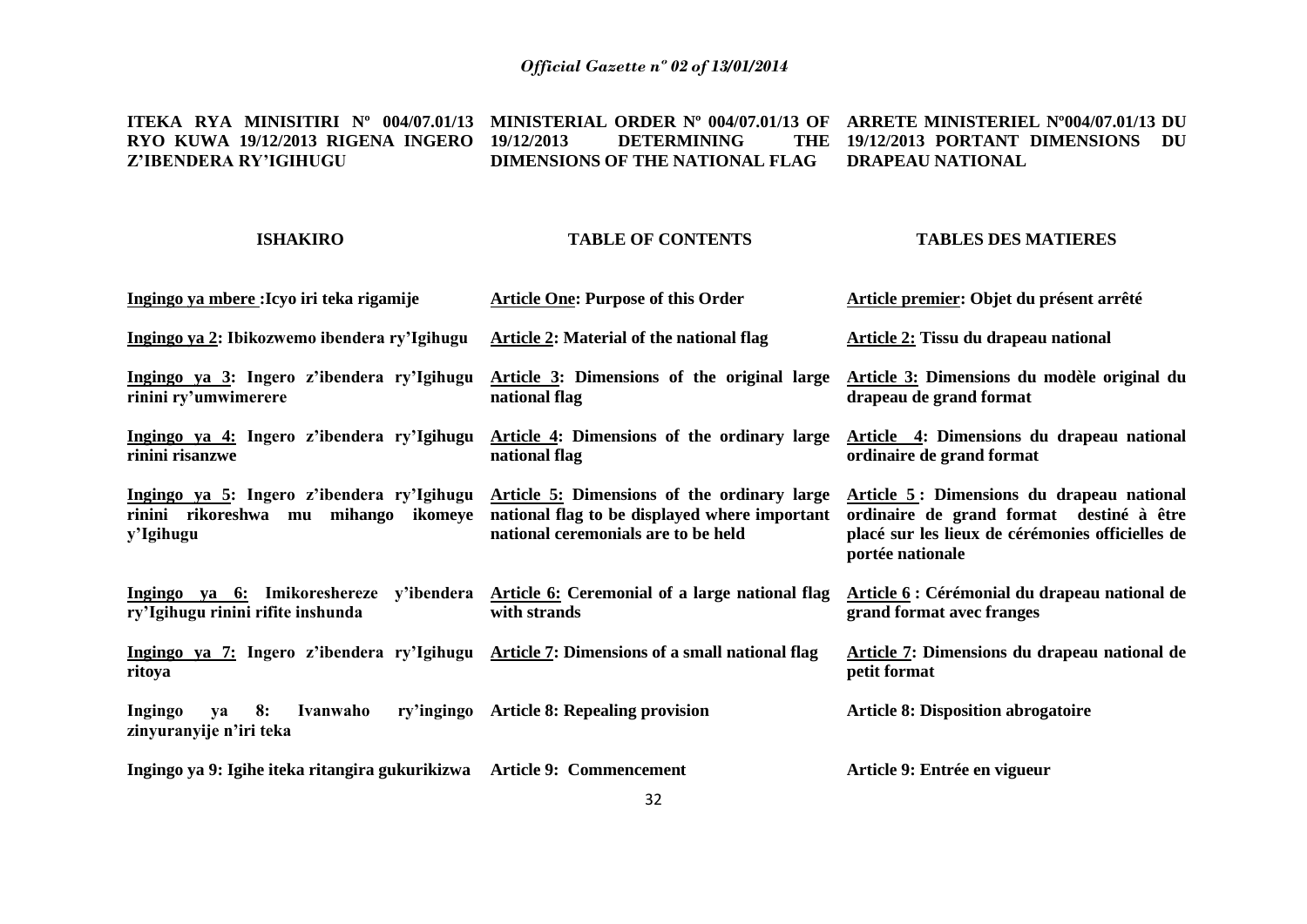**ITEKA RYA MINISITIRI Nº 004/07.01/13 RYO KUWA 19/12/2013 RIGENA INGERO Z'IBENDERA RY'IGIHUGU**

**MINISTERIAL ORDER Nº 004/07.01/13 OF 19/12/2013 DETERMINING THE DIMENSIONS OF THE NATIONAL FLAG**

**ARRETE MINISTERIEL Nº004/07.01/13 DU 19/12/2013 PORTANT DIMENSIONS DU DRAPEAU NATIONAL**

| ISHAKIRO | TABLE OF CONTENTS | TABLES DES MATIERES |
|---|---|---|
| **Ingingo ya mbere :Icyo iri teka rigamije** | **Article One: Purpose of this Order** | **Article premier: Objet du présent arrêté** |
| **Ingingo ya 2: Ibikozwemo ibendera ry'Igihugu** | **Article 2: Material of the national flag** | **Article 2: Tissu du drapeau national** |
| **Ingingo ya 3: Ingero z'ibendera ry'Igihugu rinini ry'umwimerere** | **Article 3: Dimensions of the original large national flag** | **Article 3: Dimensions du modèle original du drapeau de grand format** |
| **Ingingo ya 4: Ingero z'ibendera ry'Igihugu rinini risanzwe** | **Article 4: Dimensions of the ordinary large national flag** | **Article 4: Dimensions du drapeau national ordinaire de grand format** |
| **Ingingo ya 5: Ingero z'ibendera ry'Igihugu rinini rikoreshwa mu mihango ikomeye y'Igihugu** | **Article 5: Dimensions of the ordinary large national flag to be displayed where important national ceremonials are to be held** | **Article 5 : Dimensions du drapeau national ordinaire de grand format destiné à être placé sur les lieux de cérémonies officielles de portée nationale** |
| **Ingingo ya 6: Imikoreshereze y'ibendera ry'Igihugu rinini rifite inshunda** | **Article 6: Ceremonial of a large national flag with strands** | **Article 6 : Cérémonial du drapeau national de grand format avec franges** |
| **Ingingo ya 7: Ingero z'ibendera ry'Igihugu ritoya** | **Article 7: Dimensions of a small national flag** | **Article 7: Dimensions du drapeau national de petit format** |
| **Ingingo ya 8: Ivanwaho ry'ingingo zinyuranyije n'iri teka** | **Article 8: Repealing provision** | **Article 8: Disposition abrogatoire** |
| **Ingingo ya 9: Igihe iteka ritangira gukurikizwa** | **Article 9: Commencement** | **Article 9: Entrée en vigueur** |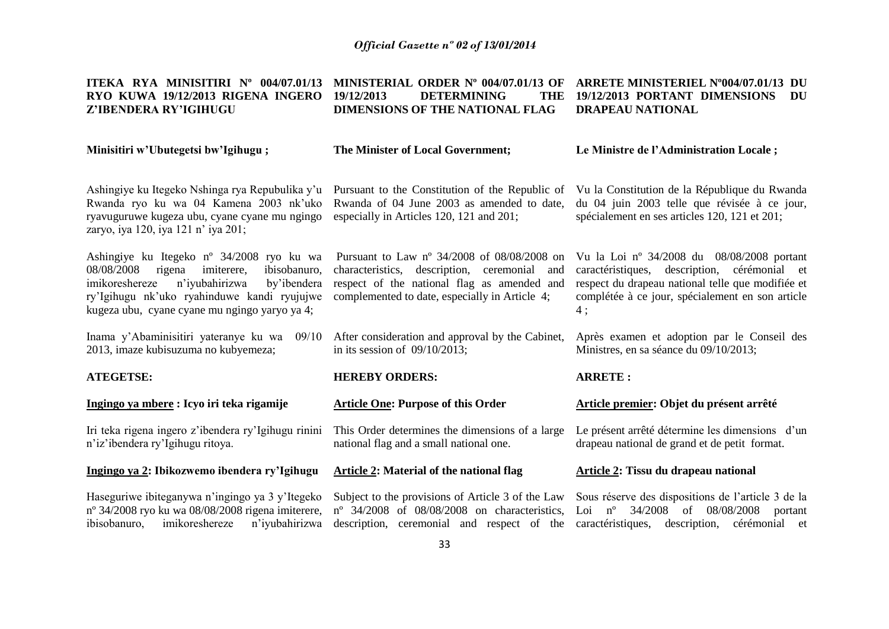**ITEKA RYA MINISITIRI Nº 004/07.01/13 RYO KUWA 19/12/2013 RIGENA INGERO Z'IBENDERA RY'IGIHUGU**

**Minisitiri w'Ubutegetsi bw'Igihugu ;**

Ashingiye ku Itegeko Nshinga rya Repubulika y'u Rwanda ryo ku wa 04 Kamena 2003 nk'uko ryavuguruwe kugeza ubu, cyane cyane mu ngingo zaryo, iya 120, iya 121 n' iya 201;

Ashingiye ku Itegeko nº 34/2008 ryo ku wa 08/08/2008 rigena imiterere, ibisobanuro, imikoreshereze n'iyubahirizwa by'ibendera ry'Igihugu nk'uko ryahinduwe kandi ryujujwe kugeza ubu, cyane cyane mu ngingo yaryo ya 4;

Inama y'Abaminisitiri yateranye ku wa 09/10 2013, imaze kubisuzuma no kubyemeza;

**ATEGETSE:**

**Ingingo ya mbere : Icyo iri teka rigamije**

Iri teka rigena ingero z'ibendera ry'Igihugu rinini n'iz'ibendera ry'Igihugu ritoya.

**Ingingo ya 2: Ibikozwemo ibendera ry'Igihugu**

Haseguriwe ibiteganywa n'ingingo ya 3 y'Itegeko nº 34/2008 ryo ku wa 08/08/2008 rigena imiterere, ibisobanuro, imikoreshereze n'iyubahirizwa

**MINISTERIAL ORDER Nº 004/07.01/13 OF 19/12/2013 DETERMINING THE DIMENSIONS OF THE NATIONAL FLAG**

**The Minister of Local Government;**

Pursuant to the Constitution of the Republic of Rwanda of 04 June 2003 as amended to date, especially in Articles 120, 121 and 201;

Pursuant to Law nº 34/2008 of 08/08/2008 on characteristics, description, ceremonial and respect of the national flag as amended and complemented to date, especially in Article 4;

After consideration and approval by the Cabinet, in its session of 09/10/2013;

**HEREBY ORDERS:**

**Article One: Purpose of this Order**

This Order determines the dimensions of a large national flag and a small national one.

**Article 2: Material of the national flag**

Subject to the provisions of Article 3 of the Law nº 34/2008 of 08/08/2008 on characteristics, description, ceremonial and respect of the

**ARRETE MINISTERIEL Nº004/07.01/13 DU 19/12/2013 PORTANT DIMENSIONS DU DRAPEAU NATIONAL**

**Le Ministre de l'Administration Locale ;**

Vu la Constitution de la République du Rwanda du 04 juin 2003 telle que révisée à ce jour, spécialement en ses articles 120, 121 et 201;

Vu la Loi nº 34/2008 du 08/08/2008 portant caractéristiques, description, cérémonial et respect du drapeau national telle que modifiée et complétée à ce jour, spécialement en son article 4 ;

Après examen et adoption par le Conseil des Ministres, en sa séance du 09/10/2013;

**ARRETE :**

**Article premier: Objet du présent arrêté**

Le présent arrêté détermine les dimensions d'un drapeau national de grand et de petit format.

**Article 2: Tissu du drapeau national**

Sous réserve des dispositions de l'article 3 de la Loi nº 34/2008 of 08/08/2008 portant caractéristiques, description, cérémonial et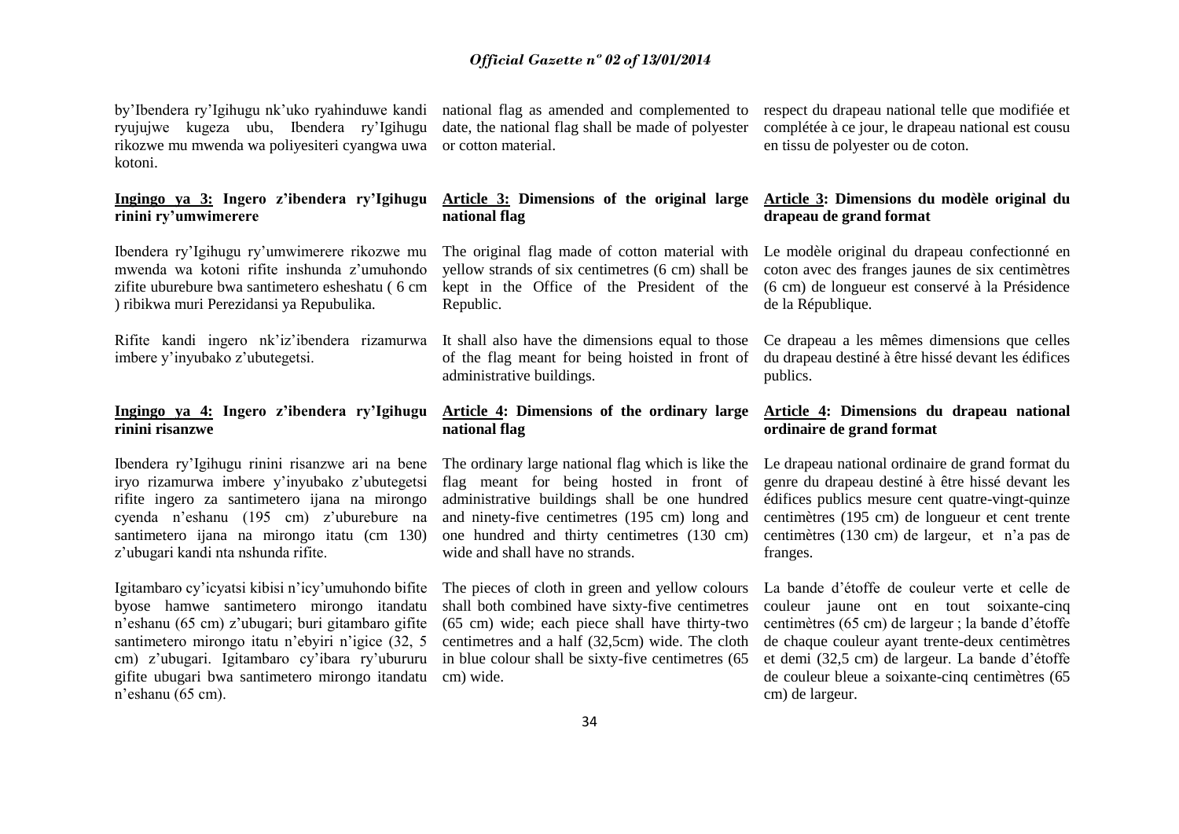by'Ibendera ry'Igihugu nk'uko ryahinduwe kandi ryujujwe kugeza ubu, Ibendera ry'Igihugu rikozwe mu mwenda wa poliyesiteri cyangwa uwa kotoni.

**Ingingo ya 3: Ingero z'ibendera ry'Igihugu rinini ry'umwimerere**

Ibendera ry'Igihugu ry'umwimerere rikozwe mu mwenda wa kotoni rifite inshunda z'umuhondo zifite uburebure bwa santimetero esheshatu ( 6 cm ) ribikwa muri Perezidansi ya Repubulika.

Rifite kandi ingero nk'iz'ibendera rizamurwa imbere y'inyubako z'ubutegetsi.

**Ingingo ya 4: Ingero z'ibendera ry'Igihugu rinini risanzwe**

Ibendera ry'Igihugu rinini risanzwe ari na bene iryo rizamurwa imbere y'inyubako z'ubutegetsi rifite ingero za santimetero ijana na mirongo cyenda n'eshanu (195 cm) z'uburebure na santimetero ijana na mirongo itatu (cm 130) z'ubugari kandi nta nshunda rifite.

Igitambaro cy'icyatsi kibisi n'icy'umuhondo bifite byose hamwe santimetero mirongo itandatu n'eshanu (65 cm) z'ubugari; buri gitambaro gifite santimetero mirongo itatu n'ebyiri n'igice (32, 5 cm) z'ubugari. Igitambaro cy'ibara ry'ubururu gifite ubugari bwa santimetero mirongo itandatu n'eshanu (65 cm).

national flag as amended and complemented to date, the national flag shall be made of polyester or cotton material.

**Article 3: Dimensions of the original large national flag**

The original flag made of cotton material with yellow strands of six centimetres (6 cm) shall be kept in the Office of the President of the Republic.

It shall also have the dimensions equal to those of the flag meant for being hoisted in front of administrative buildings.

**Article 4: Dimensions of the ordinary large national flag**

The ordinary large national flag which is like the flag meant for being hosted in front of administrative buildings shall be one hundred and ninety-five centimetres (195 cm) long and one hundred and thirty centimetres (130 cm) wide and shall have no strands.

The pieces of cloth in green and yellow colours shall both combined have sixty-five centimetres (65 cm) wide; each piece shall have thirty-two centimetres and a half (32,5cm) wide. The cloth in blue colour shall be sixty-five centimetres (65 cm) wide.

respect du drapeau national telle que modifiée et complétée à ce jour, le drapeau national est cousu en tissu de polyester ou de coton.

**Article 3: Dimensions du modèle original du drapeau de grand format**

Le modèle original du drapeau confectionné en coton avec des franges jaunes de six centimètres (6 cm) de longueur est conservé à la Présidence de la République.

Ce drapeau a les mêmes dimensions que celles du drapeau destiné à être hissé devant les édifices publics.

**Article 4: Dimensions du drapeau national ordinaire de grand format**

Le drapeau national ordinaire de grand format du genre du drapeau destiné à être hissé devant les édifices publics mesure cent quatre-vingt-quinze centimètres (195 cm) de longueur et cent trente centimètres (130 cm) de largeur, et n'a pas de franges.

La bande d'étoffe de couleur verte et celle de couleur jaune ont en tout soixante-cinq centimètres (65 cm) de largeur ; la bande d'étoffe de chaque couleur ayant trente-deux centimètres et demi (32,5 cm) de largeur. La bande d'étoffe de couleur bleue a soixante-cinq centimètres (65 cm) de largeur.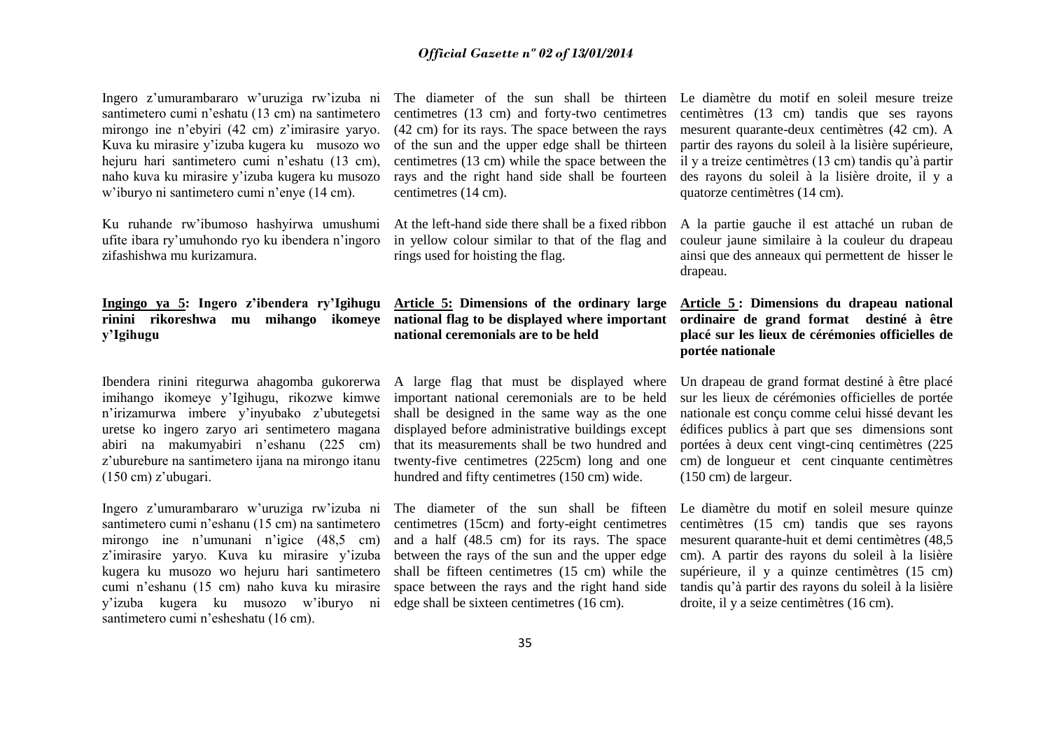Ingero z'umurambararo w'uruziga rw'izuba ni santimetero cumi n'eshatu (13 cm) na santimetero mirongo ine n'ebyiri (42 cm) z'imirasire yaryo. Kuva ku mirasire y'izuba kugera ku musozo wo hejuru hari santimetero cumi n'eshatu (13 cm), naho kuva ku mirasire y'izuba kugera ku musozo w'iburyo ni santimetero cumi n'enye (14 cm).

Ku ruhande rw'ibumoso hashyirwa umushumi ufite ibara ry'umuhondo ryo ku ibendera n'ingoro zifashishwa mu kurizamura.

**Ingingo ya 5: Ingero z'ibendera ry'Igihugu rinini rikoreshwa mu mihango ikomeye y'Igihugu**

Ibendera rinini ritegurwa ahagomba gukorerwa imihango ikomeye y'Igihugu, rikozwe kimwe n'irizamurwa imbere y'inyubako z'ubutegetsi uretse ko ingero zaryo ari sentimetero magana abiri na makumyabiri n'eshanu (225 cm) z'uburebure na santimetero ijana na mirongo itanu (150 cm) z'ubugari.

Ingero z'umurambararo w'uruziga rw'izuba ni santimetero cumi n'eshanu (15 cm) na santimetero mirongo ine n'umunani n'igice (48,5 cm) z'imirasire yaryo. Kuva ku mirasire y'izuba kugera ku musozo wo hejuru hari santimetero cumi n'eshanu (15 cm) naho kuva ku mirasire y'izuba kugera ku musozo w'iburyo ni santimetero cumi n'esheshatu (16 cm).

The diameter of the sun shall be thirteen centimetres (13 cm) and forty-two centimetres (42 cm) for its rays. The space between the rays of the sun and the upper edge shall be thirteen centimetres (13 cm) while the space between the rays and the right hand side shall be fourteen centimetres (14 cm).

At the left-hand side there shall be a fixed ribbon in yellow colour similar to that of the flag and rings used for hoisting the flag.

**Article 5: Dimensions of the ordinary large national flag to be displayed where important national ceremonials are to be held**

A large flag that must be displayed where important national ceremonials are to be held shall be designed in the same way as the one displayed before administrative buildings except that its measurements shall be two hundred and twenty-five centimetres (225cm) long and one hundred and fifty centimetres (150 cm) wide.

The diameter of the sun shall be fifteen centimetres (15cm) and forty-eight centimetres and a half (48.5 cm) for its rays. The space between the rays of the sun and the upper edge shall be fifteen centimetres (15 cm) while the space between the rays and the right hand side edge shall be sixteen centimetres (16 cm).

Le diamètre du motif en soleil mesure treize centimètres (13 cm) tandis que ses rayons mesurent quarante-deux centimètres (42 cm). A partir des rayons du soleil à la lisière supérieure, il y a treize centimètres (13 cm) tandis qu'à partir des rayons du soleil à la lisière droite, il y a quatorze centimètres (14 cm).

A la partie gauche il est attaché un ruban de couleur jaune similaire à la couleur du drapeau ainsi que des anneaux qui permettent de hisser le drapeau.

**Article 5 : Dimensions du drapeau national ordinaire de grand format destiné à être placé sur les lieux de cérémonies officielles de portée nationale**

Un drapeau de grand format destiné à être placé sur les lieux de cérémonies officielles de portée nationale est conçu comme celui hissé devant les édifices publics à part que ses dimensions sont portées à deux cent vingt-cinq centimètres (225 cm) de longueur et cent cinquante centimètres (150 cm) de largeur.

Le diamètre du motif en soleil mesure quinze centimètres (15 cm) tandis que ses rayons mesurent quarante-huit et demi centimètres (48,5 cm). A partir des rayons du soleil à la lisière supérieure, il y a quinze centimètres (15 cm) tandis qu'à partir des rayons du soleil à la lisière droite, il y a seize centimètres (16 cm).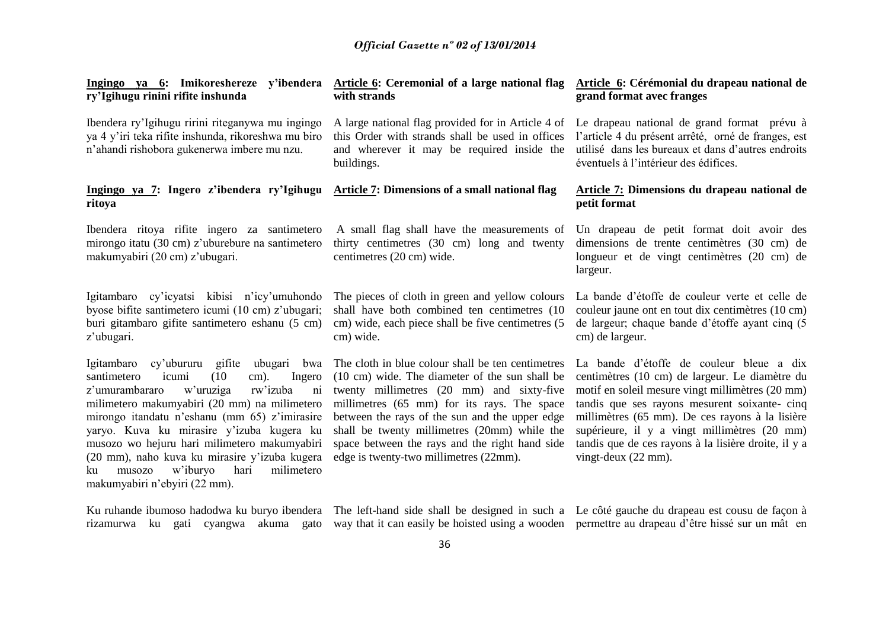**Ingingo ya 6: Imikoreshereze y'ibendera ry'Igihugu rinini rifite inshunda**

Ibendera ry'Igihugu ririni riteganywa mu ingingo ya 4 y'iri teka rifite inshunda, rikoreshwa mu biro n'ahandi rishobora gukenerwa imbere mu nzu.

**Ingingo ya 7: Ingero z'ibendera ry'Igihugu ritoya**

Ibendera ritoya rifite ingero za santimetero mirongo itatu (30 cm) z'uburebure na santimetero makumyabiri (20 cm) z'ubugari.

Igitambaro cy'icyatsi kibisi n'icy'umuhondo byose bifite santimetero icumi (10 cm) z'ubugari; buri gitambaro gifite santimetero eshanu (5 cm) z'ubugari.

Igitambaro cy'ubururu gifite ubugari bwa santimetero icumi (10 cm). Ingero z'umurambararo w'uruziga rw'izuba ni milimetero makumyabiri (20 mm) na milimetero mirongo itandatu n'eshanu (mm 65) z'imirasire yaryo. Kuva ku mirasire y'izuba kugera ku musozo wo hejuru hari milimetero makumyabiri (20 mm), naho kuva ku mirasire y'izuba kugera ku musozo w'iburyo hari milimetero makumyabiri n'ebyiri (22 mm).

Ku ruhande ibumoso hadodwa ku buryo ibendera rizamurwa ku gati cyangwa akuma gato

**Article 6: Ceremonial of a large national flag with strands**

A large national flag provided for in Article 4 of this Order with strands shall be used in offices and wherever it may be required inside the buildings.

**Article 7: Dimensions of a small national flag**

A small flag shall have the measurements of thirty centimetres (30 cm) long and twenty centimetres (20 cm) wide.

The pieces of cloth in green and yellow colours shall have both combined ten centimetres (10 cm) wide, each piece shall be five centimetres (5 cm) wide.

The cloth in blue colour shall be ten centimetres (10 cm) wide. The diameter of the sun shall be twenty millimetres (20 mm) and sixty-five millimetres (65 mm) for its rays. The space between the rays of the sun and the upper edge shall be twenty millimetres (20mm) while the space between the rays and the right hand side edge is twenty-two millimetres (22mm).

The left-hand side shall be designed in such a way that it can easily be hoisted using a wooden

**Article 6: Cérémonial du drapeau national de grand format avec franges**

Le drapeau national de grand format prévu à l'article 4 du présent arrêté, orné de franges, est utilisé dans les bureaux et dans d'autres endroits éventuels à l'intérieur des édifices.

**Article 7: Dimensions du drapeau national de petit format**

Un drapeau de petit format doit avoir des dimensions de trente centimètres (30 cm) de longueur et de vingt centimètres (20 cm) de largeur.

La bande d'étoffe de couleur verte et celle de couleur jaune ont en tout dix centimètres (10 cm) de largeur; chaque bande d'étoffe ayant cinq (5 cm) de largeur.

La bande d'étoffe de couleur bleue a dix centimètres (10 cm) de largeur. Le diamètre du motif en soleil mesure vingt millimètres (20 mm) tandis que ses rayons mesurent soixante- cinq millimètres (65 mm). De ces rayons à la lisière supérieure, il y a vingt millimètres (20 mm) tandis que de ces rayons à la lisière droite, il y a vingt-deux (22 mm).

Le côté gauche du drapeau est cousu de façon à permettre au drapeau d'être hissé sur un mât en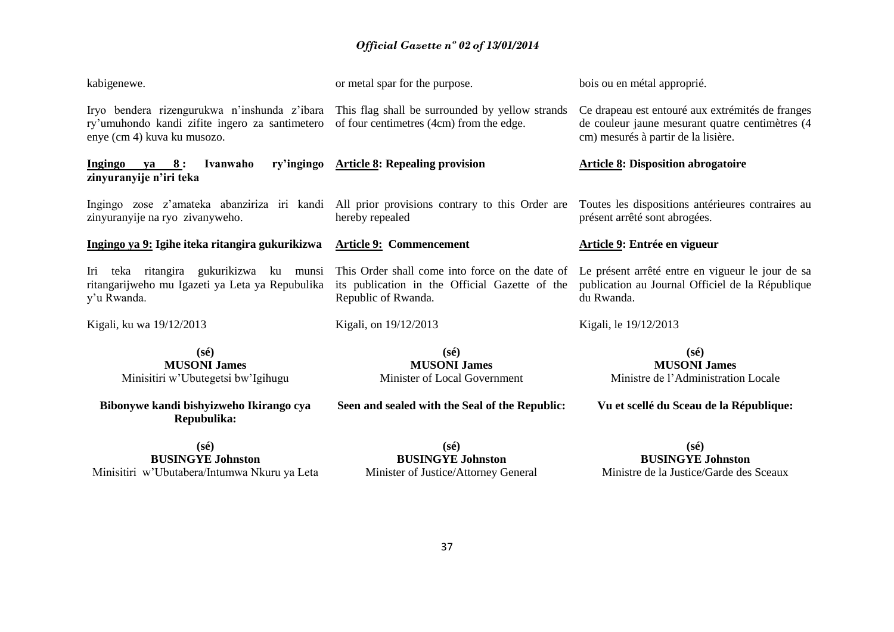kabigenewe.

Iryo bendera rizengurukwa n'inshunda z'ibara ry'umuhondo kandi zifite ingero za santimetero enye (cm 4) kuva ku musozo.

**Ingingo ya 8 : Ivanwaho ry'ingingo zinyuranyije n'iri teka**

Ingingo zose z'amateka abanziriza iri kandi zinyuranyije na ryo zivanyweho.

**Ingingo ya 9: Igihe iteka ritangira gukurikizwa**

Iri teka ritangira gukurikizwa ku munsi ritangarijweho mu Igazeti ya Leta ya Repubulika y'u Rwanda.

Kigali, ku wa 19/12/2013

**(sé)**
**MUSONI James**
Minisitiri w'Ubutegetsi bw'Igihugu

**Bibonywe kandi bishyizweho Ikirango cya Repubulika:**

**(sé)**
**BUSINGYE Johnston**
Minisitiri w'Ubutabera/Intumwa Nkuru ya Leta

or metal spar for the purpose.

This flag shall be surrounded by yellow strands of four centimetres (4cm) from the edge.

**Article 8: Repealing provision**

All prior provisions contrary to this Order are hereby repealed

**Article 9: Commencement**

This Order shall come into force on the date of its publication in the Official Gazette of the Republic of Rwanda.

Kigali, on 19/12/2013

**(sé)**
**MUSONI James**
Minister of Local Government

**Seen and sealed with the Seal of the Republic:**

**(sé)**
**BUSINGYE Johnston**
Minister of Justice/Attorney General

bois ou en métal approprié.

Ce drapeau est entouré aux extrémités de franges de couleur jaune mesurant quatre centimètres (4 cm) mesurés à partir de la lisière.

**Article 8: Disposition abrogatoire**

Toutes les dispositions antérieures contraires au présent arrêté sont abrogées.

**Article 9: Entrée en vigueur**

Le présent arrêté entre en vigueur le jour de sa publication au Journal Officiel de la République du Rwanda.

Kigali, le 19/12/2013

**(sé)**
**MUSONI James**
Ministre de l'Administration Locale

**Vu et scellé du Sceau de la République:**

**(sé)**
**BUSINGYE Johnston**
Ministre de la Justice/Garde des Sceaux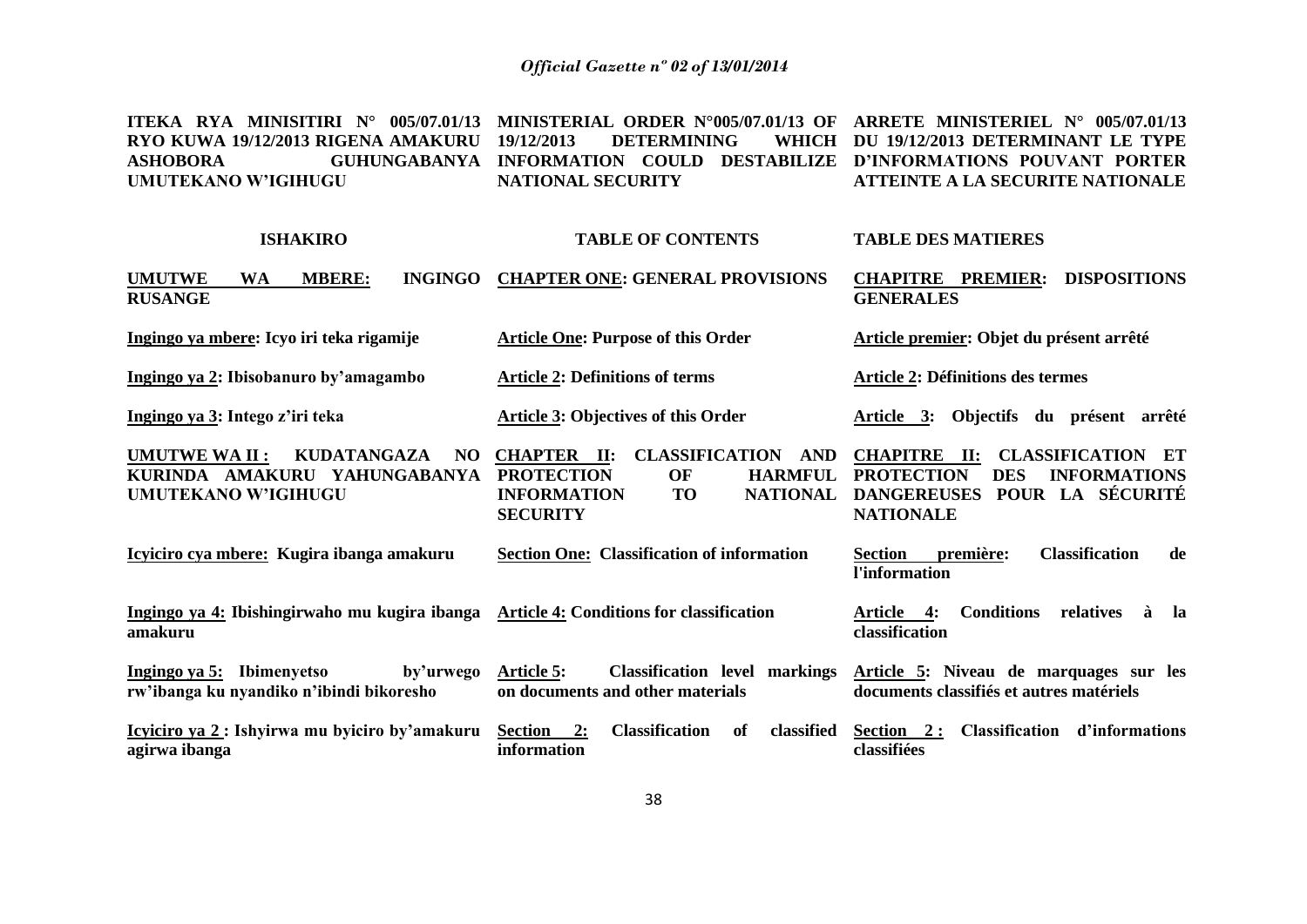**ITEKA RYA MINISITIRI N° 005/07.01/13 RYO KUWA 19/12/2013 RIGENA AMAKURU ASHOBORA GUHUNGABANYA UMUTEKANO W'IGIHUGU**

**MINISTERIAL ORDER N°005/07.01/13 OF 19/12/2013 DETERMINING WHICH INFORMATION COULD DESTABILIZE NATIONAL SECURITY**

**ARRETE MINISTERIEL N° 005/07.01/13 DU 19/12/2013 DETERMINANT LE TYPE D'INFORMATIONS POUVANT PORTER ATTEINTE A LA SECURITE NATIONALE**

| **ISHAKIRO** | **TABLE OF CONTENTS** | **TABLE DES MATIERES** |
|---|---|---|
| **UMUTWE WA MBERE: INGINGO RUSANGE** | **CHAPTER ONE: GENERAL PROVISIONS** | **CHAPITRE PREMIER: DISPOSITIONS GENERALES** |
| **Ingingo ya mbere: Icyo iri teka rigamije** | **Article One: Purpose of this Order** | **Article premier: Objet du présent arrêté** |
| **Ingingo ya 2: Ibisobanuro by'amagambo** | **Article 2: Definitions of terms** | **Article 2: Définitions des termes** |
| **Ingingo ya 3: Intego z'iri teka** | **Article 3: Objectives of this Order** | **Article 3: Objectifs du présent arrêté** |
| **UMUTWE WA II : KUDATANGAZA NO KURINDA AMAKURU YAHUNGABANYA UMUTEKANO W'IGIHUGU** | **CHAPTER II: CLASSIFICATION AND PROTECTION OF HARMFUL INFORMATION TO NATIONAL SECURITY** | **CHAPITRE II: CLASSIFICATION ET PROTECTION DES INFORMATIONS DANGEREUSES POUR LA SÉCURITÉ NATIONALE** |
| **Icyiciro cya mbere: Kugira ibanga amakuru** | **Section One: Classification of information** | **Section première: Classification de l'information** |
| **Ingingo ya 4: Ibishingirwaho mu kugira ibanga amakuru** | **Article 4: Conditions for classification** | **Article 4: Conditions relatives à la classification** |
| **Ingingo ya 5: Ibimenyetso by'urwego rw'ibanga ku nyandiko n'ibindi bikoresho** | **Article 5: Classification level markings on documents and other materials** | **Article 5: Niveau de marquages sur les documents classifiés et autres matériels** |
| **Icyiciro ya 2 : Ishyirwa mu byiciro by'amakuru agirwa ibanga** | **Section 2: Classification of classified information** | **Section 2 : Classification d'informations classifiées** |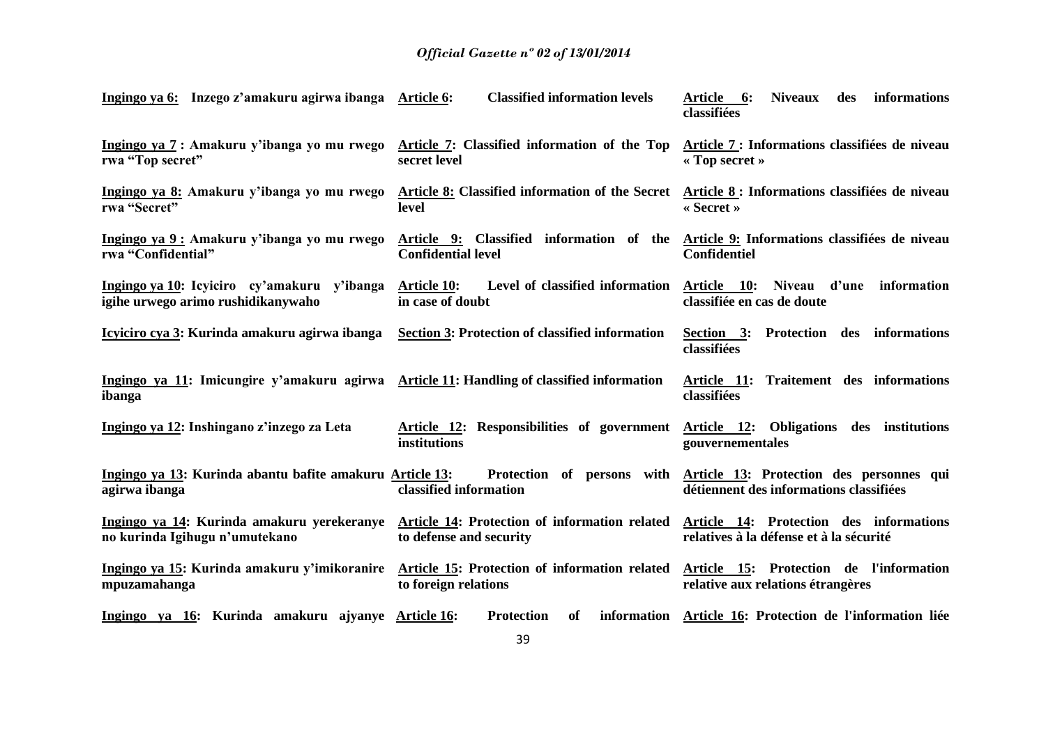**Ingingo ya 6: Inzego z'amakuru agirwa ibanga**

**Ingingo ya 7 : Amakuru y'ibanga yo mu rwego rwa "Top secret"**

**Ingingo ya 8: Amakuru y'ibanga yo mu rwego rwa "Secret"**

**Ingingo ya 9 : Amakuru y'ibanga yo mu rwego rwa "Confidential"**

**Ingingo ya 10: Icyiciro cy'amakuru y'ibanga igihe urwego arimo rushidikanywaho**

**Icyiciro cya 3: Kurinda amakuru agirwa ibanga**

**Ingingo ya 11: Imicungire y'amakuru agirwa ibanga**

**Ingingo ya 12: Inshingano z'inzego za Leta**

**Ingingo ya 13: Kurinda abantu bafite amakuru agirwa ibanga**

**Ingingo ya 14: Kurinda amakuru yerekeranye no kurinda Igihugu n'umutekano**

**Ingingo ya 15: Kurinda amakuru y'imikoranire mpuzamahanga**

**Ingingo ya 16: Kurinda amakuru ajyanye**

**Article 6: Classified information levels**

**Article 7: Classified information of the Top secret level**

**Article 8: Classified information of the Secret level**

**Article 9: Classified information of the Confidential level**

**Article 10: Level of classified information in case of doubt**

**Section 3: Protection of classified information**

**Article 11: Handling of classified information**

**Article 12: Responsibilities of government institutions**

**Article 13: Protection of persons with classified information**

**Article 14: Protection of information related to defense and security**

**Article 15: Protection of information related to foreign relations**

**Article 16: Protection of information**

**Article 6: Niveaux des informations classifiées**

**Article 7 : Informations classifiées de niveau « Top secret »**

**Article 8 : Informations classifiées de niveau « Secret »**

**Article 9: Informations classifiées de niveau Confidentiel**

**Article 10: Niveau d'une information classifiée en cas de doute**

**Section 3: Protection des informations classifiées**

**Article 11: Traitement des informations classifiées**

**Article 12: Obligations des institutions gouvernementales**

**Article 13: Protection des personnes qui détiennent des informations classifiées**

**Article 14: Protection des informations relatives à la défense et à la sécurité**

**Article 15: Protection de l'information relative aux relations étrangères**

**Article 16: Protection de l'information liée**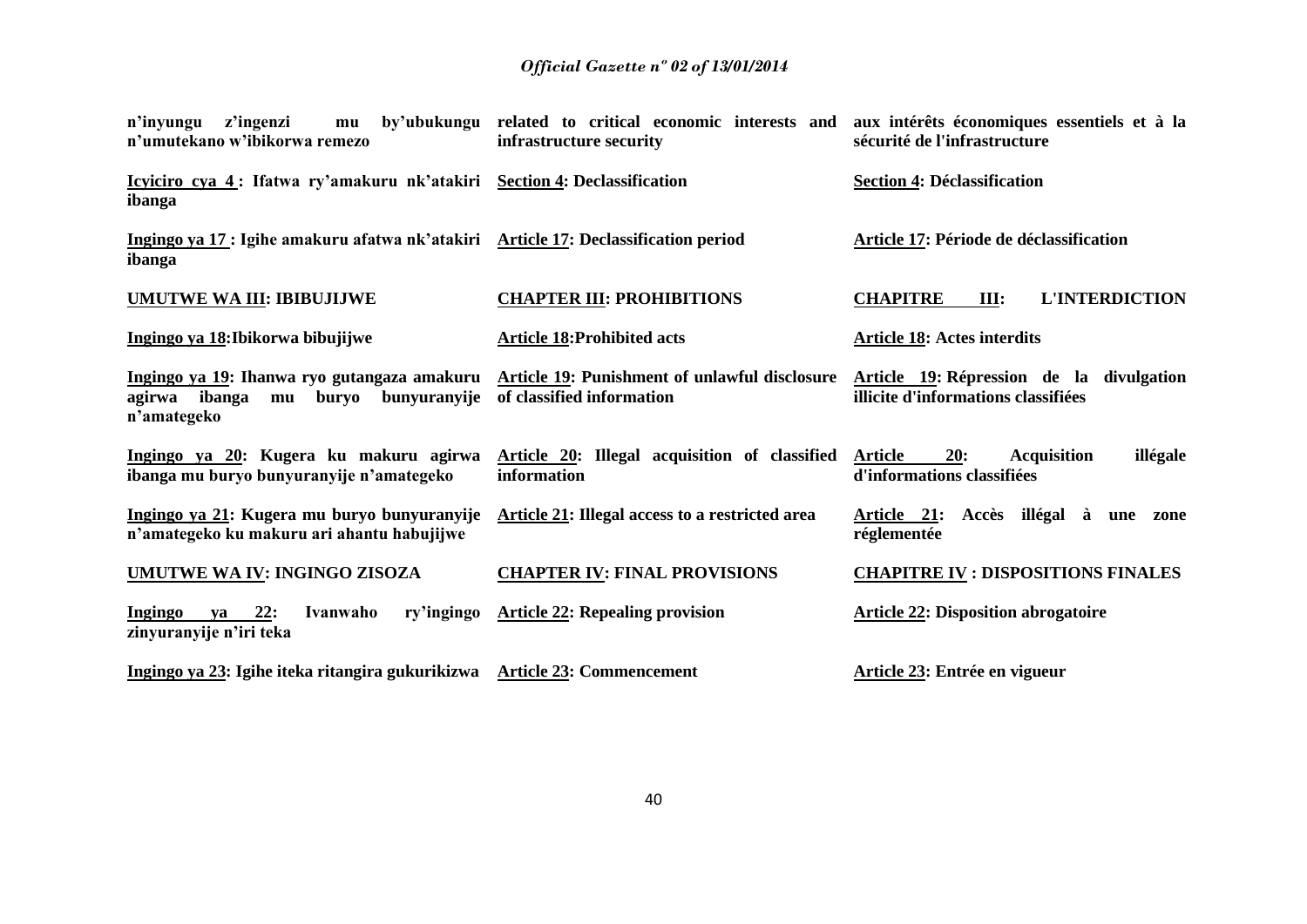| | | |
|---|---|---|
| **n'inyungu z'ingenzi mu by'ubukungu n'umutekano w'ibikorwa remezo** | **related to critical economic interests and infrastructure security** | **aux intérêts économiques essentiels et à la sécurité de l'infrastructure** |
| **Icyiciro cya 4 : Ifatwa ry'amakuru nk'atakiri ibanga** | **Section 4: Declassification** | **Section 4: Déclassification** |
| **Ingingo ya 17 : Igihe amakuru afatwa nk'atakiri ibanga** | **Article 17: Declassification period** | **Article 17: Période de déclassification** |
| **UMUTWE WA III: IBIBUJIJWE** | **CHAPTER III: PROHIBITIONS** | **CHAPITRE III: L'INTERDICTION** |
| **Ingingo ya 18:Ibikorwa bibujijwe** | **Article 18:Prohibited acts** | **Article 18: Actes interdits** |
| **Ingingo ya 19: Ihanwa ryo gutangaza amakuru agirwa ibanga mu buryo bunyuranyije n'amategeko** | **Article 19: Punishment of unlawful disclosure of classified information** | **Article 19: Répression de la divulgation illicite d'informations classifiées** |
| **Ingingo ya 20: Kugera ku makuru agirwa ibanga mu buryo bunyuranyije n'amategeko** | **Article 20: Illegal acquisition of classified information** | **Article 20: Acquisition illégale d'informations classifiées** |
| **Ingingo ya 21: Kugera mu buryo bunyuranyije n'amategeko ku makuru ari ahantu habujijwe** | **Article 21: Illegal access to a restricted area** | **Article 21: Accès illégal à une zone réglementée** |
| **UMUTWE WA IV: INGINGO ZISOZA** | **CHAPTER IV: FINAL PROVISIONS** | **CHAPITRE IV : DISPOSITIONS FINALES** |
| **Ingingo ya 22: Ivanwaho ry'ingingo zinyuranyije n'iri teka** | **Article 22: Repealing provision** | **Article 22: Disposition abrogatoire** |
| **Ingingo ya 23: Igihe iteka ritangira gukurikizwa** | **Article 23: Commencement** | **Article 23: Entrée en vigueur** |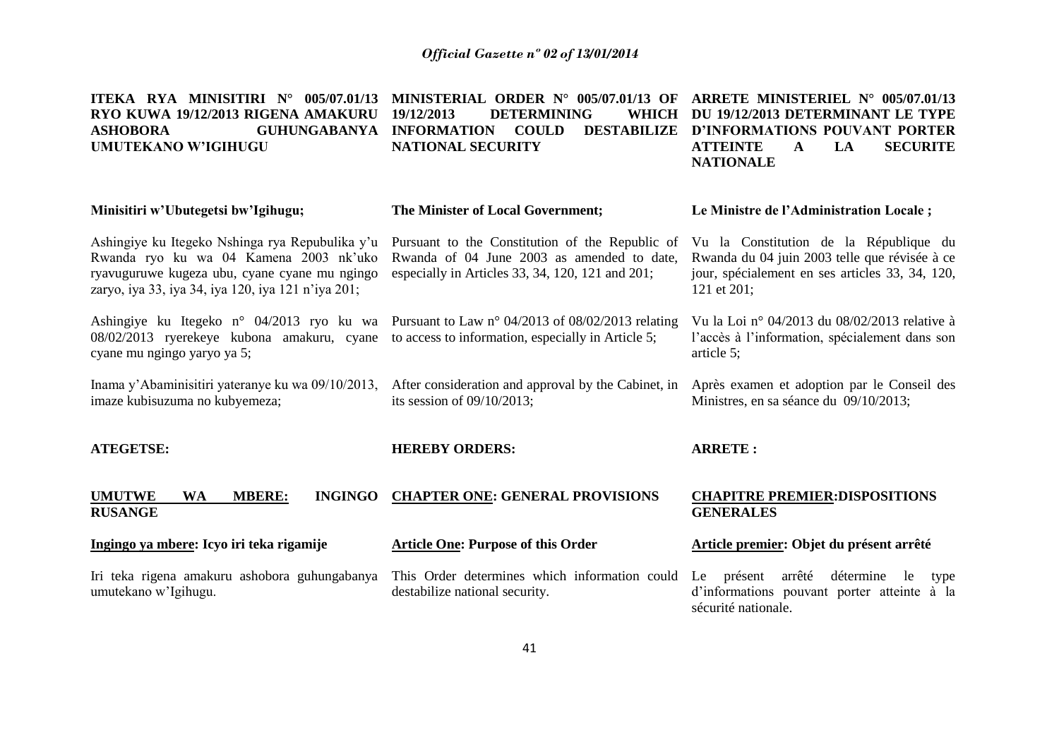**ITEKA RYA MINISITIRI N° 005/07.01/13 RYO KUWA 19/12/2013 RIGENA AMAKURU ASHOBORA GUHUNGABANYA UMUTEKANO W'IGIHUGU**

**Minisitiri w'Ubutegetsi bw'Igihugu;**

Ashingiye ku Itegeko Nshinga rya Repubulika y'u Rwanda ryo ku wa 04 Kamena 2003 nk'uko ryavuguruwe kugeza ubu, cyane cyane mu ngingo zaryo, iya 33, iya 34, iya 120, iya 121 n'iya 201;

Ashingiye ku Itegeko n° 04/2013 ryo ku wa 08/02/2013 ryerekeye kubona amakuru, cyane cyane mu ngingo yaryo ya 5;

Inama y'Abaminisitiri yateranye ku wa 09/10/2013, imaze kubisuzuma no kubyemeza;

**ATEGETSE:**

**UMUTWE WA MBERE: INGINGO RUSANGE**

**Ingingo ya mbere: Icyo iri teka rigamije**

Iri teka rigena amakuru ashobora guhungabanya umutekano w'Igihugu.

---

**MINISTERIAL ORDER N° 005/07.01/13 OF 19/12/2013 DETERMINING WHICH INFORMATION COULD DESTABILIZE NATIONAL SECURITY**

**The Minister of Local Government;**

Pursuant to the Constitution of the Republic of Rwanda of 04 June 2003 as amended to date, especially in Articles 33, 34, 120, 121 and 201;

Pursuant to Law n° 04/2013 of 08/02/2013 relating to access to information, especially in Article 5;

After consideration and approval by the Cabinet, in its session of 09/10/2013;

**HEREBY ORDERS:**

**CHAPTER ONE: GENERAL PROVISIONS**

**Article One: Purpose of this Order**

This Order determines which information could destabilize national security.

---

**ARRETE MINISTERIEL N° 005/07.01/13 DU 19/12/2013 DETERMINANT LE TYPE D'INFORMATIONS POUVANT PORTER ATTEINTE A LA SECURITE NATIONALE**

**Le Ministre de l'Administration Locale ;**

Vu la Constitution de la République du Rwanda du 04 juin 2003 telle que révisée à ce jour, spécialement en ses articles 33, 34, 120, 121 et 201;

Vu la Loi n° 04/2013 du 08/02/2013 relative à l'accès à l'information, spécialement dans son article 5;

Après examen et adoption par le Conseil des Ministres, en sa séance du 09/10/2013;

**ARRETE :**

**CHAPITRE PREMIER:DISPOSITIONS GENERALES**

**Article premier: Objet du présent arrêté**

Le présent arrêté détermine le type d'informations pouvant porter atteinte à la sécurité nationale.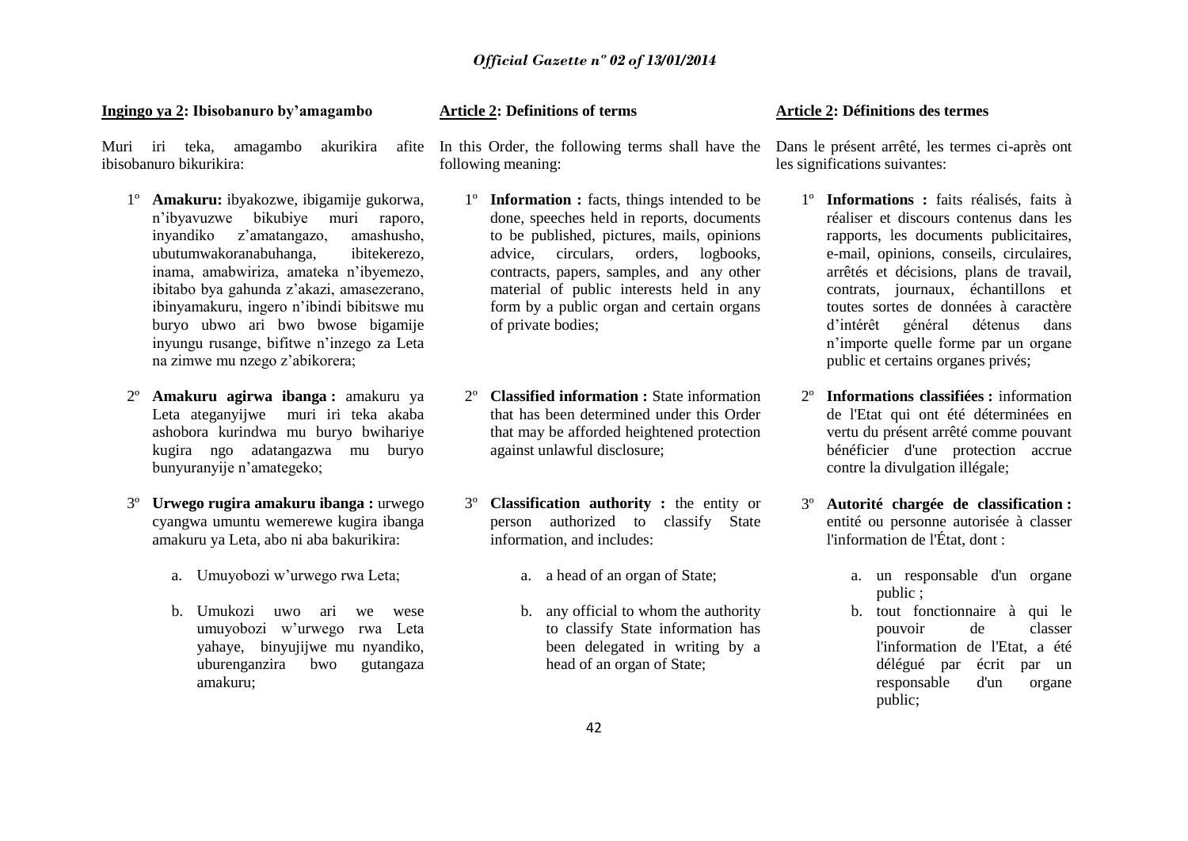**Ingingo ya 2: Ibisobanuro by'amagambo**

Muri iri teka, amagambo akurikira afite ibisobanuro bikurikira:

1º **Amakuru:** ibyakozwe, ibigamije gukorwa, n'ibyavuzwe bikubiye muri raporo, inyandiko z'amatangazo, amashusho, ubutumwakoranabuhanga, ibitekerezo, inama, amabwiriza, amateka n'ibyemezo, ibitabo bya gahunda z'akazi, amasezerano, ibinyamakuru, ingero n'ibindi bibitswe mu buryo ubwo ari bwo bwose bigamije inyungu rusange, bifitwe n'inzego za Leta na zimwe mu nzego z'abikorera;

2º **Amakuru agirwa ibanga :** amakuru ya Leta ateganyijwe muri iri teka akaba ashobora kurindwa mu buryo bwihariye kugira ngo adatangazwa mu buryo bunyuranyije n'amategeko;

3º **Urwego rugira amakuru ibanga :** urwego cyangwa umuntu wemerewe kugira ibanga amakuru ya Leta, abo ni aba bakurikira:

a. Umuyobozi w'urwego rwa Leta;

b. Umukozi uwo ari we wese umuyobozi w'urwego rwa Leta yahaye, binyujijwe mu nyandiko, uburenganzira bwo gutangaza amakuru;

**Article 2: Definitions of terms**

In this Order, the following terms shall have the following meaning:

1º **Information :** facts, things intended to be done, speeches held in reports, documents to be published, pictures, mails, opinions advice, circulars, orders, logbooks, contracts, papers, samples, and any other material of public interests held in any form by a public organ and certain organs of private bodies;

2º **Classified information :** State information that has been determined under this Order that may be afforded heightened protection against unlawful disclosure;

3º **Classification authority :** the entity or person authorized to classify State information, and includes:

a. a head of an organ of State;

b. any official to whom the authority to classify State information has been delegated in writing by a head of an organ of State;

**Article 2: Définitions des termes**

Dans le présent arrêté, les termes ci-après ont les significations suivantes:

1º **Informations :** faits réalisés, faits à réaliser et discours contenus dans les rapports, les documents publicitaires, e-mail, opinions, conseils, circulaires, arrêtés et décisions, plans de travail, contrats, journaux, échantillons et toutes sortes de données à caractère d'intérêt général détenus dans n'importe quelle forme par un organe public et certains organes privés;

2º **Informations classifiées :** information de l'Etat qui ont été déterminées en vertu du présent arrêté comme pouvant bénéficier d'une protection accrue contre la divulgation illégale;

3º **Autorité chargée de classification :** entité ou personne autorisée à classer l'information de l'État, dont :

a. un responsable d'un organe public ;

b. tout fonctionnaire à qui le pouvoir de classer l'information de l'Etat, a été délégué par écrit par un responsable d'un organe public;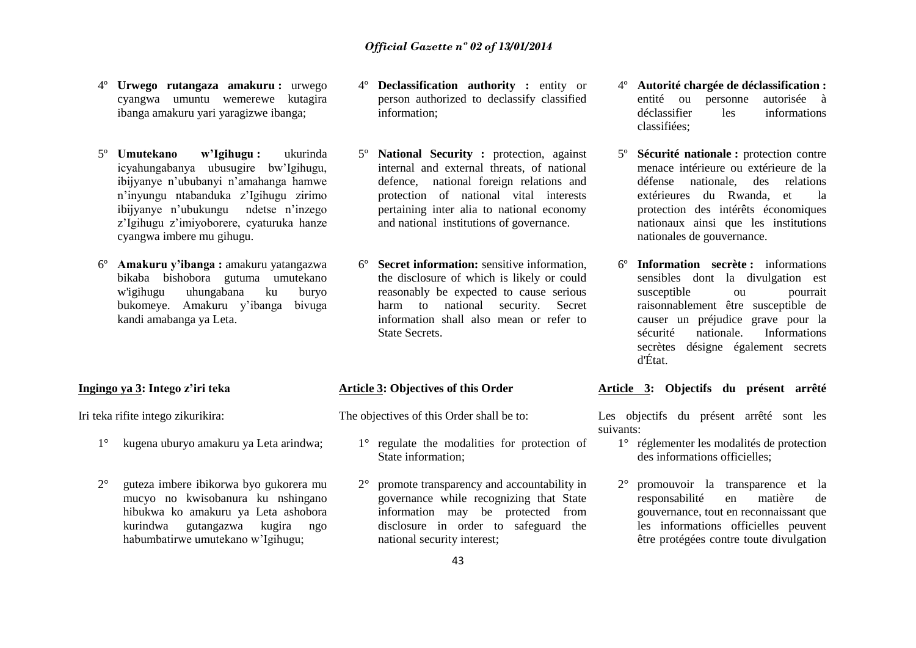4º **Urwego rutangaza amakuru :** urwego cyangwa umuntu wemerewe kutagira ibanga amakuru yari yaragizwe ibanga;

5º **Umutekano w'Igihugu :** ukurinda icyahungabanya ubusugire bw'Igihugu, ibijyanye n'ububanyi n'amahanga hamwe n'inyungu ntabanduka z'Igihugu zirimo ibijyanye n'ubukungu ndetse n'inzego z'Igihugu z'imiyoborere, cyaturuka hanze cyangwa imbere mu gihugu.

6º **Amakuru y'ibanga :** amakuru yatangazwa bikaba bishobora gutuma umutekano w'igihugu uhungabana ku buryo bukomeye. Amakuru y'ibanga bivuga kandi amabanga ya Leta.

4º **Declassification authority :** entity or person authorized to declassify classified information;

5º **National Security :** protection, against internal and external threats, of national defence, national foreign relations and protection of national vital interests pertaining inter alia to national economy and national institutions of governance.

6º **Secret information:** sensitive information, the disclosure of which is likely or could reasonably be expected to cause serious harm to national security. Secret information shall also mean or refer to State Secrets.

4º **Autorité chargée de déclassification :** entité ou personne autorisée à déclassifier les informations classifiées;

5º **Sécurité nationale :** protection contre menace intérieure ou extérieure de la défense nationale, des relations extérieures du Rwanda, et la protection des intérêts économiques nationaux ainsi que les institutions nationales de gouvernance.

6º **Information secrète :** informations sensibles dont la divulgation est susceptible ou pourrait raisonnablement être susceptible de causer un préjudice grave pour la sécurité nationale. Informations secrètes désigne également secrets d'État.

**Ingingo ya 3: Intego z'iri teka**

Iri teka rifite intego zikurikira:

1° kugena uburyo amakuru ya Leta arindwa;

2° guteza imbere ibikorwa byo gukorera mu mucyo no kwisobanura ku nshingano hibukwa ko amakuru ya Leta ashobora kurindwa gutangazwa kugira ngo habumbatirwe umutekano w'Igihugu;

**Article 3: Objectives of this Order**

The objectives of this Order shall be to:

1° regulate the modalities for protection of State information;

2° promote transparency and accountability in governance while recognizing that State information may be protected from disclosure in order to safeguard the national security interest;

**Article 3: Objectifs du présent arrêté**

Les objectifs du présent arrêté sont les suivants:

1° réglementer les modalités de protection des informations officielles;

2° promouvoir la transparence et la responsabilité en matière de gouvernance, tout en reconnaissant que les informations officielles peuvent être protégées contre toute divulgation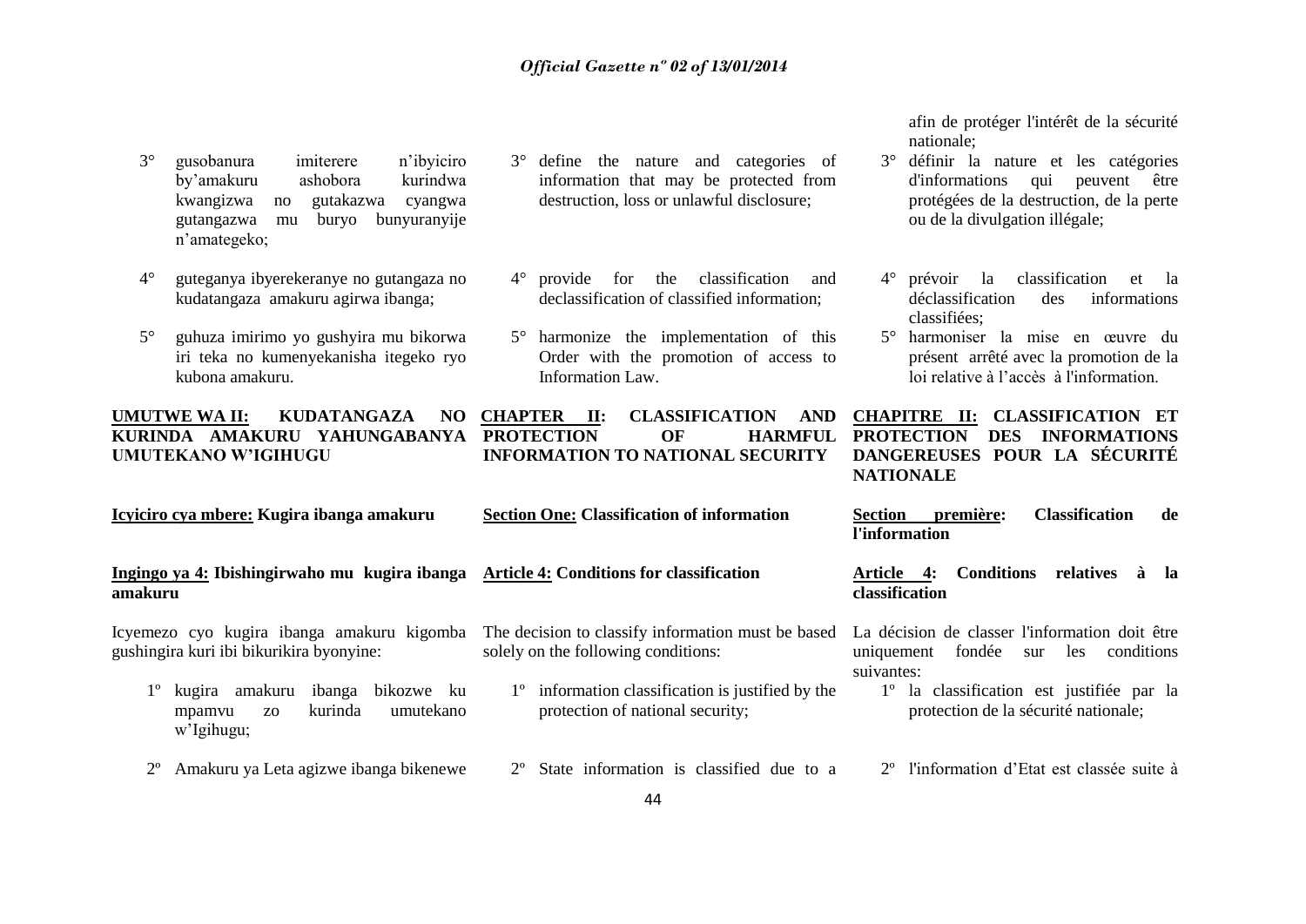3° gusobanura imiterere n'ibyiciro by'amakuru ashobora kurindwa kwangizwa no gutakazwa cyangwa gutangazwa mu buryo bunyuranyije n'amategeko;

4° guteganya ibyerekeranye no gutangaza no kudatangaza amakuru agirwa ibanga;

5° guhuza imirimo yo gushyira mu bikorwa iri teka no kumenyekanisha itegeko ryo kubona amakuru.

**UMUTWE WA II: KUDATANGAZA NO KURINDA AMAKURU YAHUNGABANYA UMUTEKANO W'IGIHUGU**

**Icyiciro cya mbere: Kugira ibanga amakuru**

**Ingingo ya 4: Ibishingirwaho mu kugira ibanga amakuru**

Icyemezo cyo kugira ibanga amakuru kigomba gushingira kuri ibi bikurikira byonyine:

1º kugira amakuru ibanga bikozwe ku mpamvu zo kurinda umutekano w'Igihugu;

2º Amakuru ya Leta agizwe ibanga bikenewe

3° define the nature and categories of information that may be protected from destruction, loss or unlawful disclosure;

4° provide for the classification and declassification of classified information;

5° harmonize the implementation of this Order with the promotion of access to Information Law.

**CHAPTER II: CLASSIFICATION AND PROTECTION OF HARMFUL INFORMATION TO NATIONAL SECURITY**

**Section One: Classification of information**

**Article 4: Conditions for classification**

The decision to classify information must be based solely on the following conditions:

1º information classification is justified by the protection of national security;

2º State information is classified due to a

afin de protéger l'intérêt de la sécurité nationale;

3° définir la nature et les catégories d'informations qui peuvent être protégées de la destruction, de la perte ou de la divulgation illégale;

4° prévoir la classification et la déclassification des informations classifiées;

5° harmoniser la mise en œuvre du présent arrêté avec la promotion de la loi relative à l'accès à l'information.

**CHAPITRE II: CLASSIFICATION ET PROTECTION DES INFORMATIONS DANGEREUSES POUR LA SÉCURITÉ NATIONALE**

**Section première: Classification de l'information**

**Article 4: Conditions relatives à la classification**

La décision de classer l'information doit être uniquement fondée sur les conditions suivantes:

1º la classification est justifiée par la protection de la sécurité nationale;

2º l'information d'Etat est classée suite à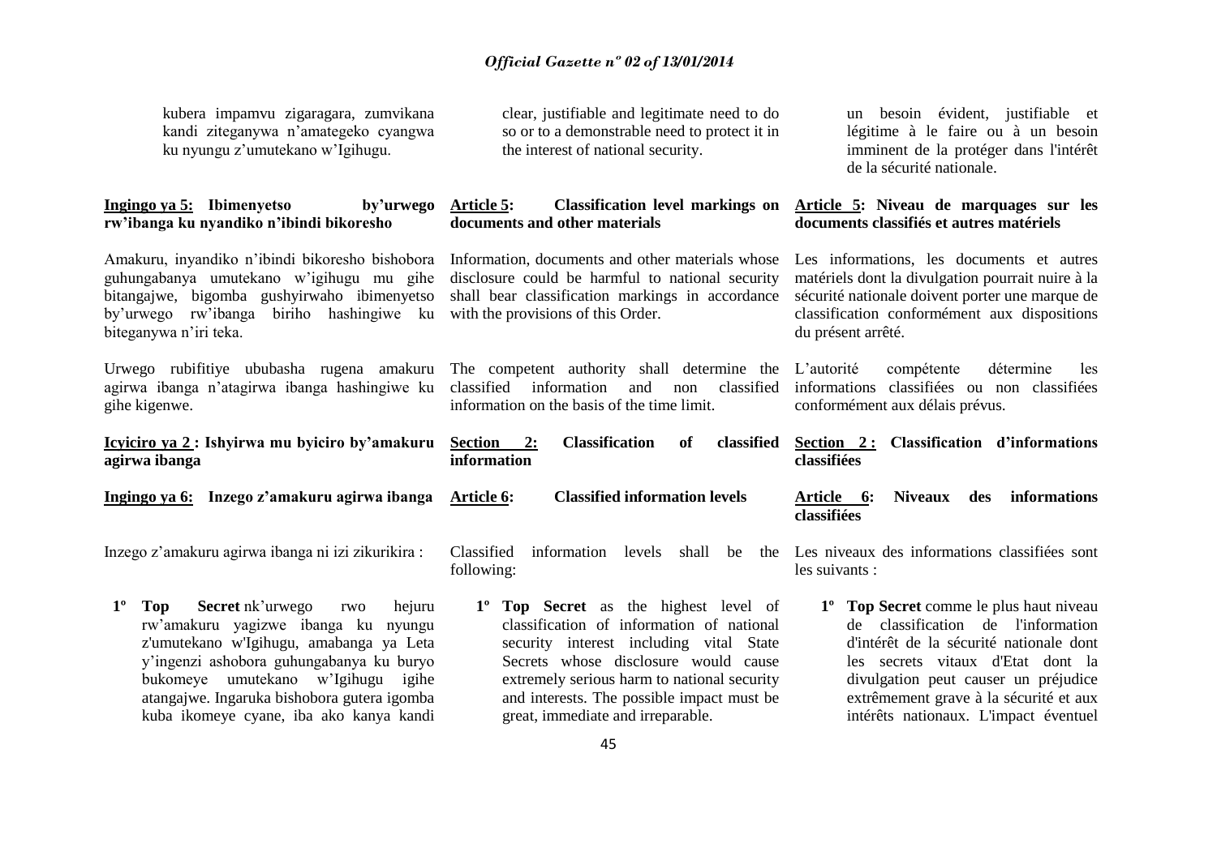kubera impamvu zigaragara, zumvikana kandi ziteganywa n'amategeko cyangwa ku nyungu z'umutekano w'Igihugu.

**Ingingo ya 5: Ibimenyetso by'urwego rw'ibanga ku nyandiko n'ibindi bikoresho**

Amakuru, inyandiko n'ibindi bikoresho bishobora guhungabanya umutekano w'igihugu mu gihe bitangajwe, bigomba gushyirwaho ibimenyetso by'urwego rw'ibanga biriho hashingiwe ku biteganywa n'iri teka.

Urwego rubifitiye ububasha rugena amakuru agirwa ibanga n'atagirwa ibanga hashingiwe ku gihe kigenwe.

**Icyiciro ya 2 : Ishyirwa mu byiciro by'amakuru agirwa ibanga**

**Ingingo ya 6: Inzego z'amakuru agirwa ibanga**

Inzego z'amakuru agirwa ibanga ni izi zikurikira :

1º **Top Secret** nk'urwego rwo hejuru rw'amakuru yagizwe ibanga ku nyungu z'umutekano w'Igihugu, amabanga ya Leta y'ingenzi ashobora guhungabanya ku buryo bukomeye umutekano w'Igihugu igihe atangajwe. Ingaruka bishobora gutera igomba kuba ikomeye cyane, iba ako kanya kandi

clear, justifiable and legitimate need to do so or to a demonstrable need to protect it in the interest of national security.

**Article 5: Classification level markings on documents and other materials**

Information, documents and other materials whose disclosure could be harmful to national security shall bear classification markings in accordance with the provisions of this Order.

The competent authority shall determine the classified information and non classified information on the basis of the time limit.

**Section 2: Classification of classified information**

**Article 6: Classified information levels**

Classified information levels shall be the following:

1º **Top Secret** as the highest level of classification of information of national security interest including vital State Secrets whose disclosure would cause extremely serious harm to national security and interests. The possible impact must be great, immediate and irreparable.

un besoin évident, justifiable et légitime à le faire ou à un besoin imminent de la protéger dans l'intérêt de la sécurité nationale.

**Article 5: Niveau de marquages sur les documents classifiés et autres matériels**

Les informations, les documents et autres matériels dont la divulgation pourrait nuire à la sécurité nationale doivent porter une marque de classification conformément aux dispositions du présent arrêté.

L'autorité compétente détermine les informations classifiées ou non classifiées conformément aux délais prévus.

**Section 2 : Classification d'informations classifiées**

**Article 6: Niveaux des informations classifiées**

Les niveaux des informations classifiées sont les suivants :

1º **Top Secret** comme le plus haut niveau de classification de l'information d'intérêt de la sécurité nationale dont les secrets vitaux d'Etat dont la divulgation peut causer un préjudice extrêmement grave à la sécurité et aux intérêts nationaux. L'impact éventuel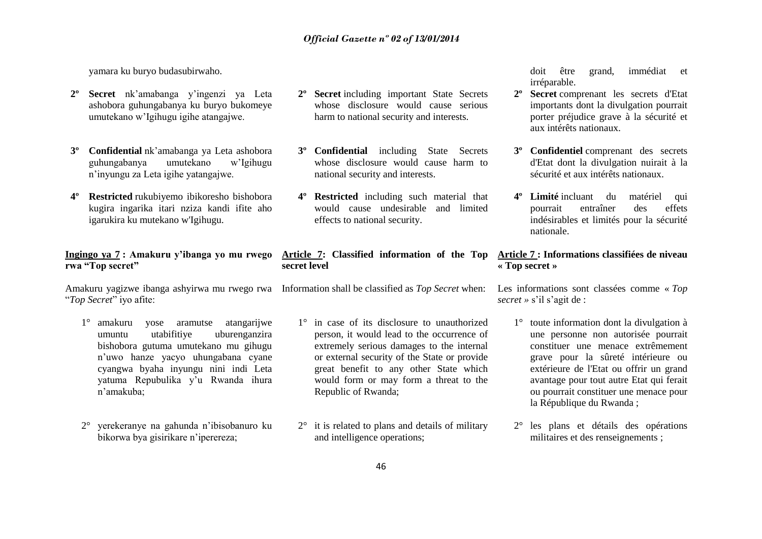yamara ku buryo budasubirwaho.

**2º Secret** nk'amabanga y'ingenzi ya Leta ashobora guhungabanya ku buryo bukomeye umutekano w'Igihugu igihe atangajwe.

**3º Confidential** nk'amabanga ya Leta ashobora guhungabanya umutekano w'Igihugu n'inyungu za Leta igihe yatangajwe.

**4º Restricted** rukubiyemo ibikoresho bishobora kugira ingarika itari nziza kandi ifite aho igarukira ku mutekano w'Igihugu.

**Ingingo ya 7 : Amakuru y'ibanga yo mu rwego rwa "Top secret"**

Amakuru yagizwe ibanga ashyirwa mu rwego rwa "*Top Secret*" iyo afite:

1° amakuru yose aramutse atangarijwe umuntu utabifitiye uburenganzira bishobora gutuma umutekano mu gihugu n'uwo hanze yacyo uhungabana cyane cyangwa byaha inyungu nini indi Leta yatuma Repubulika y'u Rwanda ihura n'amakuba;

2° yerekeranye na gahunda n'ibisobanuro ku bikorwa bya gisirikare n'iperereza;

**2º Secret** including important State Secrets whose disclosure would cause serious harm to national security and interests.

**3º Confidential** including State Secrets whose disclosure would cause harm to national security and interests.

**4º Restricted** including such material that would cause undesirable and limited effects to national security.

**Article 7: Classified information of the Top secret level**

Information shall be classified as *Top Secret* when:

1° in case of its disclosure to unauthorized person, it would lead to the occurrence of extremely serious damages to the internal or external security of the State or provide great benefit to any other State which would form or may form a threat to the Republic of Rwanda;

2° it is related to plans and details of military and intelligence operations;

doit être grand, immédiat et irréparable.

**2º Secret** comprenant les secrets d'Etat importants dont la divulgation pourrait porter préjudice grave à la sécurité et aux intérêts nationaux.

**3º Confidentiel** comprenant des secrets d'Etat dont la divulgation nuirait à la sécurité et aux intérêts nationaux.

**4º Limité** incluant du matériel qui pourrait entraîner des effets indésirables et limités pour la sécurité nationale.

**Article 7 : Informations classifiées de niveau « Top secret »**

Les informations sont classées comme « *Top secret* » s'il s'agit de :

1° toute information dont la divulgation à une personne non autorisée pourrait constituer une menace extrêmement grave pour la sûreté intérieure ou extérieure de l'Etat ou offrir un grand avantage pour tout autre Etat qui ferait ou pourrait constituer une menace pour la République du Rwanda ;

2° les plans et détails des opérations militaires et des renseignements ;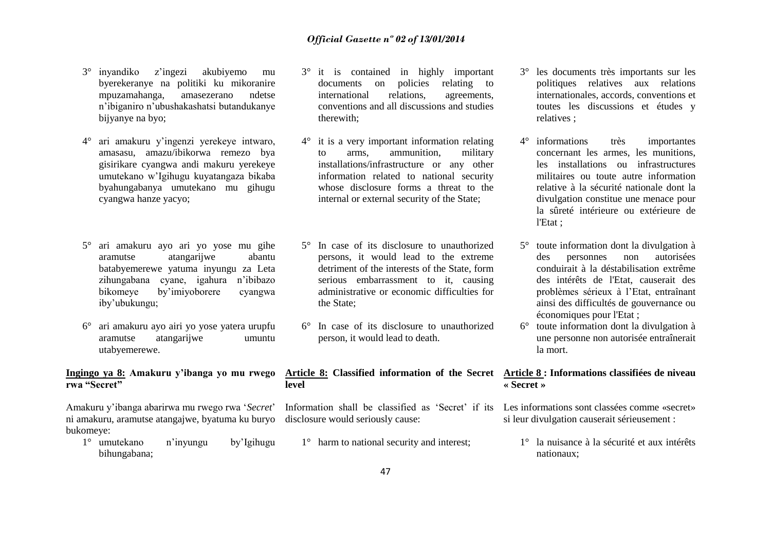3° inyandiko z'ingezi akubiyemo mu byerekeranye na politiki ku mikoranire mpuzamahanga, amasezerano ndetse n'ibiganiro n'ubushakashatsi butandukanye bijyanye na byo;

4° ari amakuru y'ingenzi yerekeye intwaro, amasasu, amazu/ibikorwa remezo bya gisirikare cyangwa andi makuru yerekeye umutekano w'Igihugu kuyatangaza bikaba byahungabanya umutekano mu gihugu cyangwa hanze yacyo;

5° ari amakuru ayo ari yo yose mu gihe aramutse atangarijwe abantu batabyemerewe yatuma inyungu za Leta zihungabana cyane, igahura n'ibibazo bikomeye by'imiyoborere cyangwa iby'ubukungu;

6° ari amakuru ayo airi yo yose yatera urupfu aramutse atangarijwe umuntu utabyemerewe.

**Ingingo ya 8: Amakuru y'ibanga yo mu rwego rwa "Secret"**

Amakuru y'ibanga abarirwa mu rwego rwa '*Secret*' ni amakuru, aramutse atangajwe, byatuma ku buryo bukomeye:

1° umutekano n'inyungu by'Igihugu bihungabana;

3° it is contained in highly important documents on policies relating to international relations, agreements, conventions and all discussions and studies therewith;

4° it is a very important information relating to arms, ammunition, military installations/infrastructure or any other information related to national security whose disclosure forms a threat to the internal or external security of the State;

5° In case of its disclosure to unauthorized persons, it would lead to the extreme detriment of the interests of the State, form serious embarrassment to it, causing administrative or economic difficulties for the State;

6° In case of its disclosure to unauthorized person, it would lead to death.

**Article 8: Classified information of the Secret level**

Information shall be classified as 'Secret' if its disclosure would seriously cause:

1° harm to national security and interest;

3° les documents très importants sur les politiques relatives aux relations internationales, accords, conventions et toutes les discussions et études y relatives ;

4° informations très importantes concernant les armes, les munitions, les installations ou infrastructures militaires ou toute autre information relative à la sécurité nationale dont la divulgation constitue une menace pour la sûreté intérieure ou extérieure de l'Etat ;

5° toute information dont la divulgation à des personnes non autorisées conduirait à la déstabilisation extrême des intérêts de l'Etat, causerait des problèmes sérieux à l'Etat, entraînant ainsi des difficultés de gouvernance ou économiques pour l'Etat ;

6° toute information dont la divulgation à une personne non autorisée entraînerait la mort.

**Article 8 : Informations classifiées de niveau « Secret »**

Les informations sont classées comme «secret» si leur divulgation causerait sérieusement :

1° la nuisance à la sécurité et aux intérêts nationaux;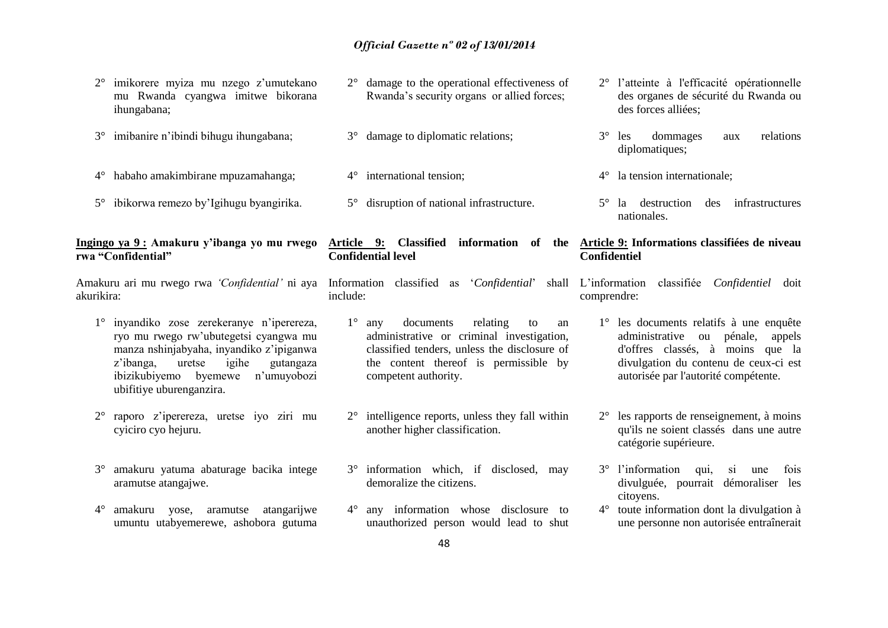2° imikorere myiza mu nzego z'umutekano mu Rwanda cyangwa imitwe bikorana ihungabana;

3° imibanire n'ibindi bihugu ihungabana;

4° habaho amakimbirane mpuzamahanga;

5° ibikorwa remezo by'Igihugu byangirika.

**Ingingo ya 9 : Amakuru y'ibanga yo mu rwego rwa "Confidential"**

Amakuru ari mu rwego rwa *'Confidential'* ni aya akurikira:

1° inyandiko zose zerekeranye n'iperereza, ryo mu rwego rw'ubutegetsi cyangwa mu manza nshinjabyaha, inyandiko z'ipiganwa z'ibanga, uretse igihe gutangaza ibizikubiyemo byemewe n'umuyobozi ubifitiye uburenganzira.

2° raporo z'iperereza, uretse iyo ziri mu cyiciro cyo hejuru.

3° amakuru yatuma abaturage bacika intege aramutse atangajwe.

4° amakuru yose, aramutse atangarijwe umuntu utabyemerewe, ashobora gutuma

2° damage to the operational effectiveness of Rwanda's security organs or allied forces;

3° damage to diplomatic relations;

4° international tension;

5° disruption of national infrastructure.

**Article 9: Classified information of the Confidential level**

Information classified as '*Confidential*' shall include:

1° any documents relating to an administrative or criminal investigation, classified tenders, unless the disclosure of the content thereof is permissible by competent authority.

2° intelligence reports, unless they fall within another higher classification.

3° information which, if disclosed, may demoralize the citizens.

4° any information whose disclosure to unauthorized person would lead to shut

2° l'atteinte à l'efficacité opérationnelle des organes de sécurité du Rwanda ou des forces alliées;

3° les dommages aux relations diplomatiques;

4° la tension internationale;

5° la destruction des infrastructures nationales.

**Article 9: Informations classifiées de niveau Confidentiel**

L'information classifiée *Confidentiel* doit comprendre:

1° les documents relatifs à une enquête administrative ou pénale, appels d'offres classés, à moins que la divulgation du contenu de ceux-ci est autorisée par l'autorité compétente.

2° les rapports de renseignement, à moins qu'ils ne soient classés dans une autre catégorie supérieure.

3° l'information qui, si une fois divulguée, pourrait démoraliser les citoyens.

4° toute information dont la divulgation à une personne non autorisée entraînerait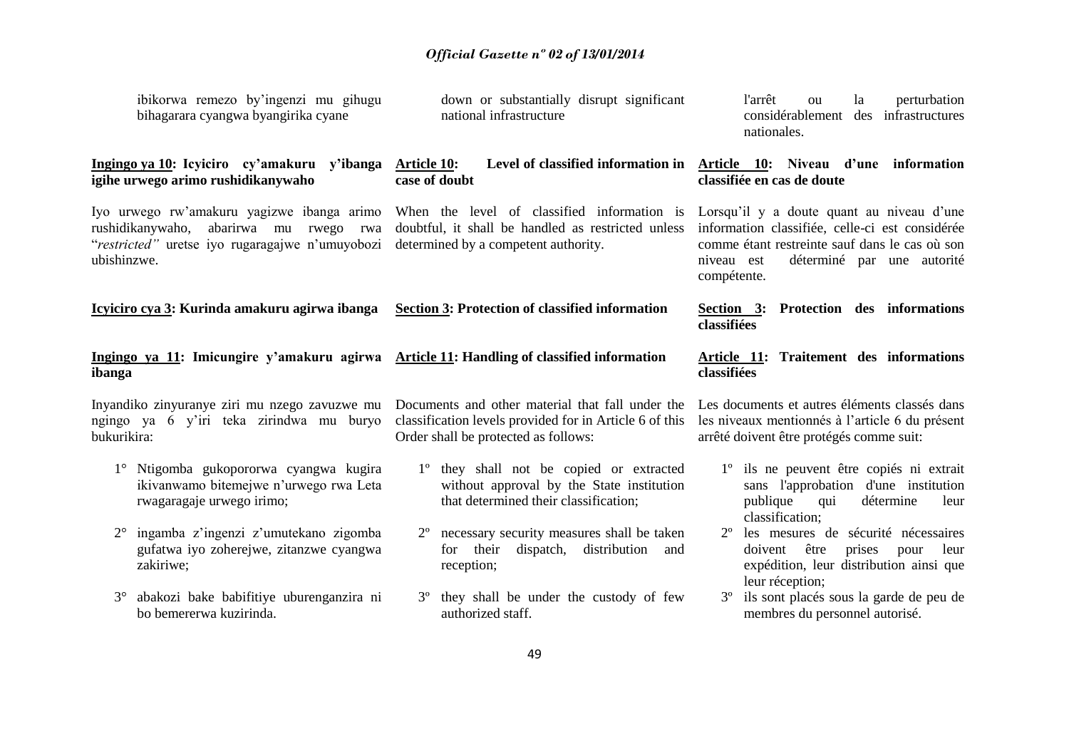ibikorwa remezo by'ingenzi mu gihugu bihagarara cyangwa byangirika cyane

**Ingingo ya 10: Icyiciro cy'amakuru y'ibanga igihe urwego arimo rushidikanywaho**

Iyo urwego rw'amakuru yagizwe ibanga arimo rushidikanywaho, abarirwa mu rwego rwa "*restricted"* uretse iyo rugaragajwe n'umuyobozi ubishinzwe.

**Icyiciro cya 3: Kurinda amakuru agirwa ibanga**

**Ingingo ya 11: Imicungire y'amakuru agirwa ibanga**

Inyandiko zinyuranye ziri mu nzego zavuzwe mu ngingo ya 6 y'iri teka zirindwa mu buryo bukurikira:

1° Ntigomba gukopororwa cyangwa kugira ikivanwamo bitemejwe n'urwego rwa Leta rwagaragaje urwego irimo;

2° ingamba z'ingenzi z'umutekano zigomba gufatwa iyo zoherejwe, zitanzwe cyangwa zakiriwe;

3° abakozi bake babifitiye uburenganzira ni bo bemererwa kuzirinda.

down or substantially disrupt significant national infrastructure

**Article 10: Level of classified information in case of doubt**

When the level of classified information is doubtful, it shall be handled as restricted unless determined by a competent authority.

**Section 3: Protection of classified information**

**Article 11: Handling of classified information**

Documents and other material that fall under the classification levels provided for in Article 6 of this Order shall be protected as follows:

1º they shall not be copied or extracted without approval by the State institution that determined their classification;

2º necessary security measures shall be taken for their dispatch, distribution and reception;

3º they shall be under the custody of few authorized staff.

l'arrêt ou la perturbation considérablement des infrastructures nationales.

**Article 10: Niveau d'une information classifiée en cas de doute**

Lorsqu'il y a doute quant au niveau d'une information classifiée, celle-ci est considérée comme étant restreinte sauf dans le cas où son niveau est déterminé par une autorité compétente.

**Section 3: Protection des informations classifiées**

**Article 11: Traitement des informations classifiées**

Les documents et autres éléments classés dans les niveaux mentionnés à l'article 6 du présent arrêté doivent être protégés comme suit:

1º ils ne peuvent être copiés ni extrait sans l'approbation d'une institution publique qui détermine leur classification;

2º les mesures de sécurité nécessaires doivent être prises pour leur expédition, leur distribution ainsi que leur réception;

3º ils sont placés sous la garde de peu de membres du personnel autorisé.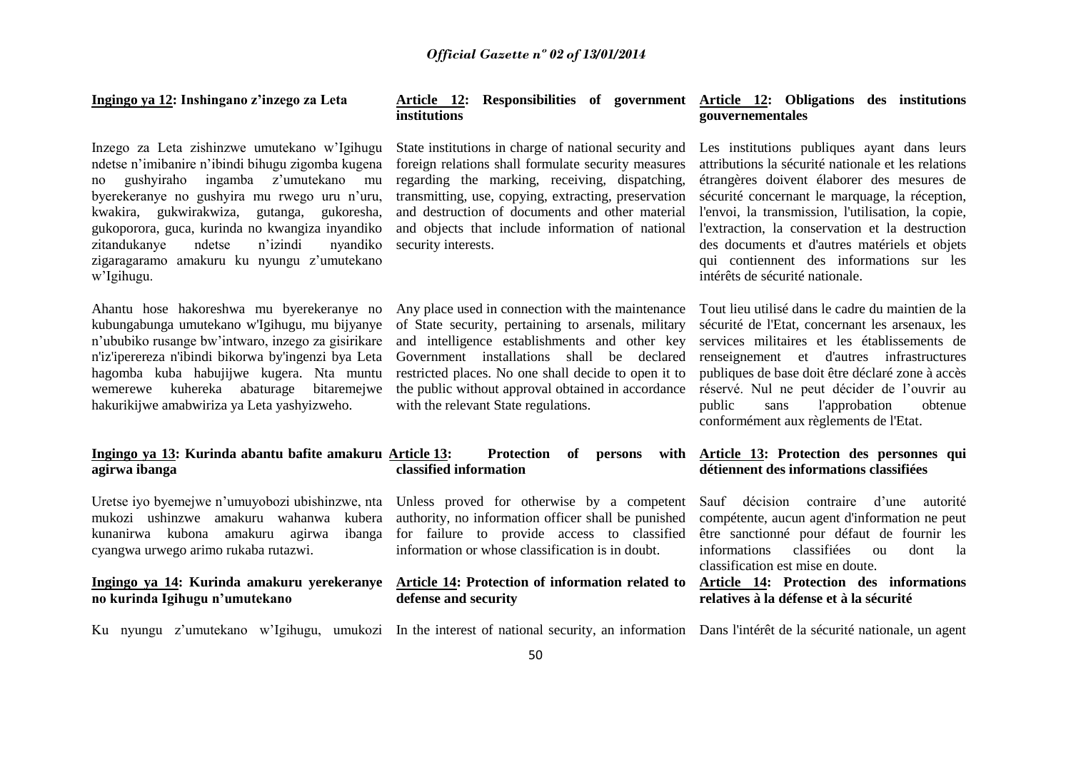**Ingingo ya 12: Inshingano z'inzego za Leta**

Inzego za Leta zishinzwe umutekano w'Igihugu ndetse n'imibanire n'ibindi bihugu zigomba kugena no gushyiraho ingamba z'umutekano mu byerekeranye no gushyira mu rwego uru n'uru, kwakira, gukwirakwiza, gutanga, gukoresha, gukoporora, guca, kurinda no kwangiza inyandiko zitandukanye ndetse n'izindi nyandiko zigaragaramo amakuru ku nyungu z'umutekano w'Igihugu.

Ahantu hose hakoreshwa mu byerekeranye no kubungabunga umutekano w'Igihugu, mu bijyanye n'ububiko rusange bw'intwaro, inzego za gisirikare n'iz'iperereza n'ibindi bikorwa by'ingenzi bya Leta hagomba kuba habujijwe kugera. Nta muntu wemerewe kuhereka abaturage bitaremejwe hakurikijwe amabwiriza ya Leta yashyizweho.

**Ingingo ya 13: Kurinda abantu bafite amakuru agirwa ibanga**

Uretse iyo byemejwe n'umuyobozi ubishinzwe, nta mukozi ushinzwe amakuru wahanwa kubera kunanirwa kubona amakuru agirwa ibanga cyangwa urwego arimo rukaba rutazwi.

**Ingingo ya 14: Kurinda amakuru yerekeranye no kurinda Igihugu n'umutekano**

Ku nyungu z'umutekano w'Igihugu, umukozi

**Article 12: Responsibilities of government institutions**

State institutions in charge of national security and foreign relations shall formulate security measures regarding the marking, receiving, dispatching, transmitting, use, copying, extracting, preservation and destruction of documents and other material and objects that include information of national security interests.

Any place used in connection with the maintenance of State security, pertaining to arsenals, military and intelligence establishments and other key Government installations shall be declared restricted places. No one shall decide to open it to the public without approval obtained in accordance with the relevant State regulations.

**Article 13: Protection of persons with classified information**

Unless proved for otherwise by a competent authority, no information officer shall be punished for failure to provide access to classified information or whose classification is in doubt.

**Article 14: Protection of information related to defense and security**

In the interest of national security, an information

**Article 12: Obligations des institutions gouvernementales**

Les institutions publiques ayant dans leurs attributions la sécurité nationale et les relations étrangères doivent élaborer des mesures de sécurité concernant le marquage, la réception, l'envoi, la transmission, l'utilisation, la copie, l'extraction, la conservation et la destruction des documents et d'autres matériels et objets qui contiennent des informations sur les intérêts de sécurité nationale.

Tout lieu utilisé dans le cadre du maintien de la sécurité de l'Etat, concernant les arsenaux, les services militaires et les établissements de renseignement et d'autres infrastructures publiques de base doit être déclaré zone à accès réservé. Nul ne peut décider de l'ouvrir au public sans l'approbation obtenue conformément aux règlements de l'Etat.

**Article 13: Protection des personnes qui détiennent des informations classifiées**

Sauf décision contraire d'une autorité compétente, aucun agent d'information ne peut être sanctionné pour défaut de fournir les informations classifiées ou dont la classification est mise en doute.

**Article 14: Protection des informations relatives à la défense et à la sécurité**

Dans l'intérêt de la sécurité nationale, un agent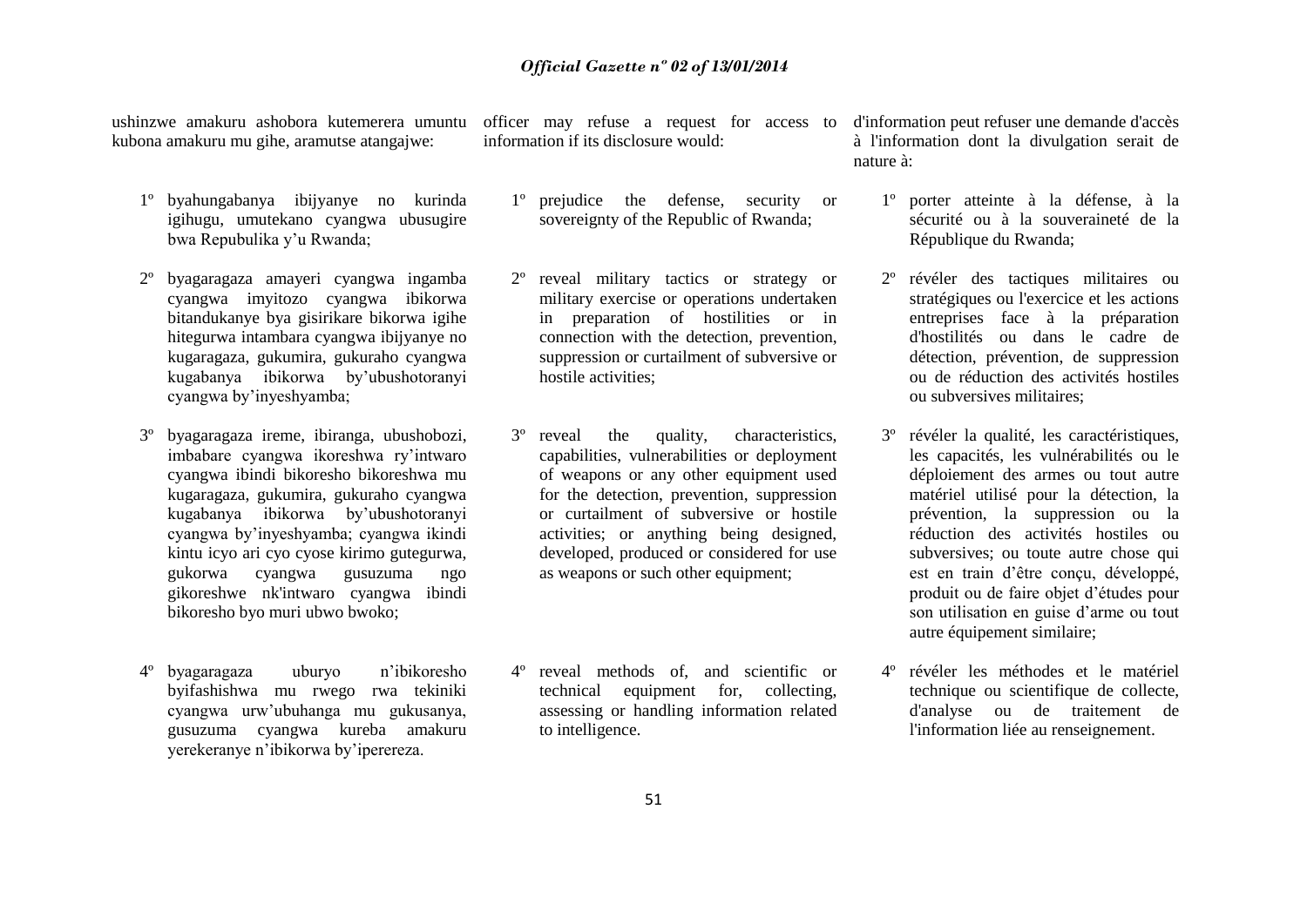ushinzwe amakuru ashobora kutemerera umuntu kubona amakuru mu gihe, aramutse atangajwe:

1º byahungabanya ibijyanye no kurinda igihugu, umutekano cyangwa ubusugire bwa Repubulika y'u Rwanda;

2º byagaragaza amayeri cyangwa ingamba cyangwa imyitozo cyangwa ibikorwa bitandukanye bya gisirikare bikorwa igihe hitegurwa intambara cyangwa ibijyanye no kugaragaza, gukumira, gukuraho cyangwa kugabanya ibikorwa by'ubushotoranyi cyangwa by'inyeshyamba;

3º byagaragaza ireme, ibiranga, ubushobozi, imbabare cyangwa ikoreshwa ry'intwaro cyangwa ibindi bikoresho bikoreshwa mu kugaragaza, gukumira, gukuraho cyangwa kugabanya ibikorwa by'ubushotoranyi cyangwa by'inyeshyamba; cyangwa ikindi kintu icyo ari cyo cyose kirimo gutegurwa, gukorwa cyangwa gusuzuma ngo gikoreshwe nk'intwaro cyangwa ibindi bikoresho byo muri ubwo bwoko;

4º byagaragaza uburyo n'ibikoresho byifashishwa mu rwego rwa tekiniki cyangwa urw'ubuhanga mu gukusanya, gusuzuma cyangwa kureba amakuru yerekeranye n'ibikorwa by'iperereza.

officer may refuse a request for access to information if its disclosure would:

1º prejudice the defense, security or sovereignty of the Republic of Rwanda;

2º reveal military tactics or strategy or military exercise or operations undertaken in preparation of hostilities or in connection with the detection, prevention, suppression or curtailment of subversive or hostile activities;

3º reveal the quality, characteristics, capabilities, vulnerabilities or deployment of weapons or any other equipment used for the detection, prevention, suppression or curtailment of subversive or hostile activities; or anything being designed, developed, produced or considered for use as weapons or such other equipment;

4º reveal methods of, and scientific or technical equipment for, collecting, assessing or handling information related to intelligence.

d'information peut refuser une demande d'accès à l'information dont la divulgation serait de nature à:

1º porter atteinte à la défense, à la sécurité ou à la souveraineté de la République du Rwanda;

2º révéler des tactiques militaires ou stratégiques ou l'exercice et les actions entreprises face à la préparation d'hostilités ou dans le cadre de détection, prévention, de suppression ou de réduction des activités hostiles ou subversives militaires;

3º révéler la qualité, les caractéristiques, les capacités, les vulnérabilités ou le déploiement des armes ou tout autre matériel utilisé pour la détection, la prévention, la suppression ou la réduction des activités hostiles ou subversives; ou toute autre chose qui est en train d'être conçu, développé, produit ou de faire objet d'études pour son utilisation en guise d'arme ou tout autre équipement similaire;

4º révéler les méthodes et le matériel technique ou scientifique de collecte, d'analyse ou de traitement de l'information liée au renseignement.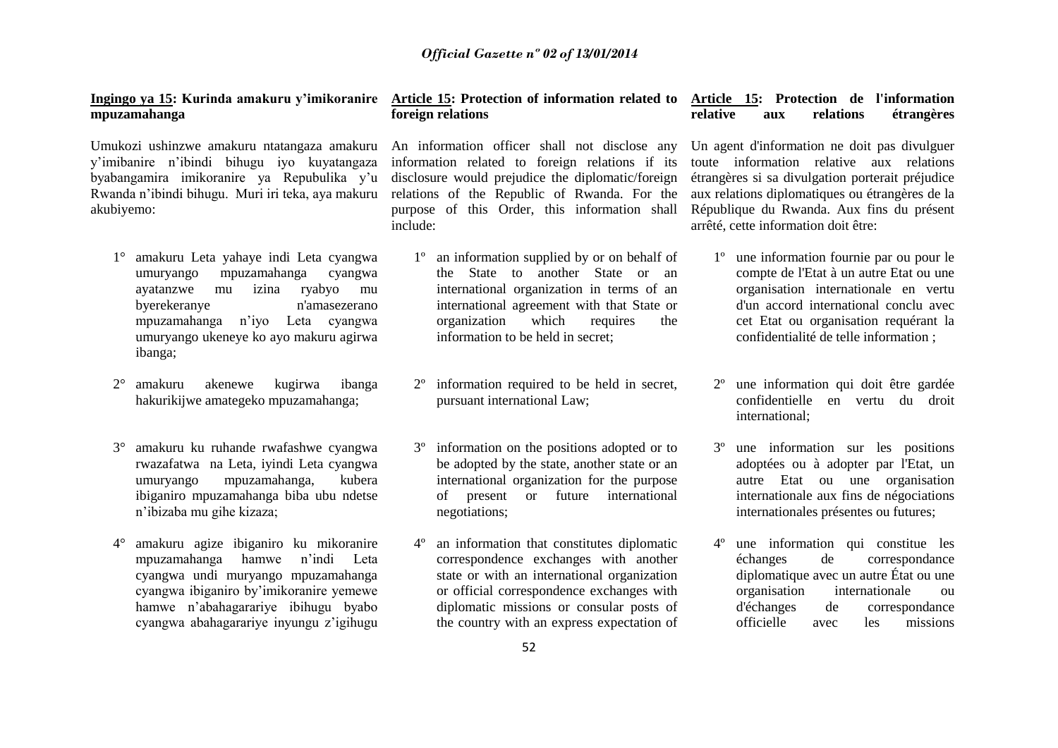**Ingingo ya 15: Kurinda amakuru y'imikoranire mpuzamahanga**

Umukozi ushinzwe amakuru ntatangaza amakuru y'imibanire n'ibindi bihugu iyo kuyatangaza byabangamira imikoranire ya Repubulika y'u Rwanda n'ibindi bihugu. Muri iri teka, aya makuru akubiyemo:

1° amakuru Leta yahaye indi Leta cyangwa umuryango mpuzamahanga cyangwa ayatanzwe mu izina ryabyo mu byerekeranye n'amasezerano mpuzamahanga n'iyo Leta cyangwa umuryango ukeneye ko ayo makuru agirwa ibanga;

2° amakuru akenewe kugirwa ibanga hakurikijwe amategeko mpuzamahanga;

3° amakuru ku ruhande rwafashwe cyangwa rwazafatwa na Leta, iyindi Leta cyangwa umuryango mpuzamahanga, kubera ibiganiro mpuzamahanga biba ubu ndetse n'ibizaba mu gihe kizaza;

4° amakuru agize ibiganiro ku mikoranire mpuzamahanga hamwe n'indi Leta cyangwa undi muryango mpuzamahanga cyangwa ibiganiro by'imikoranire yemewe hamwe n'abahagarariye ibihugu byabo cyangwa abahagarariye inyungu z'igihugu

**Article 15: Protection of information related to foreign relations**

An information officer shall not disclose any information related to foreign relations if its disclosure would prejudice the diplomatic/foreign relations of the Republic of Rwanda. For the purpose of this Order, this information shall include:

1º an information supplied by or on behalf of the State to another State or an international organization in terms of an international agreement with that State or organization which requires the information to be held in secret;

2º information required to be held in secret, pursuant international Law;

3º information on the positions adopted or to be adopted by the state, another state or an international organization for the purpose of present or future international negotiations;

4º an information that constitutes diplomatic correspondence exchanges with another state or with an international organization or official correspondence exchanges with diplomatic missions or consular posts of the country with an express expectation of

**Article 15: Protection de l'information relative aux relations étrangères**

Un agent d'information ne doit pas divulguer toute information relative aux relations étrangères si sa divulgation porterait préjudice aux relations diplomatiques ou étrangères de la République du Rwanda. Aux fins du présent arrêté, cette information doit être:

1º une information fournie par ou pour le compte de l'Etat à un autre Etat ou une organisation internationale en vertu d'un accord international conclu avec cet Etat ou organisation requérant la confidentialité de telle information ;

2º une information qui doit être gardée confidentielle en vertu du droit international;

3º une information sur les positions adoptées ou à adopter par l'Etat, un autre Etat ou une organisation internationale aux fins de négociations internationales présentes ou futures;

4º une information qui constitue les échanges de correspondance diplomatique avec un autre État ou une organisation internationale ou d'échanges de correspondance officielle avec les missions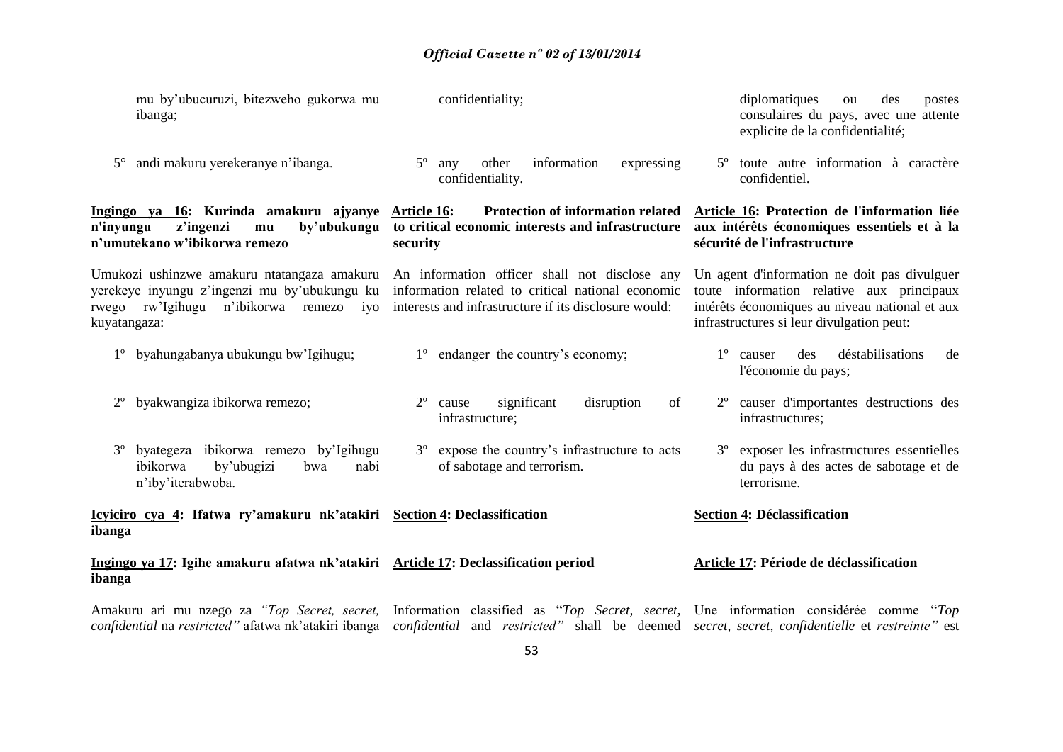mu by'ubucuruzi, bitezweho gukorwa mu ibanga;

5° andi makuru yerekeranye n'ibanga.

**Ingingo ya 16: Kurinda amakuru ajyanye n'inyungu z'ingenzi mu by'ubukungu n'umutekano w'ibikorwa remezo**

Umukozi ushinzwe amakuru ntatangaza amakuru yerekeye inyungu z'ingenzi mu by'ubukungu ku rwego rw'Igihugu n'ibikorwa remezo iyo kuyatangaza:

1º byahungabanya ubukungu bw'Igihugu;

2º byakwangiza ibikorwa remezo;

3º byategeza ibikorwa remezo by'Igihugu ibikorwa by'ubugizi bwa nabi n'iby'iterabwoba.

**Icyiciro cya 4: Ifatwa ry'amakuru nk'atakiri ibanga**

**Ingingo ya 17: Igihe amakuru afatwa nk'atakiri ibanga**

Amakuru ari mu nzego za *"Top Secret, secret, confidential* na *restricted"* afatwa nk'atakiri ibanga

confidentiality;

5º any other information expressing confidentiality.

**Article 16: Protection of information related to critical economic interests and infrastructure security**

An information officer shall not disclose any information related to critical national economic interests and infrastructure if its disclosure would:

1º endanger the country's economy;

2º cause significant disruption of infrastructure;

3º expose the country's infrastructure to acts of sabotage and terrorism.

**Section 4: Declassification**

**Article 17: Declassification period**

Information classified as "*Top Secret, secret, confidential* and *restricted"* shall be deemed

diplomatiques ou des postes consulaires du pays, avec une attente explicite de la confidentialité;

5º toute autre information à caractère confidentiel.

**Article 16: Protection de l'information liée aux intérêts économiques essentiels et à la sécurité de l'infrastructure**

Un agent d'information ne doit pas divulguer toute information relative aux principaux intérêts économiques au niveau national et aux infrastructures si leur divulgation peut:

1º causer des déstabilisations de l'économie du pays;

2º causer d'importantes destructions des infrastructures;

3º exposer les infrastructures essentielles du pays à des actes de sabotage et de terrorisme.

**Section 4: Déclassification**

**Article 17: Période de déclassification**

Une information considérée comme "*Top secret, secret, confidentielle* et *restreinte"* est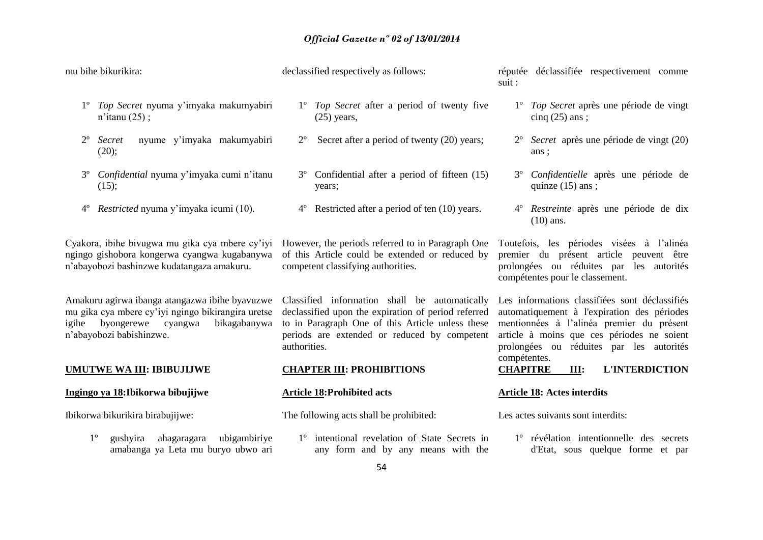mu bihe bikurikira:

1º *Top Secret* nyuma y'imyaka makumyabiri n'itanu (25) ;

2º *Secret* nyume y'imyaka makumyabiri (20);

3º *Confidential* nyuma y'imyaka cumi n'itanu (15);

4º *Restricted* nyuma y'imyaka icumi (10).

Cyakora, ibihe bivugwa mu gika cya mbere cy'iyi ngingo gishobora kongerwa cyangwa kugabanywa n'abayobozi bashinzwe kudatangaza amakuru.

Amakuru agirwa ibanga atangazwa ibihe byavuzwe mu gika cya mbere cy'iyi ngingo bikirangira uretse igihe byongerewe cyangwa bikagabanywa n'abayobozi babishinzwe.

**UMUTWE WA III: IBIBUJIJWE**

**Ingingo ya 18:Ibikorwa bibujijwe**

Ibikorwa bikurikira birabujijwe:

1º gushyira ahagaragara ubigambiriye amabanga ya Leta mu buryo ubwo ari

declassified respectively as follows:

1º *Top Secret* after a period of twenty five (25) years,

2º Secret after a period of twenty (20) years;

3º Confidential after a period of fifteen (15) years;

4º Restricted after a period of ten (10) years.

However, the periods referred to in Paragraph One of this Article could be extended or reduced by competent classifying authorities.

Classified information shall be automatically declassified upon the expiration of period referred to in Paragraph One of this Article unless these periods are extended or reduced by competent authorities.

**CHAPTER III: PROHIBITIONS**

**Article 18:Prohibited acts**

The following acts shall be prohibited:

1º intentional revelation of State Secrets in any form and by any means with the

réputée déclassifiée respectivement comme suit :

1º *Top Secret* après une période de vingt cinq (25) ans ;

2º *Secret* après une période de vingt (20) ans ;

3º *Confidentielle* après une période de quinze (15) ans ;

4º *Restreinte* après une période de dix (10) ans.

Toutefois, les périodes visées à l'alinéa premier du présent article peuvent être prolongées ou réduites par les autorités compétentes pour le classement.

Les informations classifiées sont déclassifiés automatiquement à l'expiration des périodes mentionnées à l'alinéa premier du présent article à moins que ces périodes ne soient prolongées ou réduites par les autorités compétentes.

**CHAPITRE III: L'INTERDICTION**

**Article 18: Actes interdits**

Les actes suivants sont interdits:

1º révélation intentionnelle des secrets d'Etat, sous quelque forme et par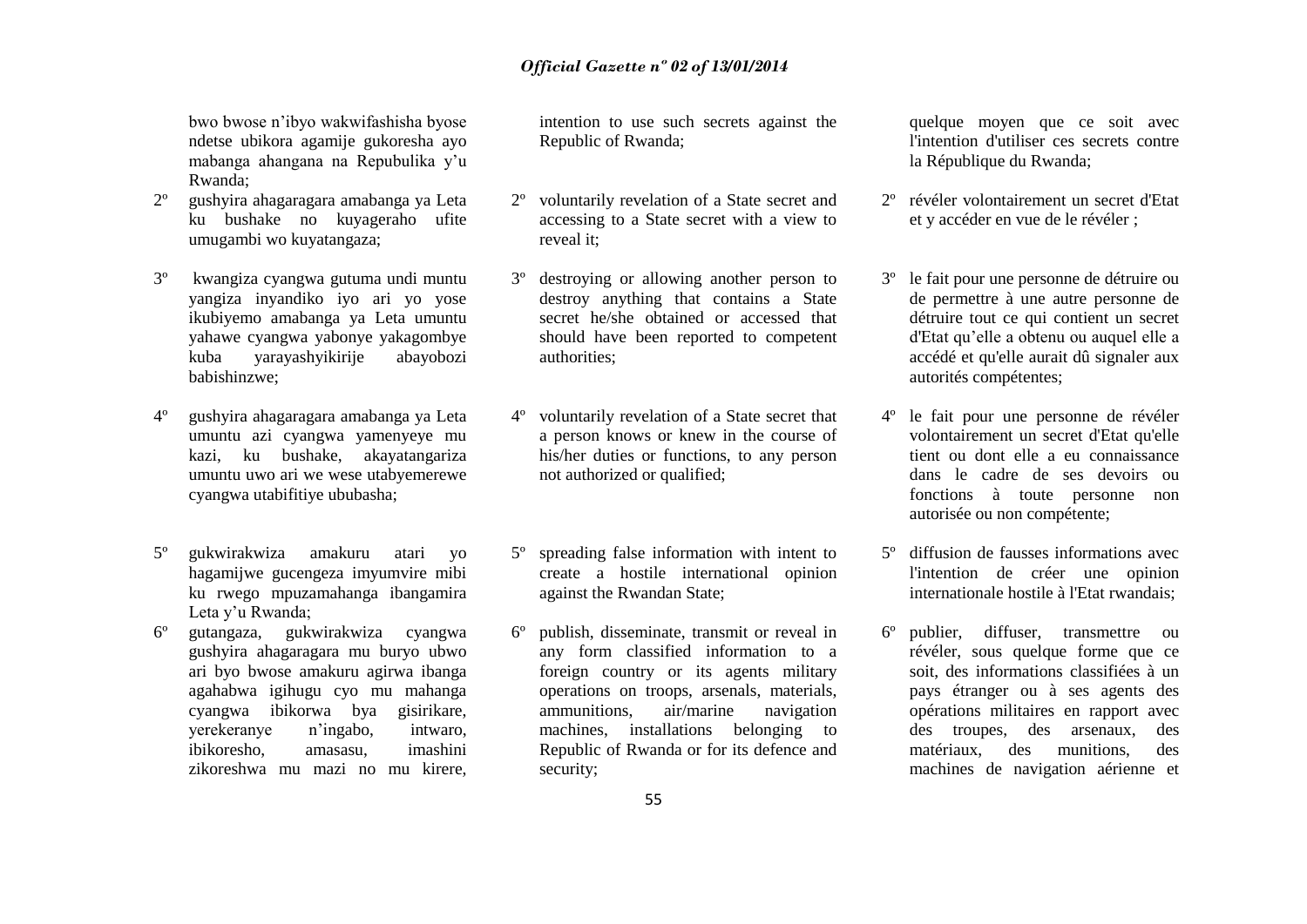bwo bwose n'ibyo wakwifashisha byose ndetse ubikora agamije gukoresha ayo mabanga ahangana na Repubulika y'u Rwanda;

2º gushyira ahagaragara amabanga ya Leta ku bushake no kuyageraho ufite umugambi wo kuyatangaza;

3º kwangiza cyangwa gutuma undi muntu yangiza inyandiko iyo ari yo yose ikubiyemo amabanga ya Leta umuntu yahawe cyangwa yabonye yakagombye kuba yarayashyikirije abayobozi babishinzwe;

4º gushyira ahagaragara amabanga ya Leta umuntu azi cyangwa yamenyeye mu kazi, ku bushake, akayatangariza umuntu uwo ari we wese utabyemerewe cyangwa utabifitiye ububasha;

5º gukwirakwiza amakuru atari yo hagamijwe gucengeza imyumvire mibi ku rwego mpuzamahanga ibangamira Leta y'u Rwanda;

6º gutangaza, gukwirakwiza cyangwa gushyira ahagaragara mu buryo ubwo ari byo bwose amakuru agirwa ibanga agahabwa igihugu cyo mu mahanga cyangwa ibikorwa bya gisirikare, yerekeranye n'ingabo, intwaro, ibikoresho, amasasu, imashini zikoreshwa mu mazi no mu kirere,

intention to use such secrets against the Republic of Rwanda;

2º voluntarily revelation of a State secret and accessing to a State secret with a view to reveal it;

3º destroying or allowing another person to destroy anything that contains a State secret he/she obtained or accessed that should have been reported to competent authorities;

4º voluntarily revelation of a State secret that a person knows or knew in the course of his/her duties or functions, to any person not authorized or qualified;

5º spreading false information with intent to create a hostile international opinion against the Rwandan State;

6º publish, disseminate, transmit or reveal in any form classified information to a foreign country or its agents military operations on troops, arsenals, materials, ammunitions, air/marine navigation machines, installations belonging to Republic of Rwanda or for its defence and security;

quelque moyen que ce soit avec l'intention d'utiliser ces secrets contre la République du Rwanda;

2º révéler volontairement un secret d'Etat et y accéder en vue de le révéler ;

3º le fait pour une personne de détruire ou de permettre à une autre personne de détruire tout ce qui contient un secret d'Etat qu'elle a obtenu ou auquel elle a accédé et qu'elle aurait dû signaler aux autorités compétentes;

4º le fait pour une personne de révéler volontairement un secret d'Etat qu'elle tient ou dont elle a eu connaissance dans le cadre de ses devoirs ou fonctions à toute personne non autorisée ou non compétente;

5º diffusion de fausses informations avec l'intention de créer une opinion internationale hostile à l'Etat rwandais;

6º publier, diffuser, transmettre ou révéler, sous quelque forme que ce soit, des informations classifiées à un pays étranger ou à ses agents des opérations militaires en rapport avec des troupes, des arsenaux, des matériaux, des munitions, des machines de navigation aérienne et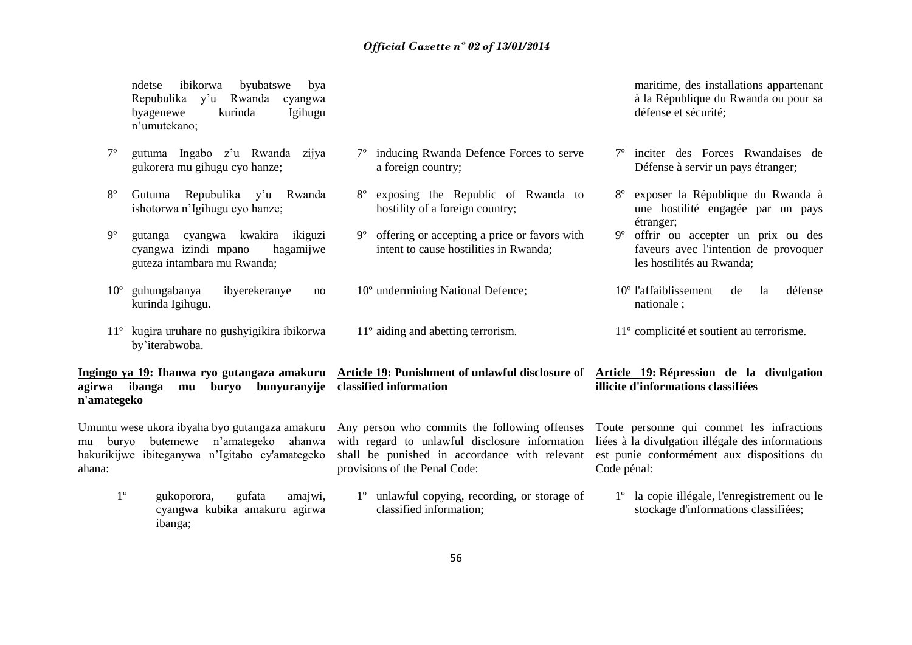ndetse ibikorwa byubatswe bya Repubulika y'u Rwanda cyangwa byagenewe kurinda Igihugu n'umutekano;

7º gutuma Ingabo z'u Rwanda zijya gukorera mu gihugu cyo hanze;

8º Gutuma Repubulika y'u Rwanda ishotorwa n'Igihugu cyo hanze;

9º gutanga cyangwa kwakira ikiguzi cyangwa izindi mpano hagamijwe guteza intambara mu Rwanda;

10º guhungabanya ibyerekeranye no kurinda Igihugu.

11º kugira uruhare no gushyigikira ibikorwa by'iterabwoba.

**Ingingo ya 19: Ihanwa ryo gutangaza amakuru agirwa ibanga mu buryo bunyuranyije n'amategeko**

Umuntu wese ukora ibyaha byo gutangaza amakuru mu buryo butemewe n'amategeko ahanwa hakurikijwe ibiteganywa n'Igitabo cy'amategeko ahana:

1º gukoporora, gufata amajwi, cyangwa kubika amakuru agirwa ibanga;

7º inducing Rwanda Defence Forces to serve a foreign country;

8º exposing the Republic of Rwanda to hostility of a foreign country;

9º offering or accepting a price or favors with intent to cause hostilities in Rwanda;

10º undermining National Defence;

11º aiding and abetting terrorism.

**Article 19: Punishment of unlawful disclosure of classified information**

Any person who commits the following offenses with regard to unlawful disclosure information shall be punished in accordance with relevant provisions of the Penal Code:

1º unlawful copying, recording, or storage of classified information;

maritime, des installations appartenant à la République du Rwanda ou pour sa défense et sécurité;

7º inciter des Forces Rwandaises de Défense à servir un pays étranger;

8º exposer la République du Rwanda à une hostilité engagée par un pays étranger;

9º offrir ou accepter un prix ou des faveurs avec l'intention de provoquer les hostilités au Rwanda;

10º l'affaiblissement de la défense nationale ;

11º complicité et soutient au terrorisme.

**Article 19: Répression de la divulgation illicite d'informations classifiées**

Toute personne qui commet les infractions liées à la divulgation illégale des informations est punie conformément aux dispositions du Code pénal:

1º la copie illégale, l'enregistrement ou le stockage d'informations classifiées;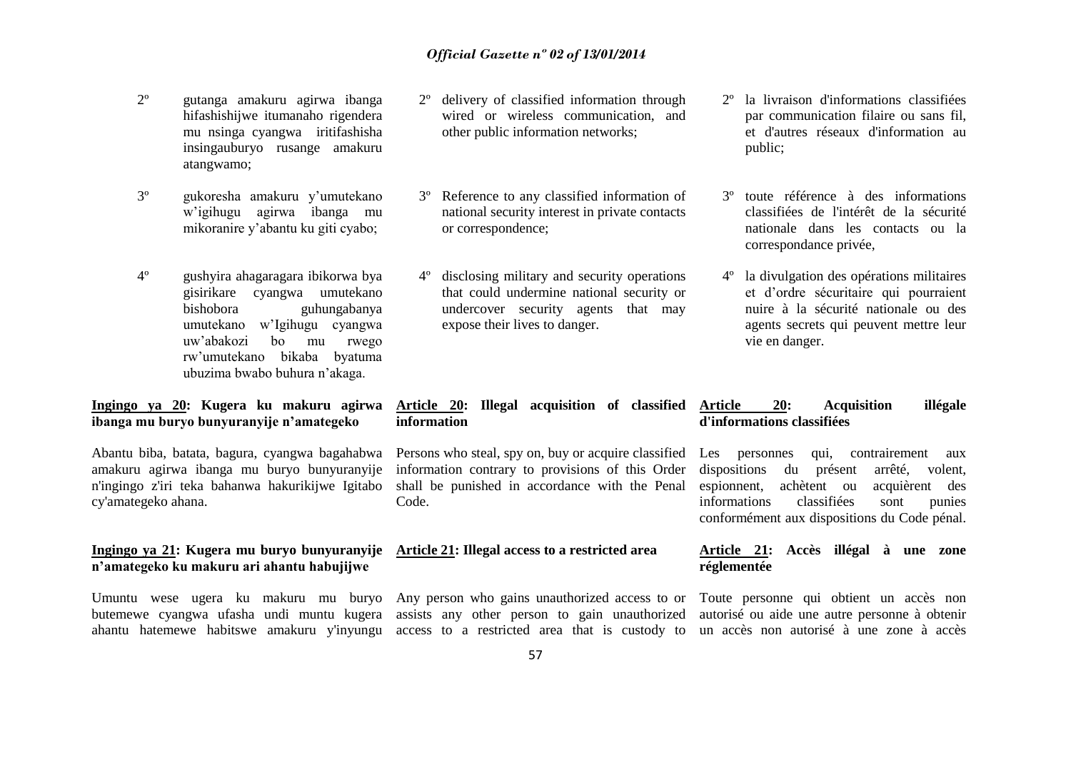2º gutanga amakuru agirwa ibanga hifashishijwe itumanaho rigendera mu nsinga cyangwa iritifashisha insingauburyo rusange amakuru atangwamo;

3º gukoresha amakuru y'umutekano w'igihugu agirwa ibanga mu mikoranire y'abantu ku giti cyabo;

4º gushyira ahagaragara ibikorwa bya gisirikare cyangwa umutekano bishobora guhungabanya umutekano w'Igihugu cyangwa uw'abakozi bo mu rwego rw'umutekano bikaba byatuma ubuzima bwabo buhura n'akaga.

**Ingingo ya 20: Kugera ku makuru agirwa ibanga mu buryo bunyuranyije n'amategeko**

Abantu biba, batata, bagura, cyangwa bagahabwa amakuru agirwa ibanga mu buryo bunyuranyije n'ingingo z'iri teka bahanwa hakurikijwe Igitabo cy'amategeko ahana.

**Ingingo ya 21: Kugera mu buryo bunyuranyije n'amategeko ku makuru ari ahantu habujijwe**

Umuntu wese ugera ku makuru mu buryo butemewe cyangwa ufasha undi muntu kugera ahantu hatemewe habitswe amakuru y'inyungu

2º delivery of classified information through wired or wireless communication, and other public information networks;

3º Reference to any classified information of national security interest in private contacts or correspondence;

4º disclosing military and security operations that could undermine national security or undercover security agents that may expose their lives to danger.

**Article 20: Illegal acquisition of classified information**

Persons who steal, spy on, buy or acquire classified information contrary to provisions of this Order shall be punished in accordance with the Penal Code.

**Article 21: Illegal access to a restricted area**

Any person who gains unauthorized access to or assists any other person to gain unauthorized access to a restricted area that is custody to

2º la livraison d'informations classifiées par communication filaire ou sans fil, et d'autres réseaux d'information au public;

3º toute référence à des informations classifiées de l'intérêt de la sécurité nationale dans les contacts ou la correspondance privée,

4º la divulgation des opérations militaires et d'ordre sécuritaire qui pourraient nuire à la sécurité nationale ou des agents secrets qui peuvent mettre leur vie en danger.

**Article 20: Acquisition illégale d'informations classifiées**

Les personnes qui, contrairement aux dispositions du présent arrêté, volent, espionnent, achètent ou acquièrent des informations classifiées sont punies conformément aux dispositions du Code pénal.

**Article 21: Accès illégal à une zone réglementée**

Toute personne qui obtient un accès non autorisé ou aide une autre personne à obtenir un accès non autorisé à une zone à accès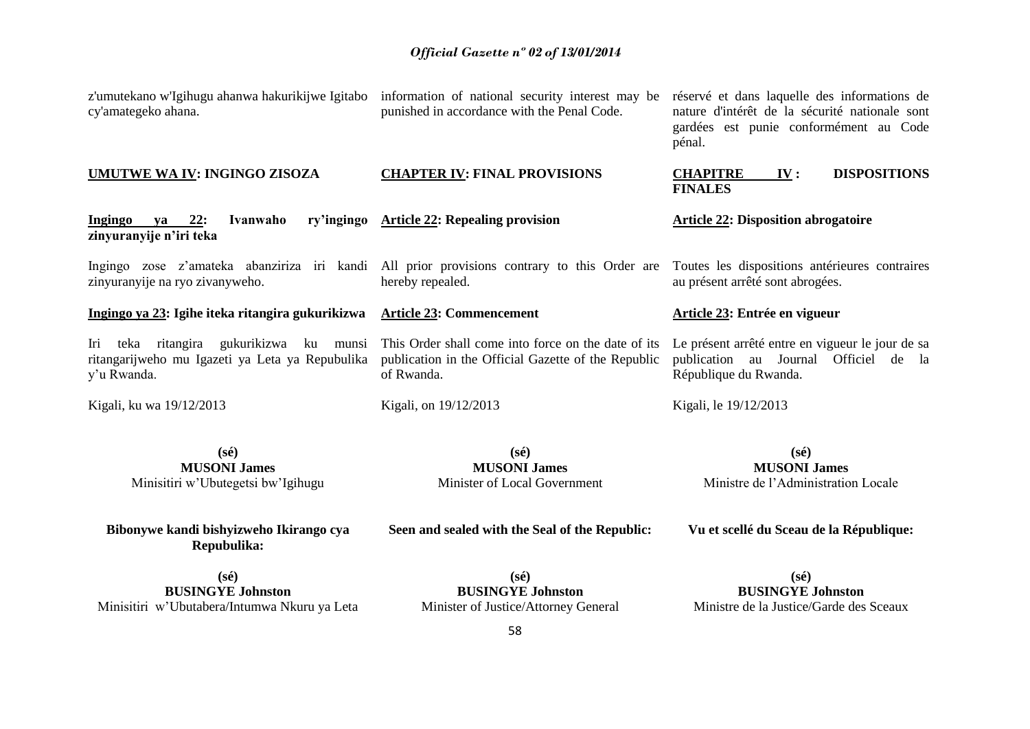z'umutekano w'Igihugu ahanwa hakurikijwe Igitabo cy'amategeko ahana.

## UMUTWE WA IV: INGINGO ZISOZA

**Ingingo ya 22: Ivanwaho ry'ingingo zinyuranyije n'iri teka**

Ingingo zose z'amateka abanziriza iri kandi zinyuranyije na ryo zivanyweho.

**Ingingo ya 23: Igihe iteka ritangira gukurikizwa**

Iri teka ritangira gukurikizwa ku munsi ritangarijweho mu Igazeti ya Leta ya Repubulika y'u Rwanda.

Kigali, ku wa 19/12/2013

**(sé)**
**MUSONI James**
Minisitiri w'Ubutegetsi bw'Igihugu

**Bibonywe kandi bishyizweho Ikirango cya Repubulika:**

**(sé)**
**BUSINGYE Johnston**
Minisitiri w'Ubutabera/Intumwa Nkuru ya Leta

---

information of national security interest may be punished in accordance with the Penal Code.

## CHAPTER IV: FINAL PROVISIONS

**Article 22: Repealing provision**

All prior provisions contrary to this Order are hereby repealed.

**Article 23: Commencement**

This Order shall come into force on the date of its publication in the Official Gazette of the Republic of Rwanda.

Kigali, on 19/12/2013

**(sé)**
**MUSONI James**
Minister of Local Government

**Seen and sealed with the Seal of the Republic:**

**(sé)**
**BUSINGYE Johnston**
Minister of Justice/Attorney General

---

réservé et dans laquelle des informations de nature d'intérêt de la sécurité nationale sont gardées est punie conformément au Code pénal.

## CHAPITRE IV : DISPOSITIONS FINALES

**Article 22: Disposition abrogatoire**

Toutes les dispositions antérieures contraires au présent arrêté sont abrogées.

**Article 23: Entrée en vigueur**

Le présent arrêté entre en vigueur le jour de sa publication au Journal Officiel de la République du Rwanda.

Kigali, le 19/12/2013

**(sé)**
**MUSONI James**
Ministre de l'Administration Locale

**Vu et scellé du Sceau de la République:**

**(sé)**
**BUSINGYE Johnston**
Ministre de la Justice/Garde des Sceaux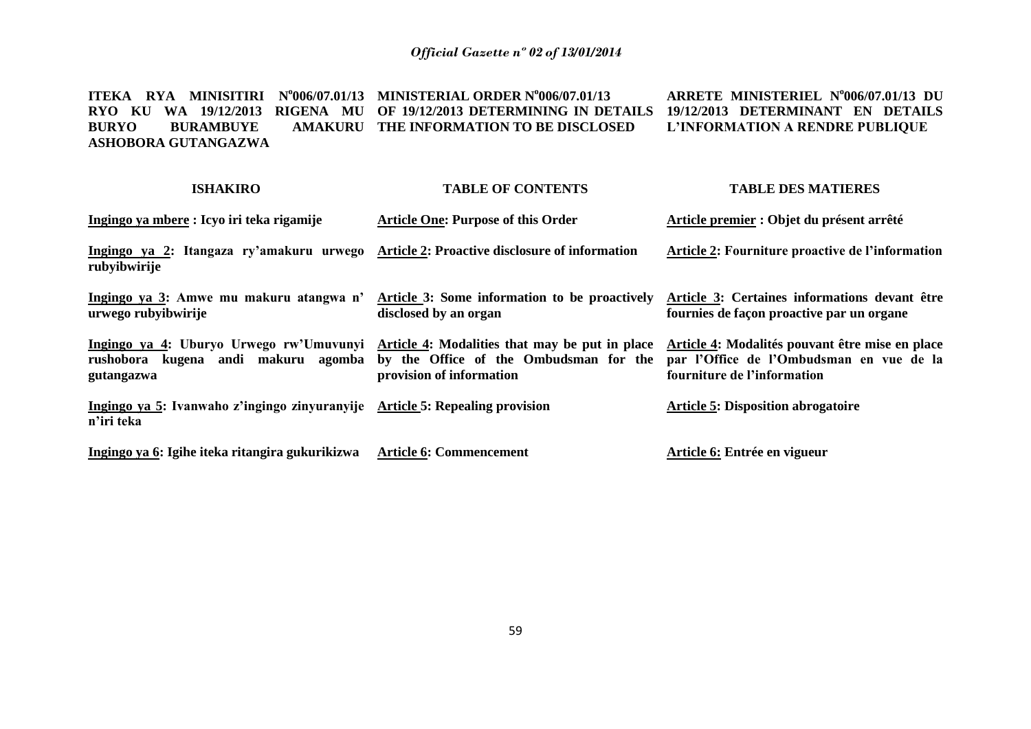| ITEKA RYA MINISITIRI N°006/07.01/13 RYO KU WA 19/12/2013 RIGENA MU BURYO BURAMBUYE AMAKURU ASHOBORA GUTANGAZWA | MINISTERIAL ORDER N°006/07.01/13 OF 19/12/2013 DETERMINING IN DETAILS THE INFORMATION TO BE DISCLOSED | ARRETE MINISTERIEL N°006/07.01/13 DU 19/12/2013 DETERMINANT EN DETAILS L'INFORMATION A RENDRE PUBLIQUE |
|---|---|---|
| **ISHAKIRO** | **TABLE OF CONTENTS** | **TABLE DES MATIERES** |
| **Ingingo ya mbere : Icyo iri teka rigamije** | **Article One: Purpose of this Order** | **Article premier : Objet du présent arrêté** |
| **Ingingo ya 2: Itangaza ry'amakuru urwego rubyibwirije** | **Article 2: Proactive disclosure of information** | **Article 2: Fourniture proactive de l'information** |
| **Ingingo ya 3: Amwe mu makuru atangwa n' urwego rubyibwirije** | **Article 3: Some information to be proactively disclosed by an organ** | **Article 3: Certaines informations devant être fournies de façon proactive par un organe** |
| **Ingingo ya 4: Uburyo Urwego rw'Umuvunyi rushobora kugena andi makuru agomba gutangazwa** | **Article 4: Modalities that may be put in place by the Office of the Ombudsman for the provision of information** | **Article 4: Modalités pouvant être mise en place par l'Office de l'Ombudsman en vue de la fourniture de l'information** |
| **Ingingo ya 5: Ivanwaho z'ingingo zinyuranyije n'iri teka** | **Article 5: Repealing provision** | **Article 5: Disposition abrogatoire** |
| **Ingingo ya 6: Igihe iteka ritangira gukurikizwa** | **Article 6: Commencement** | **Article 6: Entrée en vigueur** |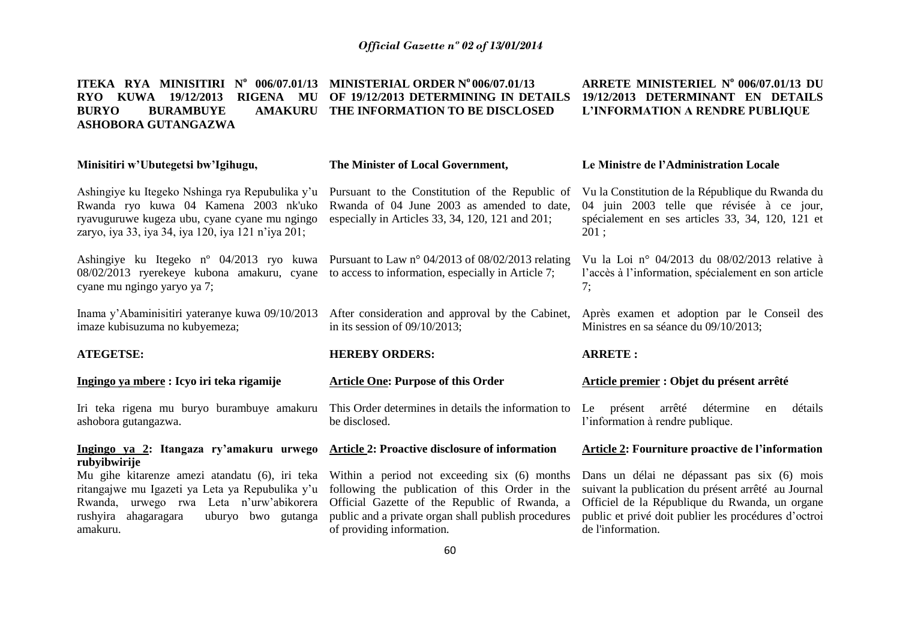**ITEKA RYA MINISITIRI N° 006/07.01/13 RYO KUWA 19/12/2013 RIGENA MU BURYO BURAMBUYE AMAKURU ASHOBORA GUTANGAZWA**

**Minisitiri w'Ubutegetsi bw'Igihugu,**

Ashingiye ku Itegeko Nshinga rya Repubulika y'u Rwanda ryo kuwa 04 Kamena 2003 nk'uko ryavuguruwe kugeza ubu, cyane cyane mu ngingo zaryo, iya 33, iya 34, iya 120, iya 121 n'iya 201;

Ashingiye ku Itegeko nº 04/2013 ryo kuwa 08/02/2013 ryerekeye kubona amakuru, cyane cyane mu ngingo yaryo ya 7;

Inama y'Abaminisitiri yateranye kuwa 09/10/2013 imaze kubisuzuma no kubyemeza;

**ATEGETSE:**

**Ingingo ya mbere : Icyo iri teka rigamije**

Iri teka rigena mu buryo burambuye amakuru ashobora gutangazwa.

**Ingingo ya 2: Itangaza ry'amakuru urwego rubyibwirije**

Mu gihe kitarenze amezi atandatu (6), iri teka ritangajwe mu Igazeti ya Leta ya Repubulika y'u Rwanda, urwego rwa Leta n'urw'abikorera rushyira ahagaragara uburyo bwo gutanga amakuru.

**MINISTERIAL ORDER N° 006/07.01/13 OF 19/12/2013 DETERMINING IN DETAILS THE INFORMATION TO BE DISCLOSED**

**The Minister of Local Government,**

Pursuant to the Constitution of the Republic of Rwanda of 04 June 2003 as amended to date, especially in Articles 33, 34, 120, 121 and 201;

Pursuant to Law n° 04/2013 of 08/02/2013 relating to access to information, especially in Article 7;

After consideration and approval by the Cabinet, in its session of 09/10/2013;

**HEREBY ORDERS:**

**Article One: Purpose of this Order**

This Order determines in details the information to be disclosed.

**Article 2: Proactive disclosure of information**

Within a period not exceeding six (6) months following the publication of this Order in the Official Gazette of the Republic of Rwanda, a public and a private organ shall publish procedures of providing information.

**ARRETE MINISTERIEL N° 006/07.01/13 DU 19/12/2013 DETERMINANT EN DETAILS L'INFORMATION A RENDRE PUBLIQUE**

**Le Ministre de l'Administration Locale**

Vu la Constitution de la République du Rwanda du 04 juin 2003 telle que révisée à ce jour, spécialement en ses articles 33, 34, 120, 121 et 201 ;

Vu la Loi n° 04/2013 du 08/02/2013 relative à l'accès à l'information, spécialement en son article 7;

Après examen et adoption par le Conseil des Ministres en sa séance du 09/10/2013;

**ARRETE :**

**Article premier : Objet du présent arrêté**

Le présent arrêté détermine en détails l'information à rendre publique.

**Article 2: Fourniture proactive de l'information**

Dans un délai ne dépassant pas six (6) mois suivant la publication du présent arrêté au Journal Officiel de la République du Rwanda, un organe public et privé doit publier les procédures d'octroi de l'information.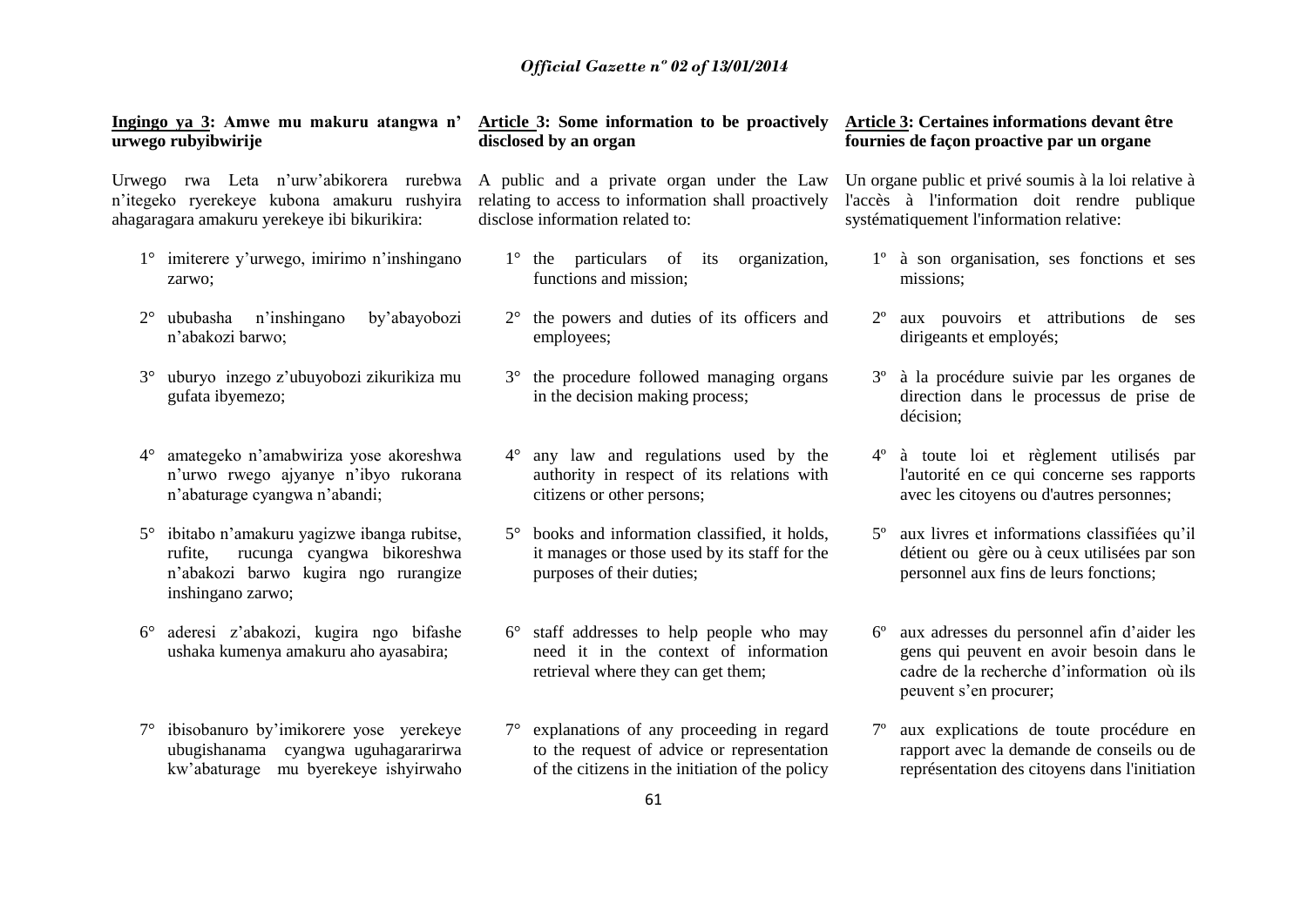**Ingingo ya 3: Amwe mu makuru atangwa n' urwego rubyibwirije**

Urwego rwa Leta n'urw'abikorera rurebwa n'itegeko ryerekeye kubona amakuru rushyira ahagaragara amakuru yerekeye ibi bikurikira:

1° imiterere y'urwego, imirimo n'inshingano zarwo;

2° ububasha n'inshingano by'abayobozi n'abakozi barwo;

3° uburyo inzego z'ubuyobozi zikurikiza mu gufata ibyemezo;

4° amategeko n'amabwiriza yose akoreshwa n'urwo rwego ajyanye n'ibyo rukorana n'abaturage cyangwa n'abandi;

5° ibitabo n'amakuru yagizwe ibanga rubitse, rufite, rucunga cyangwa bikoreshwa n'abakozi barwo kugira ngo rurangize inshingano zarwo;

6° aderesi z'abakozi, kugira ngo bifashe ushaka kumenya amakuru aho ayasabira;

7° ibisobanuro by'imikorere yose yerekeye ubugishanama cyangwa uguhagararirwa kw'abaturage mu byerekeye ishyirwaho

**Article 3: Some information to be proactively disclosed by an organ**

A public and a private organ under the Law relating to access to information shall proactively disclose information related to:

1° the particulars of its organization, functions and mission;

2° the powers and duties of its officers and employees;

3° the procedure followed managing organs in the decision making process;

4° any law and regulations used by the authority in respect of its relations with citizens or other persons;

5° books and information classified, it holds, it manages or those used by its staff for the purposes of their duties;

6° staff addresses to help people who may need it in the context of information retrieval where they can get them;

7° explanations of any proceeding in regard to the request of advice or representation of the citizens in the initiation of the policy

**Article 3: Certaines informations devant être fournies de façon proactive par un organe**

Un organe public et privé soumis à la loi relative à l'accès à l'information doit rendre publique systématiquement l'information relative:

1º à son organisation, ses fonctions et ses missions;

2º aux pouvoirs et attributions de ses dirigeants et employés;

3º à la procédure suivie par les organes de direction dans le processus de prise de décision;

4º à toute loi et règlement utilisés par l'autorité en ce qui concerne ses rapports avec les citoyens ou d'autres personnes;

5º aux livres et informations classifiées qu'il détient ou gère ou à ceux utilisées par son personnel aux fins de leurs fonctions;

6º aux adresses du personnel afin d'aider les gens qui peuvent en avoir besoin dans le cadre de la recherche d'information où ils peuvent s'en procurer;

7º aux explications de toute procédure en rapport avec la demande de conseils ou de représentation des citoyens dans l'initiation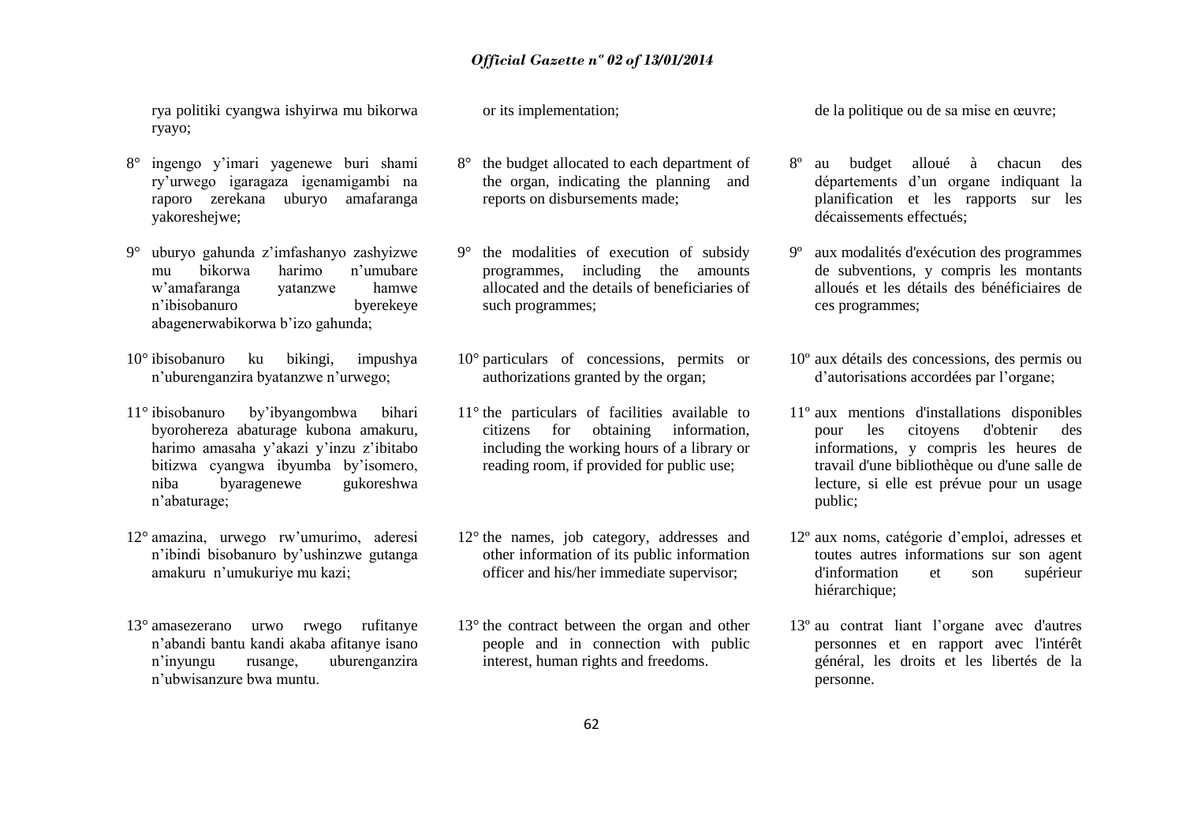rya politiki cyangwa ishyirwa mu bikorwa ryayo;

8° ingengo y'imari yagenewe buri shami ry'urwego igaragaza igenamigambi na raporo zerekana uburyo amafaranga yakoreshejwe;

9° uburyo gahunda z'imfashanyo zashyizwe mu bikorwa harimo n'umubare w'amafaranga yatanzwe hamwe n'ibisobanuro byerekeye abagenerwabikorwa b'izo gahunda;

10° ibisobanuro ku bikingi, impushya n'uburenganzira byatanzwe n'urwego;

11° ibisobanuro by'ibyangombwa bihari byorohereza abaturage kubona amakuru, harimo amasaha y'akazi y'inzu z'ibitabo bitizwa cyangwa ibyumba by'isomero, niba byaragenewe gukoreshwa n'abaturage;

12° amazina, urwego rw'umurimo, aderesi n'ibindi bisobanuro by'ushinzwe gutanga amakuru n'umukuriye mu kazi;

13° amasezerano urwo rwego rufitanye n'abandi bantu kandi akaba afitanye isano n'inyungu rusange, uburenganzira n'ubwisanzure bwa muntu.

or its implementation;

8° the budget allocated to each department of the organ, indicating the planning and reports on disbursements made;

9° the modalities of execution of subsidy programmes, including the amounts allocated and the details of beneficiaries of such programmes;

10° particulars of concessions, permits or authorizations granted by the organ;

11° the particulars of facilities available to citizens for obtaining information, including the working hours of a library or reading room, if provided for public use;

12° the names, job category, addresses and other information of its public information officer and his/her immediate supervisor;

13° the contract between the organ and other people and in connection with public interest, human rights and freedoms.

de la politique ou de sa mise en œuvre;

8º au budget alloué à chacun des départements d'un organe indiquant la planification et les rapports sur les décaissements effectués;

9º aux modalités d'exécution des programmes de subventions, y compris les montants alloués et les détails des bénéficiaires de ces programmes;

10º aux détails des concessions, des permis ou d'autorisations accordées par l'organe;

11º aux mentions d'installations disponibles pour les citoyens d'obtenir des informations, y compris les heures de travail d'une bibliothèque ou d'une salle de lecture, si elle est prévue pour un usage public;

12º aux noms, catégorie d'emploi, adresses et toutes autres informations sur son agent d'information et son supérieur hiérarchique;

13º au contrat liant l'organe avec d'autres personnes et en rapport avec l'intérêt général, les droits et les libertés de la personne.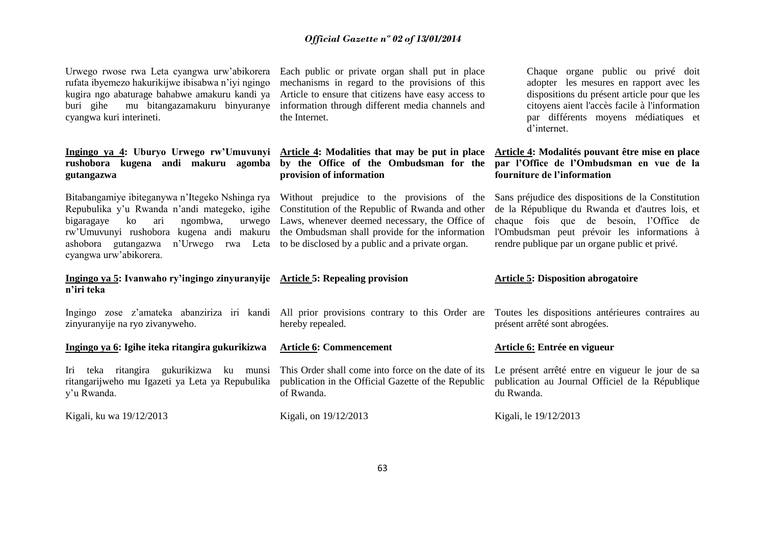Urwego rwose rwa Leta cyangwa urw'abikorera rufata ibyemezo hakurikijwe ibisabwa n'iyi ngingo kugira ngo abaturage bahabwe amakuru kandi ya buri gihe mu bitangazamakuru binyuranye cyangwa kuri interineti.

**Ingingo ya 4: Uburyo Urwego rw'Umuvunyi rushobora kugena andi makuru agomba gutangazwa**

Bitabangamiye ibiteganywa n'Itegeko Nshinga rya Repubulika y'u Rwanda n'andi mategeko, igihe bigaragaye ko ari ngombwa, urwego rw'Umuvunyi rushobora kugena andi makuru ashobora gutangazwa n'Urwego rwa Leta cyangwa urw'abikorera.

**Ingingo ya 5: Ivanwaho ry'ingingo zinyuranyije n'iri teka**

Ingingo zose z'amateka abanziriza iri kandi zinyuranyije na ryo zivanyweho.

**Ingingo ya 6: Igihe iteka ritangira gukurikizwa**

Iri teka ritangira gukurikizwa ku munsi ritangarijweho mu Igazeti ya Leta ya Repubulika y'u Rwanda.

Kigali, ku wa 19/12/2013

Each public or private organ shall put in place mechanisms in regard to the provisions of this Article to ensure that citizens have easy access to information through different media channels and the Internet.

**Article 4: Modalities that may be put in place by the Office of the Ombudsman for the provision of information**

Without prejudice to the provisions of the Constitution of the Republic of Rwanda and other Laws, whenever deemed necessary, the Office of the Ombudsman shall provide for the information to be disclosed by a public and a private organ.

**Article 5: Repealing provision**

All prior provisions contrary to this Order are hereby repealed.

**Article 6: Commencement**

This Order shall come into force on the date of its publication in the Official Gazette of the Republic of Rwanda.

Kigali, on 19/12/2013

Chaque organe public ou privé doit adopter les mesures en rapport avec les dispositions du présent article pour que les citoyens aient l'accès facile à l'information par différents moyens médiatiques et d'internet.

**Article 4: Modalités pouvant être mise en place par l'Office de l'Ombudsman en vue de la fourniture de l'information**

Sans préjudice des dispositions de la Constitution de la République du Rwanda et d'autres lois, et chaque fois que de besoin, l'Office de l'Ombudsman peut prévoir les informations à rendre publique par un organe public et privé.

**Article 5: Disposition abrogatoire**

Toutes les dispositions antérieures contraires au présent arrêté sont abrogées.

**Article 6: Entrée en vigueur**

Le présent arrêté entre en vigueur le jour de sa publication au Journal Officiel de la République du Rwanda.

Kigali, le 19/12/2013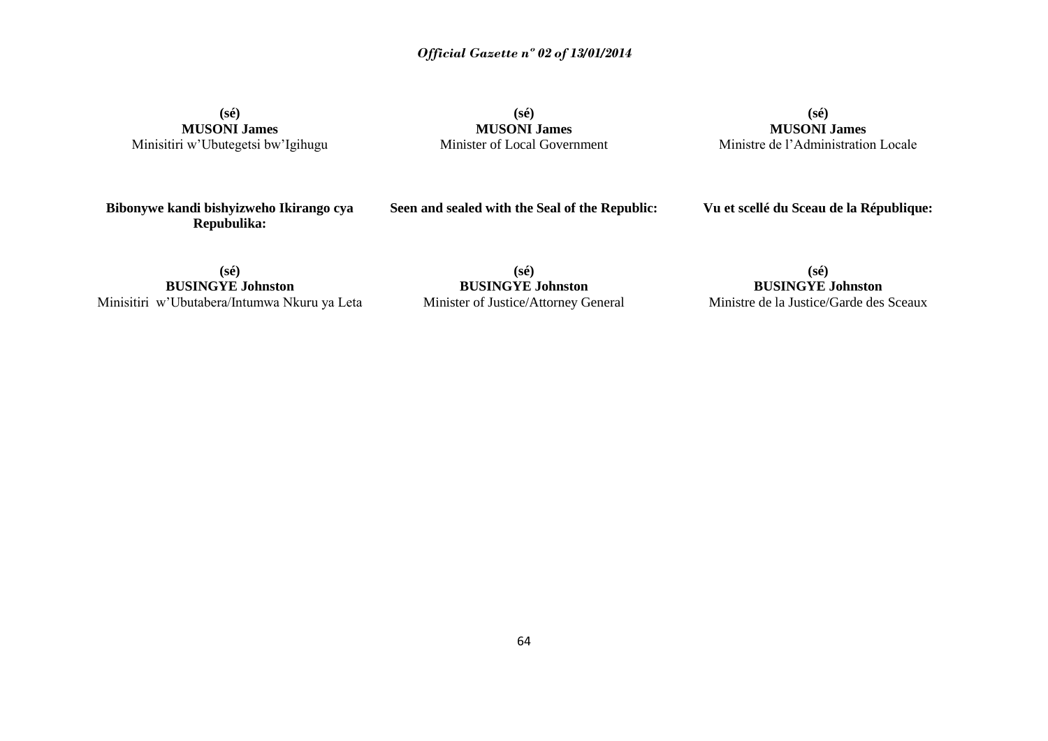**(sé)**
**MUSONI James**
Minisitiri w'Ubutegetsi bw'Igihugu

**(sé)**
**MUSONI James**
Minister of Local Government

**(sé)**
**MUSONI James**
Ministre de l'Administration Locale

**Bibonywe kandi bishyizweho Ikirango cya Repubulika:**

**Seen and sealed with the Seal of the Republic:**

**Vu et scellé du Sceau de la République:**

**(sé)**
**BUSINGYE Johnston**
Minisitiri w'Ubutabera/Intumwa Nkuru ya Leta

**(sé)**
**BUSINGYE Johnston**
Minister of Justice/Attorney General

**(sé)**
**BUSINGYE Johnston**
Ministre de la Justice/Garde des Sceaux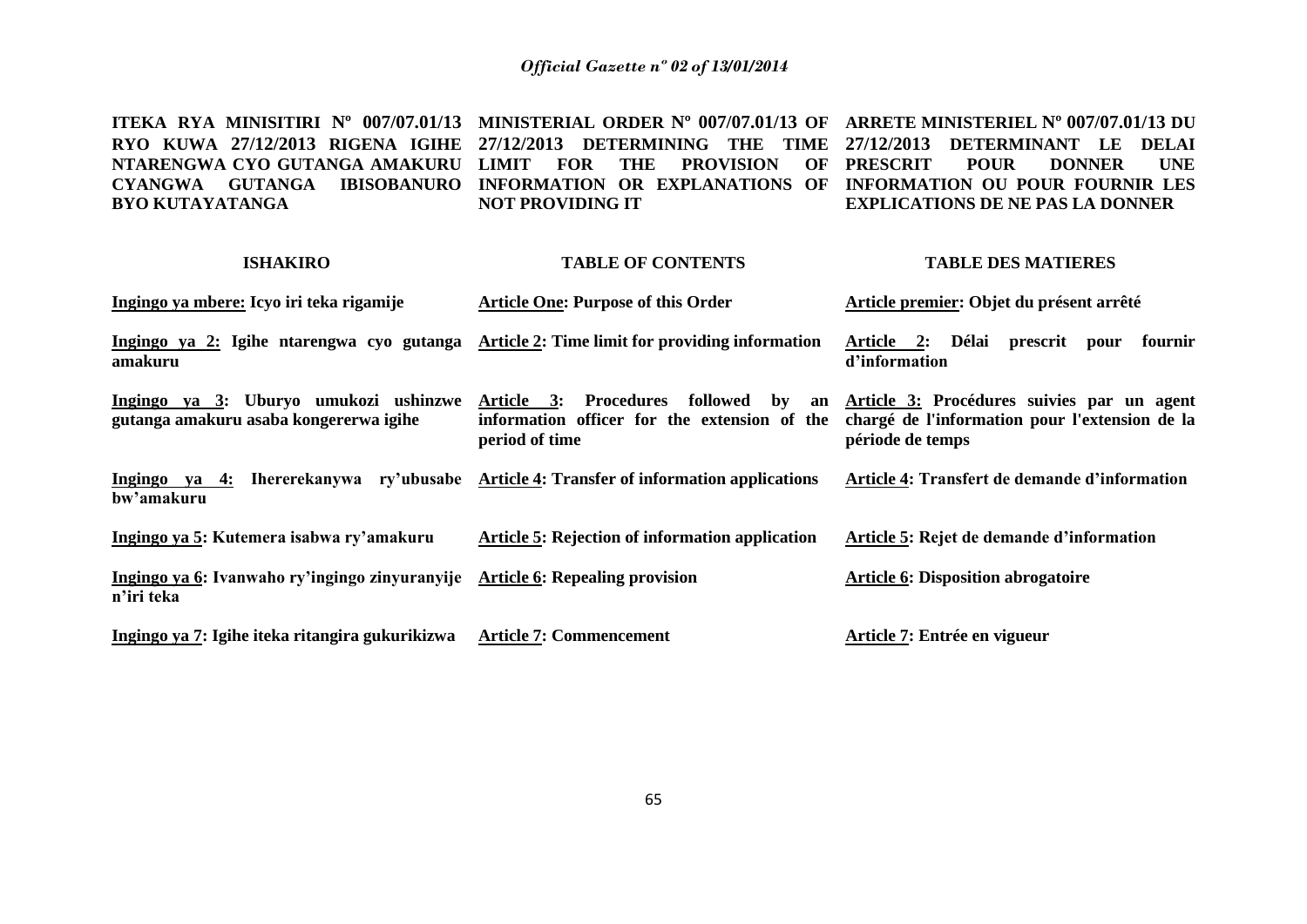**ITEKA RYA MINISITIRI Nº 007/07.01/13 RYO KUWA 27/12/2013 RIGENA IGIHE NTARENGWA CYO GUTANGA AMAKURU CYANGWA GUTANGA IBISOBANURO BYO KUTAYATANGA**

**MINISTERIAL ORDER Nº 007/07.01/13 OF 27/12/2013 DETERMINING THE TIME LIMIT FOR THE PROVISION OF INFORMATION OR EXPLANATIONS OF NOT PROVIDING IT**

**ARRETE MINISTERIEL Nº 007/07.01/13 DU 27/12/2013 DETERMINANT LE DELAI PRESCRIT POUR DONNER UNE INFORMATION OU POUR FOURNIR LES EXPLICATIONS DE NE PAS LA DONNER**

| **ISHAKIRO** | **TABLE OF CONTENTS** | **TABLE DES MATIERES** |
|---|---|---|
| **Ingingo ya mbere: Icyo iri teka rigamije** | **Article One: Purpose of this Order** | **Article premier: Objet du présent arrêté** |
| **Ingingo ya 2: Igihe ntarengwa cyo gutanga amakuru** | **Article 2: Time limit for providing information** | **Article 2: Délai prescrit pour fournir d'information** |
| **Ingingo ya 3: Uburyo umukozi ushinzwe gutanga amakuru asaba kongererwa igihe** | **Article 3: Procedures followed by an information officer for the extension of the period of time** | **Article 3: Procédures suivies par un agent chargé de l'information pour l'extension de la période de temps** |
| **Ingingo ya 4: Ihererekanywa ry'ubusabe bw'amakuru** | **Article 4: Transfer of information applications** | **Article 4: Transfert de demande d'information** |
| **Ingingo ya 5: Kutemera isabwa ry'amakuru** | **Article 5: Rejection of information application** | **Article 5: Rejet de demande d'information** |
| **Ingingo ya 6: Ivanwaho ry'ingingo zinyuranyije n'iri teka** | **Article 6: Repealing provision** | **Article 6: Disposition abrogatoire** |
| **Ingingo ya 7: Igihe iteka ritangira gukurikizwa** | **Article 7: Commencement** | **Article 7: Entrée en vigueur** |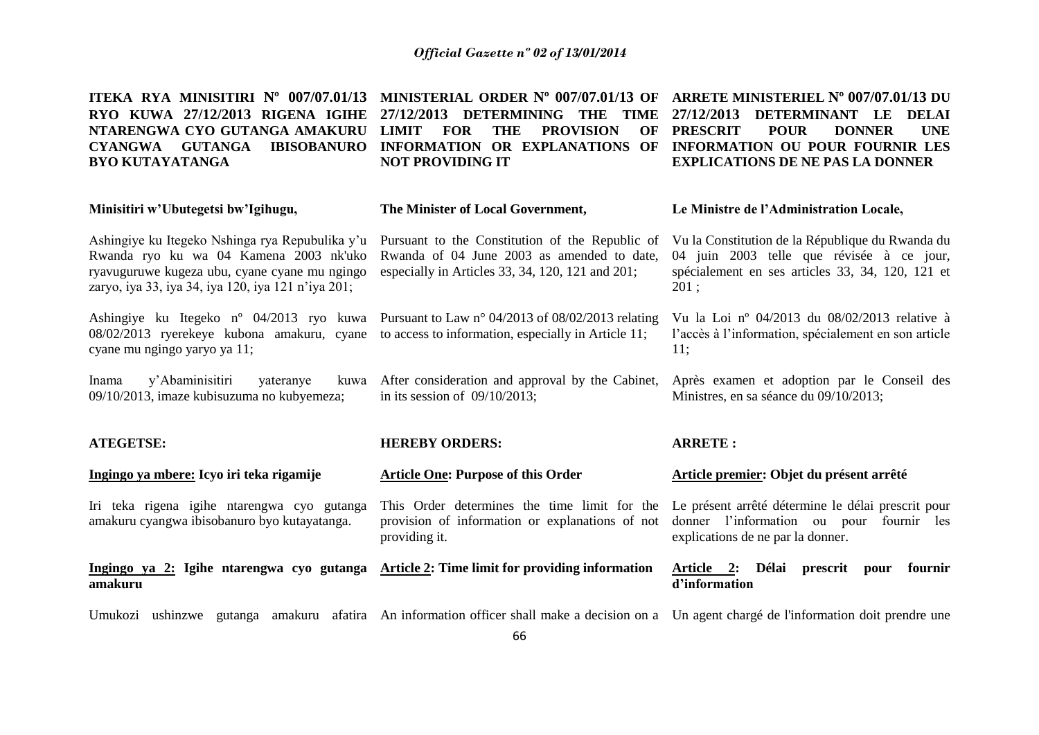**ITEKA RYA MINISITIRI Nº 007/07.01/13 RYO KUWA 27/12/2013 RIGENA IGIHE NTARENGWA CYO GUTANGA AMAKURU CYANGWA GUTANGA IBISOBANURO BYO KUTAYATANGA**

**Minisitiri w'Ubutegetsi bw'Igihugu,**

Ashingiye ku Itegeko Nshinga rya Repubulika y'u Rwanda ryo ku wa 04 Kamena 2003 nk'uko ryavuguruwe kugeza ubu, cyane cyane mu ngingo zaryo, iya 33, iya 34, iya 120, iya 121 n'iya 201;

Ashingiye ku Itegeko nº 04/2013 ryo kuwa 08/02/2013 ryerekeye kubona amakuru, cyane cyane mu ngingo yaryo ya 11;

Inama y'Abaminisitiri yateranye kuwa 09/10/2013, imaze kubisuzuma no kubyemeza;

**ATEGETSE:**

**Ingingo ya mbere: Icyo iri teka rigamije**

Iri teka rigena igihe ntarengwa cyo gutanga amakuru cyangwa ibisobanuro byo kutayatanga.

**Ingingo ya 2: Igihe ntarengwa cyo gutanga amakuru**

Umukozi ushinzwe gutanga amakuru afatira

**MINISTERIAL ORDER Nº 007/07.01/13 OF 27/12/2013 DETERMINING THE TIME LIMIT FOR THE PROVISION OF INFORMATION OR EXPLANATIONS OF NOT PROVIDING IT**

**The Minister of Local Government,**

Pursuant to the Constitution of the Republic of Rwanda of 04 June 2003 as amended to date, especially in Articles 33, 34, 120, 121 and 201;

Pursuant to Law n° 04/2013 of 08/02/2013 relating to access to information, especially in Article 11;

After consideration and approval by the Cabinet, in its session of 09/10/2013;

**HEREBY ORDERS:**

**Article One: Purpose of this Order**

This Order determines the time limit for the provision of information or explanations of not providing it.

**Article 2: Time limit for providing information**

An information officer shall make a decision on a

**ARRETE MINISTERIEL Nº 007/07.01/13 DU 27/12/2013 DETERMINANT LE DELAI PRESCRIT POUR DONNER UNE INFORMATION OU POUR FOURNIR LES EXPLICATIONS DE NE PAS LA DONNER**

**Le Ministre de l'Administration Locale,**

Vu la Constitution de la République du Rwanda du 04 juin 2003 telle que révisée à ce jour, spécialement en ses articles 33, 34, 120, 121 et 201 ;

Vu la Loi nº 04/2013 du 08/02/2013 relative à l'accès à l'information, spécialement en son article 11;

Après examen et adoption par le Conseil des Ministres, en sa séance du 09/10/2013;

**ARRETE :**

**Article premier: Objet du présent arrêté**

Le présent arrêté détermine le délai prescrit pour donner l'information ou pour fournir les explications de ne par la donner.

**Article 2: Délai prescrit pour fournir d'information**

Un agent chargé de l'information doit prendre une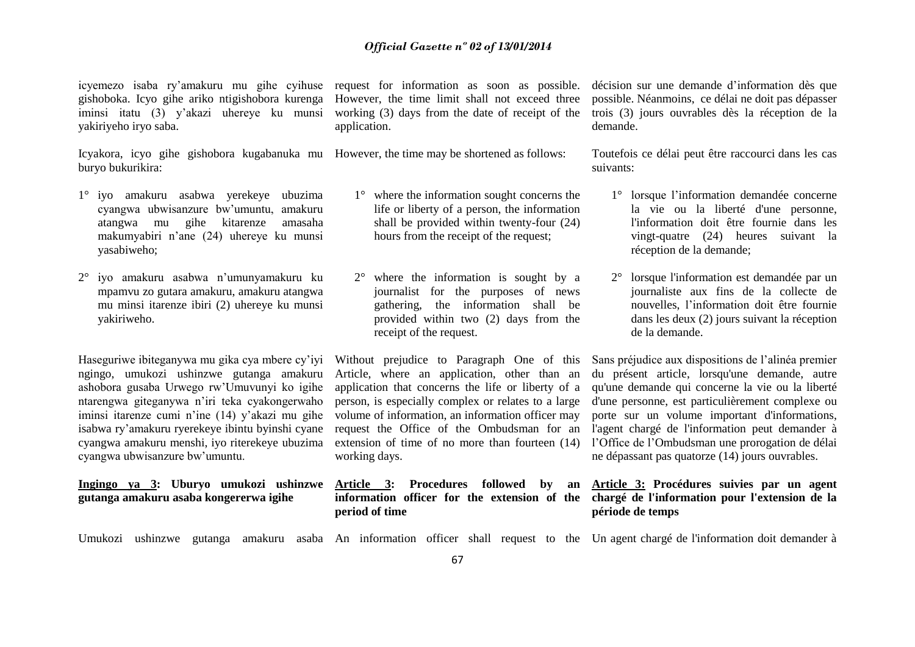icyemezo isaba ry'amakuru mu gihe cyihuse gishoboka. Icyo gihe ariko ntigishobora kurenga iminsi itatu (3) y'akazi uhereye ku munsi yakiriyeho iryo saba.

Icyakora, icyo gihe gishobora kugabanuka mu buryo bukurikira:

1° iyo amakuru asabwa yerekeye ubuzima cyangwa ubwisanzure bw'umuntu, amakuru atangwa mu gihe kitarenze amasaha makumyabiri n'ane (24) uhereye ku munsi yasabiweho;

2° iyo amakuru asabwa n'umunyamakuru ku mpamvu zo gutara amakuru, amakuru atangwa mu minsi itarenze ibiri (2) uhereye ku munsi yakiriweho.

Haseguriwe ibiteganywa mu gika cya mbere cy'iyi ngingo, umukozi ushinzwe gutanga amakuru ashobora gusaba Urwego rw'Umuvunyi ko igihe ntarengwa giteganywa n'iri teka cyakongerwaho iminsi itarenze cumi n'ine (14) y'akazi mu gihe isabwa ry'amakuru ryerekeye ibintu byinshi cyane cyangwa amakuru menshi, iyo riterekeye ubuzima cyangwa ubwisanzure bw'umuntu.

**Ingingo ya 3: Uburyo umukozi ushinzwe gutanga amakuru asaba kongererwa igihe**

Umukozi ushinzwe gutanga amakuru asaba

request for information as soon as possible. However, the time limit shall not exceed three working (3) days from the date of receipt of the application.

However, the time may be shortened as follows:

1° where the information sought concerns the life or liberty of a person, the information shall be provided within twenty-four (24) hours from the receipt of the request;

2° where the information is sought by a journalist for the purposes of news gathering, the information shall be provided within two (2) days from the receipt of the request.

Without prejudice to Paragraph One of this Article, where an application, other than an application that concerns the life or liberty of a person, is especially complex or relates to a large volume of information, an information officer may request the Office of the Ombudsman for an extension of time of no more than fourteen (14) working days.

**Article 3: Procedures followed by an information officer for the extension of the period of time**

An information officer shall request to the

décision sur une demande d'information dès que possible. Néanmoins, ce délai ne doit pas dépasser trois (3) jours ouvrables dès la réception de la demande.

Toutefois ce délai peut être raccourci dans les cas suivants:

1° lorsque l'information demandée concerne la vie ou la liberté d'une personne, l'information doit être fournie dans les vingt-quatre (24) heures suivant la réception de la demande;

2° lorsque l'information est demandée par un journaliste aux fins de la collecte de nouvelles, l'information doit être fournie dans les deux (2) jours suivant la réception de la demande.

Sans préjudice aux dispositions de l'alinéa premier du présent article, lorsqu'une demande, autre qu'une demande qui concerne la vie ou la liberté d'une personne, est particulièrement complexe ou porte sur un volume important d'informations, l'agent chargé de l'information peut demander à l'Office de l'Ombudsman une prorogation de délai ne dépassant pas quatorze (14) jours ouvrables.

**Article 3: Procédures suivies par un agent chargé de l'information pour l'extension de la période de temps**

Un agent chargé de l'information doit demander à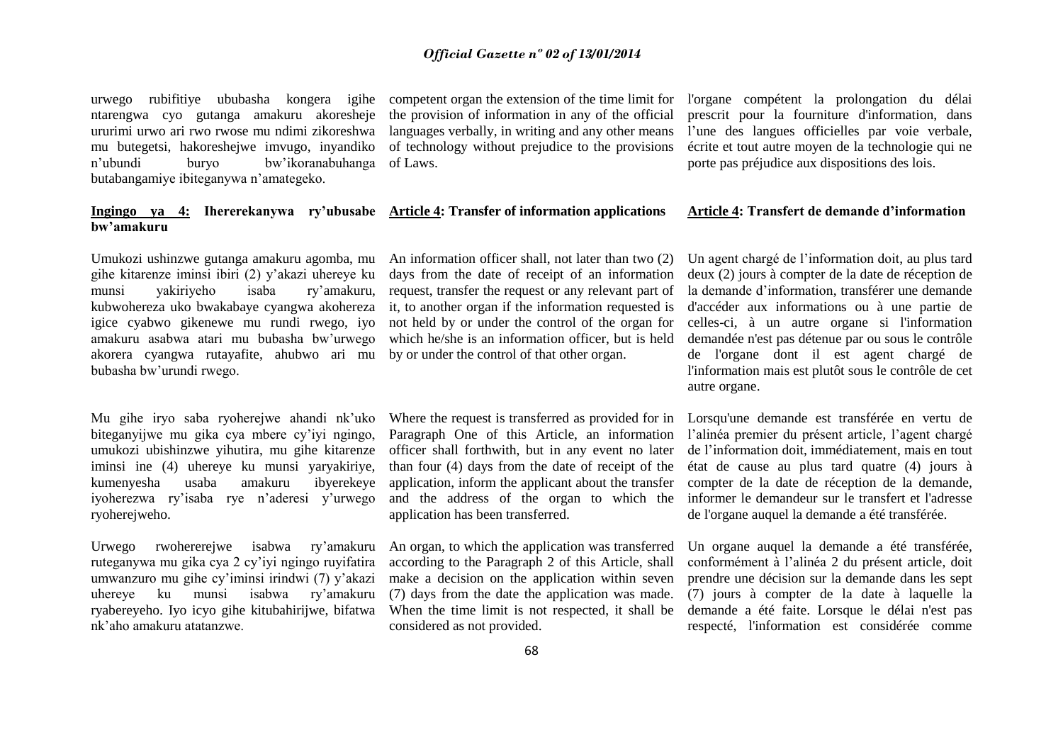urwego rubifitiye ububasha kongera igihe ntarengwa cyo gutanga amakuru akoresheje ururimi urwo ari rwo rwose mu ndimi zikoreshwa mu butegetsi, hakoreshejwe imvugo, inyandiko n'ubundi buryo bw'ikoranabuhanga butabangamiye ibiteganywa n'amategeko.

**<u>Ingingo ya 4:</u> Ihererekanywa ry'ubusabe bw'amakuru**

Umukozi ushinzwe gutanga amakuru agomba, mu gihe kitarenze iminsi ibiri (2) y'akazi uhereye ku munsi yakiriyeho isaba ry'amakuru, kubwohereza uko bwakabaye cyangwa akohereza igice cyabwo gikenewe mu rundi rwego, iyo amakuru asabwa atari mu bubasha bw'urwego akorera cyangwa rutayafite, ahubwo ari mu bubasha bw'urundi rwego.

Mu gihe iryo saba ryoherejwe ahandi nk'uko biteganyijwe mu gika cya mbere cy'iyi ngingo, umukozi ubishinzwe yihutira, mu gihe kitarenze iminsi ine (4) uhereye ku munsi yaryakiriye, kumenyesha usaba amakuru ibyerekeye iyoherezwa ry'isaba rye n'aderesi y'urwego ryoherejweho.

Urwego rwohererejwe isabwa ry'amakuru ruteganywa mu gika cya 2 cy'iyi ngingo ruyifatira umwanzuro mu gihe cy'iminsi irindwi (7) y'akazi uhereye ku munsi isabwa ry'amakuru ryabereyeho. Iyo icyo gihe kitubahirijwe, bifatwa nk'aho amakuru atatanzwe.

competent organ the extension of the time limit for the provision of information in any of the official languages verbally, in writing and any other means of technology without prejudice to the provisions of Laws.

**<u>Article 4</u>: Transfer of information applications**

An information officer shall, not later than two (2) days from the date of receipt of an information request, transfer the request or any relevant part of it, to another organ if the information requested is not held by or under the control of the organ for which he/she is an information officer, but is held by or under the control of that other organ.

Where the request is transferred as provided for in Paragraph One of this Article, an information officer shall forthwith, but in any event no later than four (4) days from the date of receipt of the application, inform the applicant about the transfer and the address of the organ to which the application has been transferred.

An organ, to which the application was transferred according to the Paragraph 2 of this Article, shall make a decision on the application within seven (7) days from the date the application was made. When the time limit is not respected, it shall be considered as not provided.

l'organe compétent la prolongation du délai prescrit pour la fourniture d'information, dans l'une des langues officielles par voie verbale, écrite et tout autre moyen de la technologie qui ne porte pas préjudice aux dispositions des lois.

**<u>Article 4</u>: Transfert de demande d'information**

Un agent chargé de l'information doit, au plus tard deux (2) jours à compter de la date de réception de la demande d'information, transférer une demande d'accéder aux informations ou à une partie de celles-ci, à un autre organe si l'information demandée n'est pas détenue par ou sous le contrôle de l'organe dont il est agent chargé de l'information mais est plutôt sous le contrôle de cet autre organe.

Lorsqu'une demande est transférée en vertu de l'alinéa premier du présent article, l'agent chargé de l'information doit, immédiatement, mais en tout état de cause au plus tard quatre (4) jours à compter de la date de réception de la demande, informer le demandeur sur le transfert et l'adresse de l'organe auquel la demande a été transférée.

Un organe auquel la demande a été transférée, conformément à l'alinéa 2 du présent article, doit prendre une décision sur la demande dans les sept (7) jours à compter de la date à laquelle la demande a été faite. Lorsque le délai n'est pas respecté, l'information est considérée comme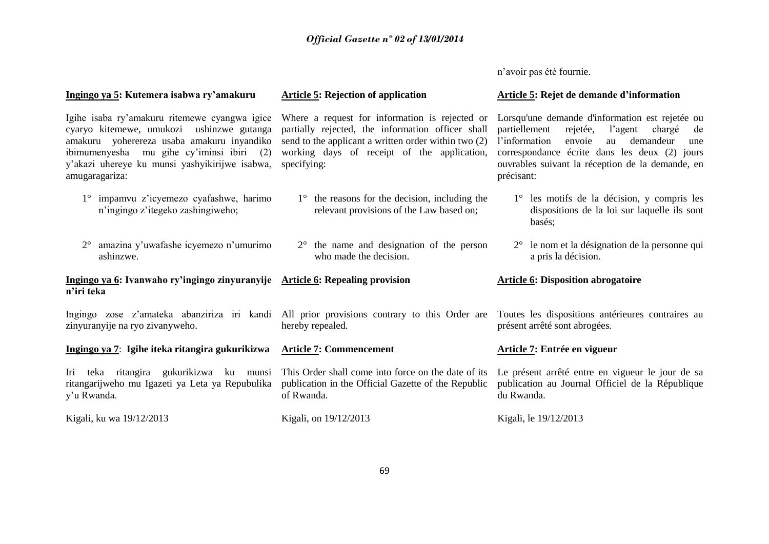n'avoir pas été fournie.

**Ingingo ya 5: Kutemera isabwa ry'amakuru**

Igihe isaba ry'amakuru ritemewe cyangwa igice cyaryo kitemewe, umukozi ushinzwe gutanga amakuru yohereza usaba amakuru inyandiko ibimumenyesha mu gihe cy'iminsi ibiri (2) y'akazi uhereye ku munsi yashyikirijwe isabwa, amugaragariza:

1° impamvu z'icyemezo cyafashwe, harimo n'ingingo z'itegeko zashingiweho;

2° amazina y'uwafashe icyemezo n'umurimo ashinzwe.

**Ingingo ya 6: Ivanwaho ry'ingingo zinyuranyije n'iri teka**

Ingingo zose z'amateka abanziriza iri kandi zinyuranyije na ryo zivanyweho.

**Ingingo ya 7: Igihe iteka ritangira gukurikizwa**

Iri teka ritangira gukurikizwa ku munsi ritangarijweho mu Igazeti ya Leta ya Repubulika y'u Rwanda.

Kigali, ku wa 19/12/2013

**Article 5: Rejection of application**

Where a request for information is rejected or partially rejected, the information officer shall send to the applicant a written order within two (2) working days of receipt of the application, specifying:

1° the reasons for the decision, including the relevant provisions of the Law based on;

2° the name and designation of the person who made the decision.

**Article 6: Repealing provision**

All prior provisions contrary to this Order are hereby repealed.

**Article 7: Commencement**

This Order shall come into force on the date of its publication in the Official Gazette of the Republic of Rwanda.

Kigali, on 19/12/2013

**Article 5: Rejet de demande d'information**

Lorsqu'une demande d'information est rejetée ou partiellement rejetée, l'agent chargé de l'information envoie au demandeur une correspondance écrite dans les deux (2) jours ouvrables suivant la réception de la demande, en précisant:

1° les motifs de la décision, y compris les dispositions de la loi sur laquelle ils sont basés;

2° le nom et la désignation de la personne qui a pris la décision.

**Article 6: Disposition abrogatoire**

Toutes les dispositions antérieures contraires au présent arrêté sont abrogées.

**Article 7: Entrée en vigueur**

Le présent arrêté entre en vigueur le jour de sa publication au Journal Officiel de la République du Rwanda.

Kigali, le 19/12/2013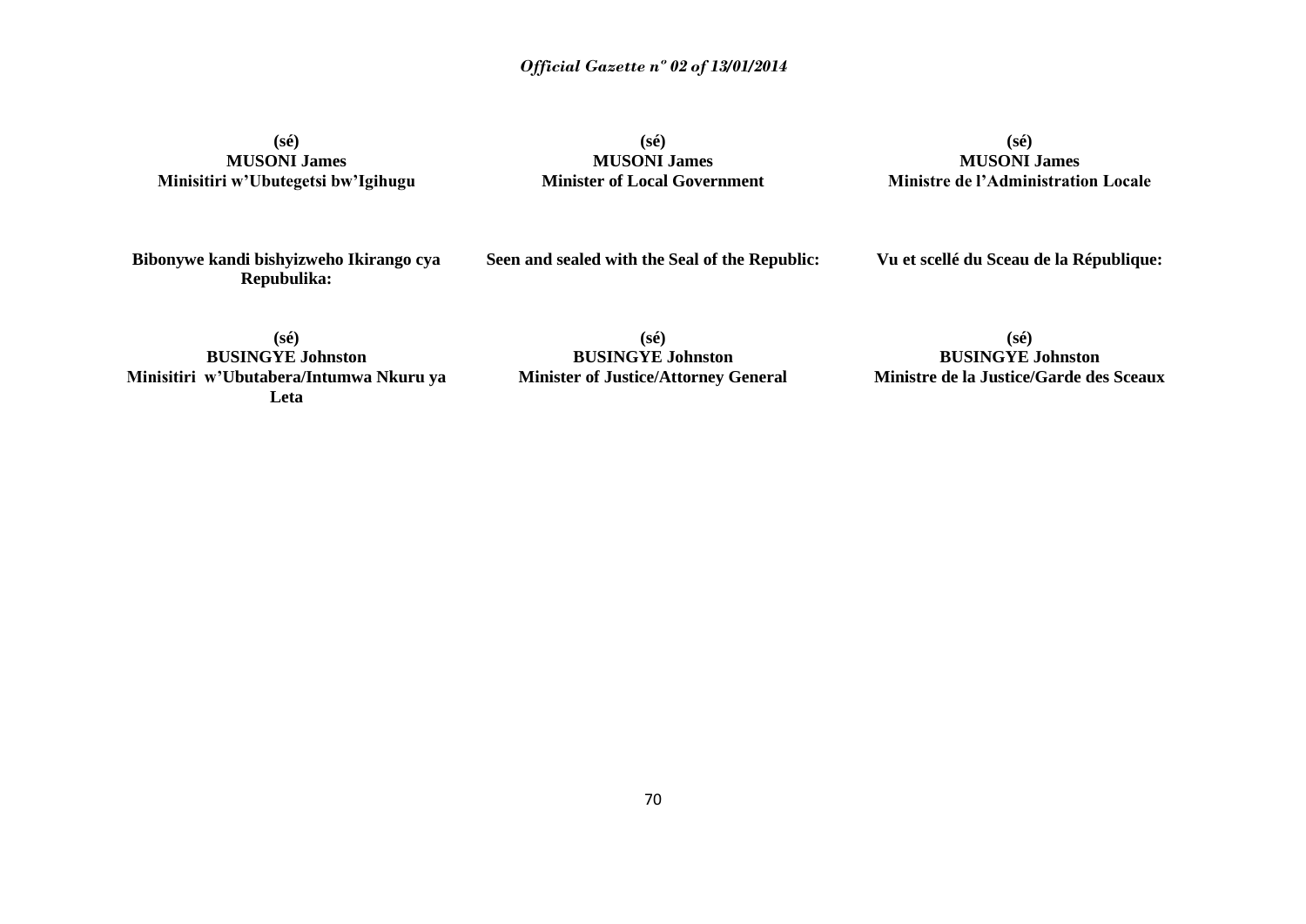**(sé)**
**MUSONI James**
**Minisitiri w'Ubutegetsi bw'Igihugu**

**(sé)**
**MUSONI James**
**Minister of Local Government**

**(sé)**
**MUSONI James**
**Ministre de l'Administration Locale**

**Bibonywe kandi bishyizweho Ikirango cya Repubulika:**

**Seen and sealed with the Seal of the Republic:**

**Vu et scellé du Sceau de la République:**

**(sé)**
**BUSINGYE Johnston**
**Minisitiri w'Ubutabera/Intumwa Nkuru ya Leta**

**(sé)**
**BUSINGYE Johnston**
**Minister of Justice/Attorney General**

**(sé)**
**BUSINGYE Johnston**
**Ministre de la Justice/Garde des Sceaux**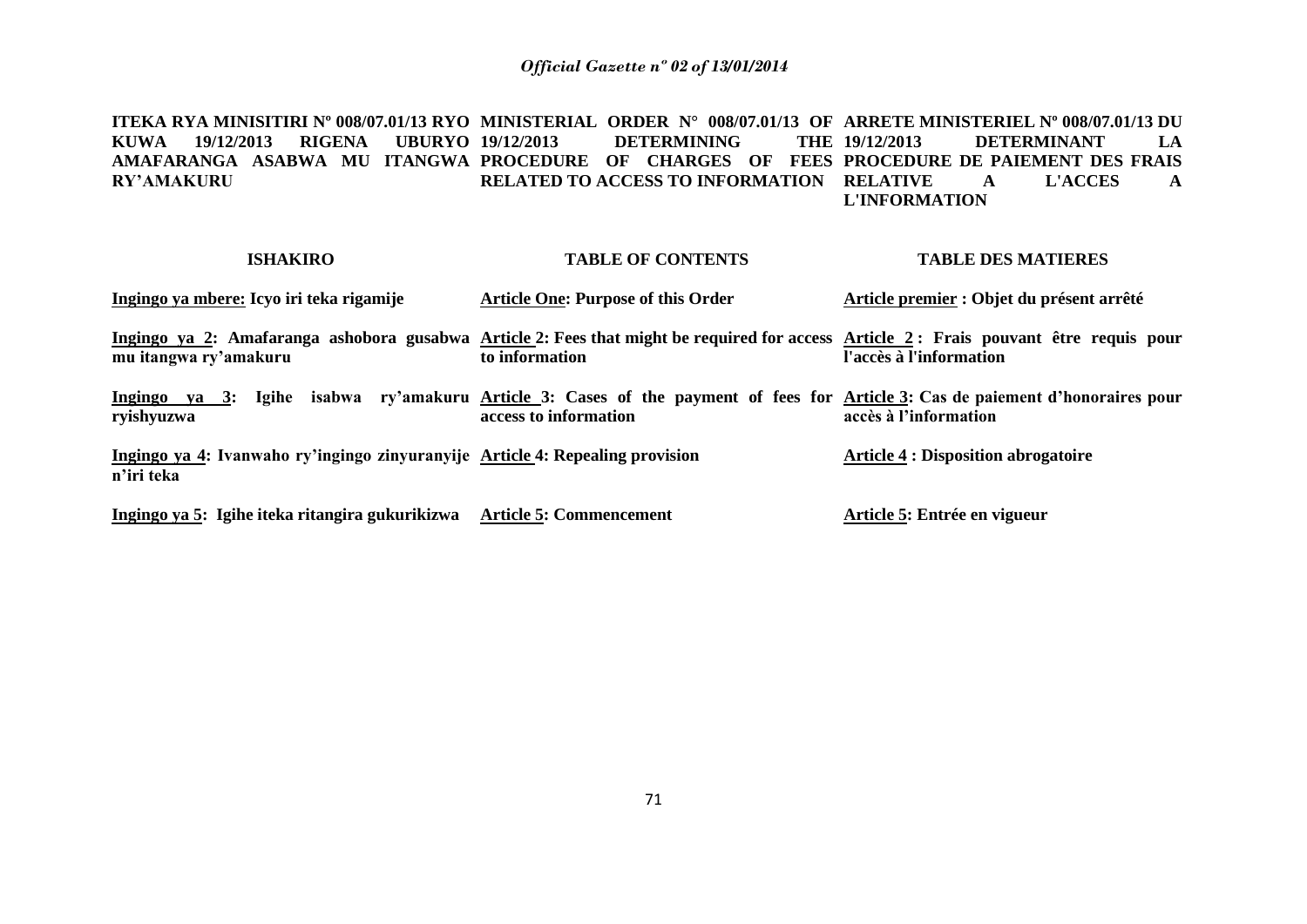**ITEKA RYA MINISITIRI Nº 008/07.01/13 RYO KUWA 19/12/2013 RIGENA UBURYO AMAFARANGA ASABWA MU ITANGWA RY'AMAKURU**

**ISHAKIRO**

**Ingingo ya mbere: Icyo iri teka rigamije**

**Ingingo ya 2: Amafaranga ashobora gusabwa mu itangwa ry'amakuru**

**Ingingo ya 3: Igihe isabwa ry'amakuru ryishyuzwa**

**Ingingo ya 4: Ivanwaho ry'ingingo zinyuranyije n'iri teka**

**Ingingo ya 5: Igihe iteka ritangira gukurikizwa**

**MINISTERIAL ORDER N° 008/07.01/13 OF 19/12/2013 DETERMINING THE PROCEDURE OF CHARGES OF FEES RELATED TO ACCESS TO INFORMATION**

**TABLE OF CONTENTS**

**Article One: Purpose of this Order**

**Article 2: Fees that might be required for access to information**

**Article 3: Cases of the payment of fees for access to information**

**Article 4: Repealing provision**

**Article 5: Commencement**

**ARRETE MINISTERIEL Nº 008/07.01/13 DU 19/12/2013 DETERMINANT LA PROCEDURE DE PAIEMENT DES FRAIS RELATIVE A L'ACCES A L'INFORMATION**

**TABLE DES MATIERES**

**Article premier : Objet du présent arrêté**

**Article 2 : Frais pouvant être requis pour l'accès à l'information**

**Article 3: Cas de paiement d'honoraires pour accès à l'information**

**Article 4 : Disposition abrogatoire**

**Article 5: Entrée en vigueur**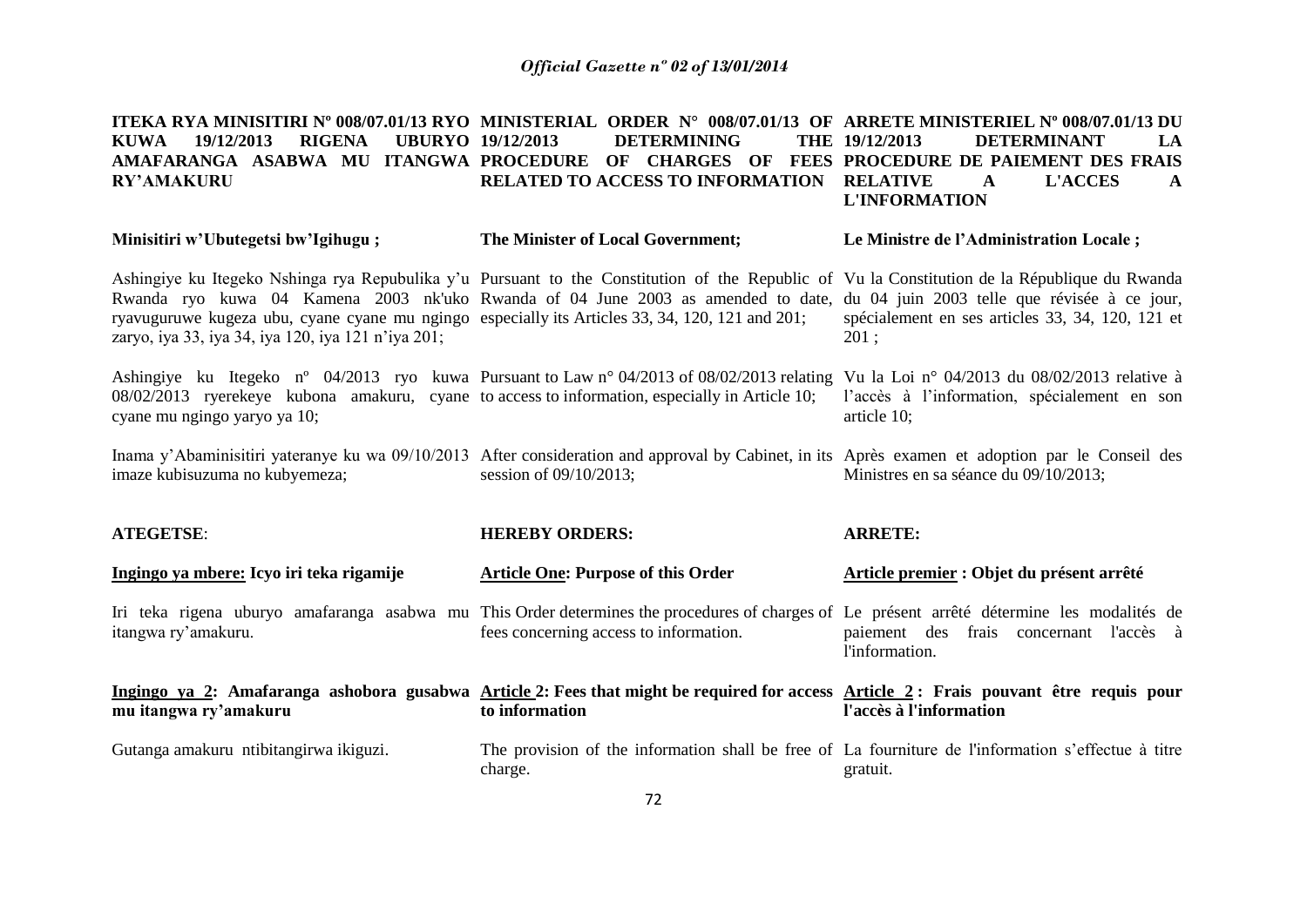**ITEKA RYA MINISITIRI Nº 008/07.01/13 RYO KUWA 19/12/2013 RIGENA UBURYO AMAFARANGA ASABWA MU ITANGWA RY'AMAKURU**

**Minisitiri w'Ubutegetsi bw'Igihugu ;**

Ashingiye ku Itegeko Nshinga rya Repubulika y'u Rwanda ryo kuwa 04 Kamena 2003 nk'uko ryavuguruwe kugeza ubu, cyane cyane mu ngingo zaryo, iya 33, iya 34, iya 120, iya 121 n'iya 201;

Ashingiye ku Itegeko nº 04/2013 ryo kuwa 08/02/2013 ryerekeye kubona amakuru, cyane cyane mu ngingo yaryo ya 10;

Inama y'Abaminisitiri yateranye ku wa 09/10/2013 imaze kubisuzuma no kubyemeza;

**ATEGETSE**:

**Ingingo ya mbere: Icyo iri teka rigamije**

Iri teka rigena uburyo amafaranga asabwa mu itangwa ry'amakuru.

**Ingingo ya 2: Amafaranga ashobora gusabwa mu itangwa ry'amakuru**

Gutanga amakuru ntibitangirwa ikiguzi.

**MINISTERIAL ORDER N° 008/07.01/13 OF 19/12/2013 DETERMINING THE PROCEDURE OF CHARGES OF FEES RELATED TO ACCESS TO INFORMATION**

**The Minister of Local Government;**

Pursuant to the Constitution of the Republic of Rwanda of 04 June 2003 as amended to date, especially its Articles 33, 34, 120, 121 and 201;

Pursuant to Law n° 04/2013 of 08/02/2013 relating to access to information, especially in Article 10;

After consideration and approval by Cabinet, in its session of 09/10/2013;

**HEREBY ORDERS:**

**Article One: Purpose of this Order**

This Order determines the procedures of charges of fees concerning access to information.

**Article 2: Fees that might be required for access to information**

The provision of the information shall be free of charge.

**ARRETE MINISTERIEL Nº 008/07.01/13 DU 19/12/2013 DETERMINANT LA PROCEDURE DE PAIEMENT DES FRAIS RELATIVE A L'ACCES A L'INFORMATION**

**Le Ministre de l'Administration Locale ;**

Vu la Constitution de la République du Rwanda du 04 juin 2003 telle que révisée à ce jour, spécialement en ses articles 33, 34, 120, 121 et 201 ;

Vu la Loi n° 04/2013 du 08/02/2013 relative à l'accès à l'information, spécialement en son article 10;

Après examen et adoption par le Conseil des Ministres en sa séance du 09/10/2013;

**ARRETE:**

**Article premier : Objet du présent arrêté**

Le présent arrêté détermine les modalités de paiement des frais concernant l'accès à l'information.

**Article 2 : Frais pouvant être requis pour l'accès à l'information**

La fourniture de l'information s'effectue à titre gratuit.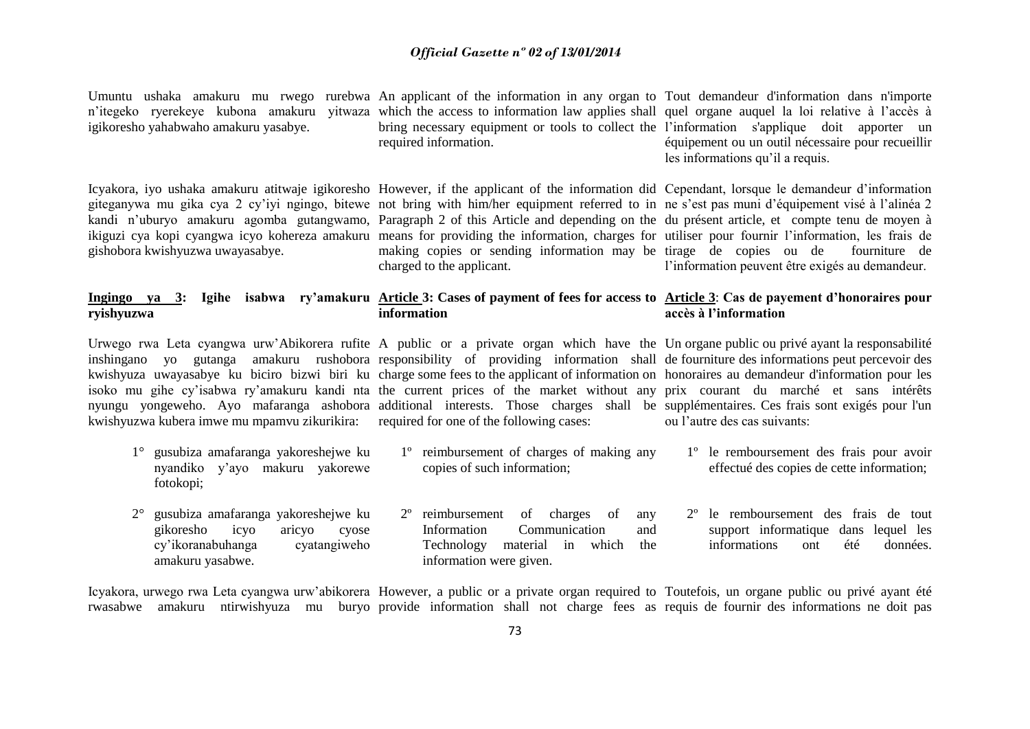Umuntu ushaka amakuru mu rwego rurebwa n'itegeko ryerekeye kubona amakuru yitwaza igikoresho yahabwaho amakuru yasabye.

Icyakora, iyo ushaka amakuru atitwaje igikoresho giteganywa mu gika cya 2 cy'iyi ngingo, bitewe kandi n'uburyo amakuru agomba gutangwamo, ikiguzi cya kopi cyangwa icyo kohereza amakuru gishobora kwishyuzwa uwayasabye.

**Ingingo ya 3: Igihe isabwa ry'amakuru ryishyuzwa**

Urwego rwa Leta cyangwa urw'Abikorera rufite inshingano yo gutanga amakuru rushobora kwishyuza uwayasabye ku biciro bizwi biri ku isoko mu gihe cy'isabwa ry'amakuru kandi nta nyungu yongeweho. Ayo mafaranga ashobora kwishyuzwa kubera imwe mu mpamvu zikurikira:

1° gusubiza amafaranga yakoreshejwe ku nyandiko y'ayo makuru yakorewe fotokopi;

2° gusubiza amafaranga yakoreshejwe ku gikoresho icyo aricyo cyose cy'ikoranabuhanga cyatangiweho amakuru yasabwe.

Icyakora, urwego rwa Leta cyangwa urw'abikorera rwasabwe amakuru ntirwishyuza mu buryo

---

An applicant of the information in any organ to which the access to information law applies shall bring necessary equipment or tools to collect the required information.

However, if the applicant of the information did not bring with him/her equipment referred to in Paragraph 2 of this Article and depending on the means for providing the information, charges for making copies or sending information may be charged to the applicant.

**Article 3: Cases of payment of fees for access to information**

A public or a private organ which have the responsibility of providing information shall charge some fees to the applicant of information on the current prices of the market without any additional interests. Those charges shall be required for one of the following cases:

1º reimbursement of charges of making any copies of such information;

2º reimbursement of charges of any Information Communication and Technology material in which the information were given.

However, a public or a private organ required to provide information shall not charge fees as

---

Tout demandeur d'information dans n'importe quel organe auquel la loi relative à l'accès à l'information s'applique doit apporter un équipement ou un outil nécessaire pour recueillir les informations qu'il a requis.

Cependant, lorsque le demandeur d'information ne s'est pas muni d'équipement visé à l'alinéa 2 du présent article, et compte tenu de moyen à utiliser pour fournir l'information, les frais de tirage de copies ou de fourniture de l'information peuvent être exigés au demandeur.

**Article 3: Cas de payement d'honoraires pour accès à l'information**

Un organe public ou privé ayant la responsabilité de fourniture des informations peut percevoir des honoraires au demandeur d'information pour les prix courant du marché et sans intérêts supplémentaires. Ces frais sont exigés pour l'un ou l'autre des cas suivants:

1º le remboursement des frais pour avoir effectué des copies de cette information;

2º le remboursement des frais de tout support informatique dans lequel les informations ont été données.

Toutefois, un organe public ou privé ayant été requis de fournir des informations ne doit pas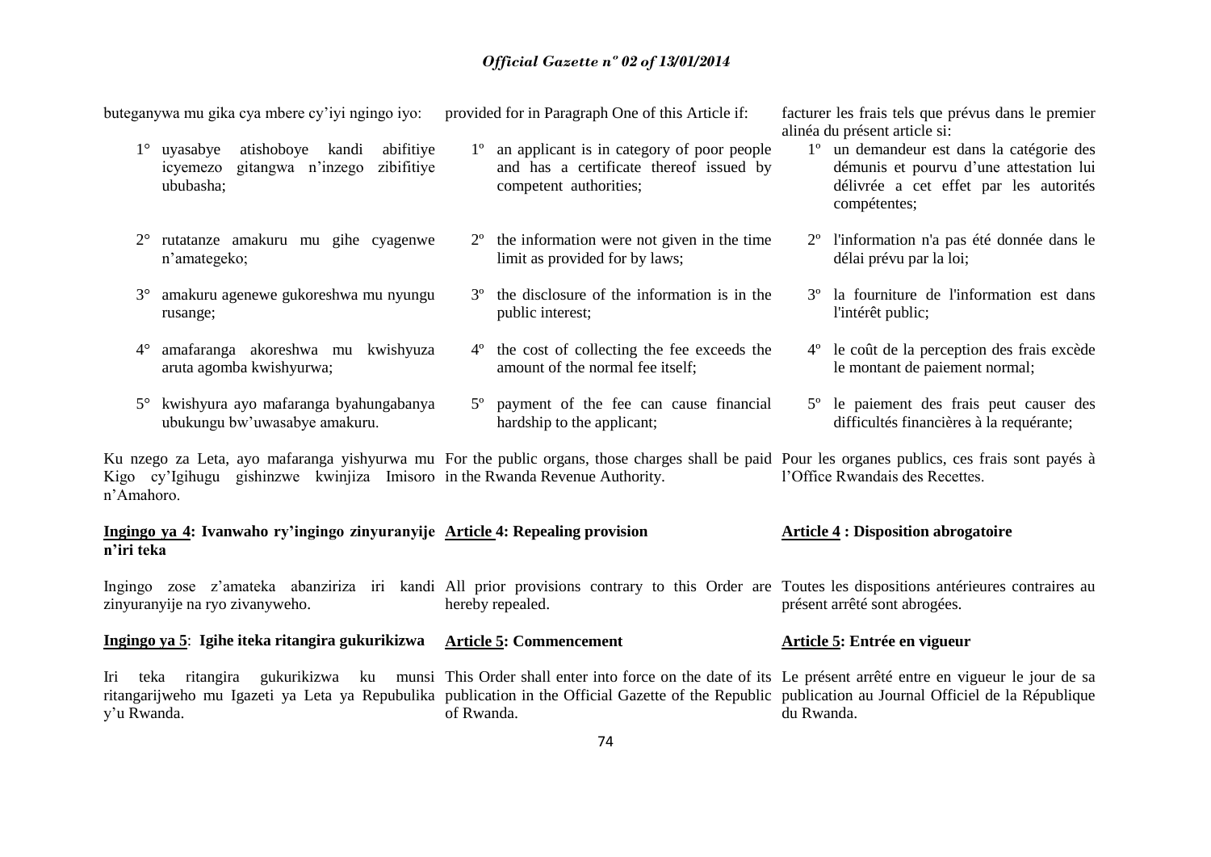buteganywa mu gika cya mbere cy'iyi ngingo iyo:

1° uyasabye atishoboye kandi abifitiye icyemezo gitangwa n'inzego zibifitiye ububasha;

2° rutatanze amakuru mu gihe cyagenwe n'amategeko;

3° amakuru agenewe gukoreshwa mu nyungu rusange;

4° amafaranga akoreshwa mu kwishyuza aruta agomba kwishyurwa;

5° kwishyura ayo mafaranga byahungabanya ubukungu bw'uwasabye amakuru.

Ku nzego za Leta, ayo mafaranga yishyurwa mu Kigo cy'Igihugu gishinzwe kwinjiza Imisoro n'Amahoro.

**Ingingo ya 4: Ivanwaho ry'ingingo zinyuranyije n'iri teka**

Ingingo zose z'amateka abanziriza iri kandi zinyuranyije na ryo zivanyweho.

**Ingingo ya 5: Igihe iteka ritangira gukurikizwa**

Iri teka ritangira gukurikizwa ku munsi ritangarijweho mu Igazeti ya Leta ya Repubulika y'u Rwanda.

provided for in Paragraph One of this Article if:

1º an applicant is in category of poor people and has a certificate thereof issued by competent authorities;

2º the information were not given in the time limit as provided for by laws;

3º the disclosure of the information is in the public interest;

4º the cost of collecting the fee exceeds the amount of the normal fee itself;

5º payment of the fee can cause financial hardship to the applicant;

For the public organs, those charges shall be paid in the Rwanda Revenue Authority.

**Article 4: Repealing provision**

All prior provisions contrary to this Order are hereby repealed.

**Article 5: Commencement**

This Order shall enter into force on the date of its publication in the Official Gazette of the Republic of Rwanda.

facturer les frais tels que prévus dans le premier alinéa du présent article si:

1º un demandeur est dans la catégorie des démunis et pourvu d'une attestation lui délivrée a cet effet par les autorités compétentes;

2º l'information n'a pas été donnée dans le délai prévu par la loi;

3º la fourniture de l'information est dans l'intérêt public;

4º le coût de la perception des frais excède le montant de paiement normal;

5º le paiement des frais peut causer des difficultés financières à la requérante;

Pour les organes publics, ces frais sont payés à l'Office Rwandais des Recettes.

**Article 4 : Disposition abrogatoire**

Toutes les dispositions antérieures contraires au présent arrêté sont abrogées.

**Article 5: Entrée en vigueur**

Le présent arrêté entre en vigueur le jour de sa publication au Journal Officiel de la République du Rwanda.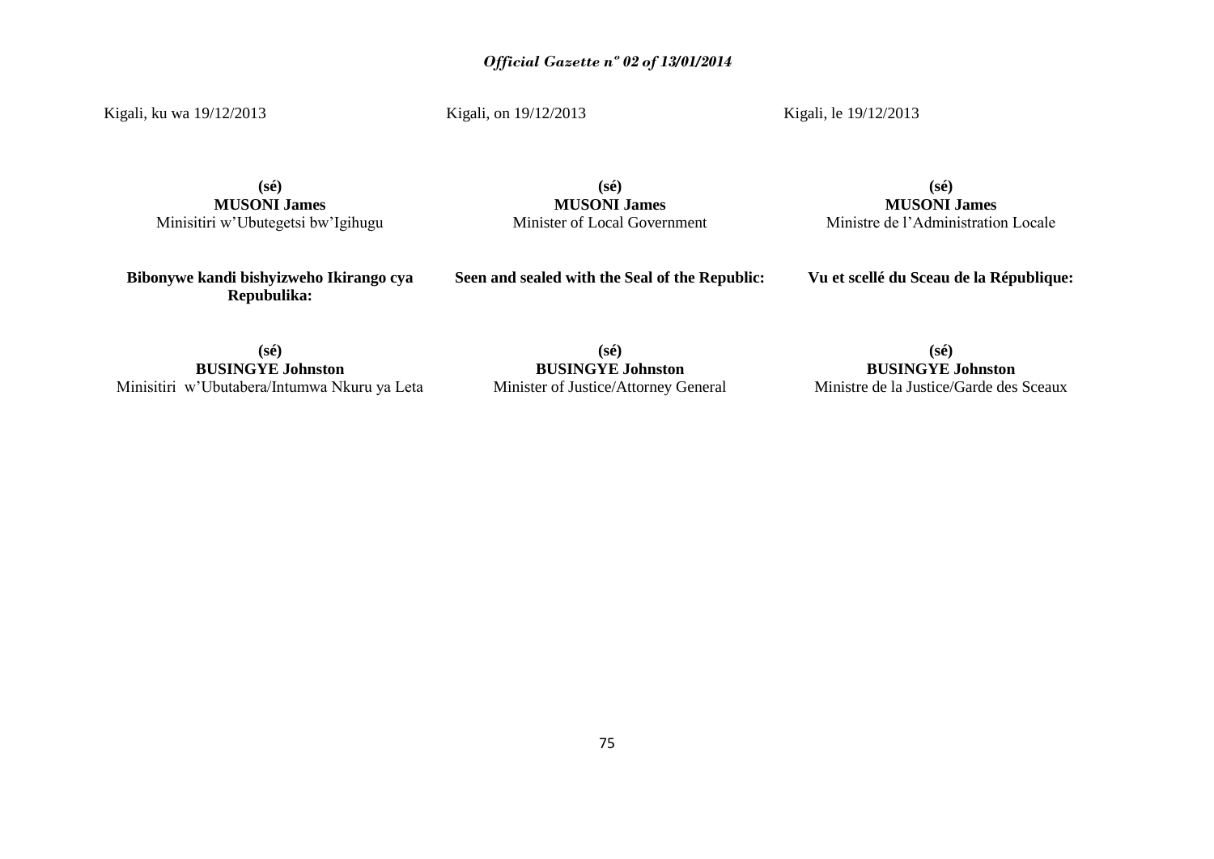Kigali, ku wa 19/12/2013

**(sé)**
**MUSONI James**
Minisitiri w'Ubutegetsi bw'Igihugu

**Bibonywe kandi bishyizweho Ikirango cya Repubulika:**

**(sé)**
**BUSINGYE Johnston**
Minisitiri w'Ubutabera/Intumwa Nkuru ya Leta

Kigali, on 19/12/2013

**(sé)**
**MUSONI James**
Minister of Local Government

**Seen and sealed with the Seal of the Republic:**

**(sé)**
**BUSINGYE Johnston**
Minister of Justice/Attorney General

Kigali, le 19/12/2013

**(sé)**
**MUSONI James**
Ministre de l'Administration Locale

**Vu et scellé du Sceau de la République:**

**(sé)**
**BUSINGYE Johnston**
Ministre de la Justice/Garde des Sceaux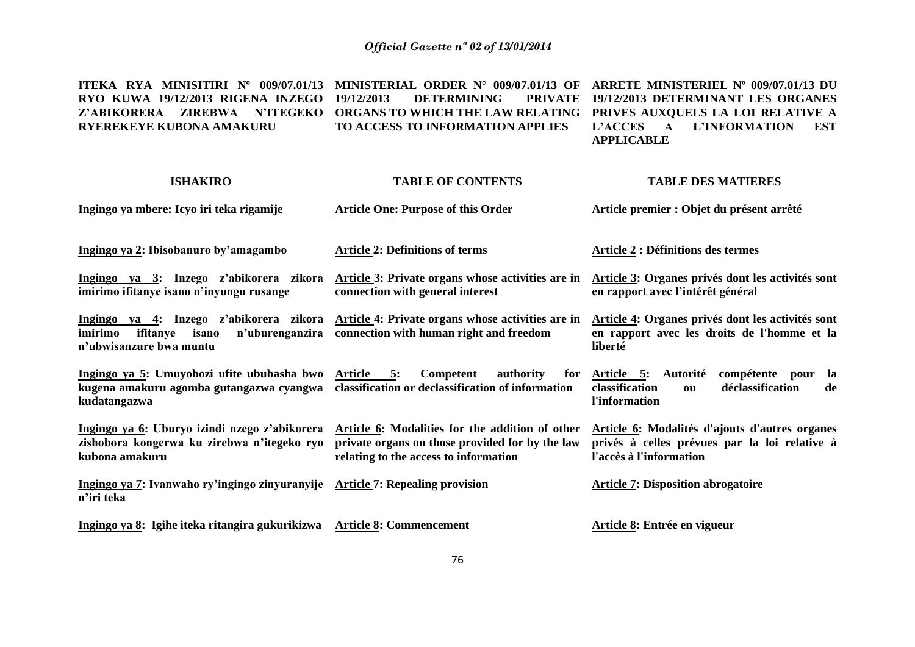**ITEKA RYA MINISITIRI Nº 009/07.01/13 RYO KUWA 19/12/2013 RIGENA INZEGO Z'ABIKORERA ZIREBWA N'ITEGEKO RYEREKEYE KUBONA AMAKURU**

**MINISTERIAL ORDER N° 009/07.01/13 OF 19/12/2013 DETERMINING PRIVATE ORGANS TO WHICH THE LAW RELATING TO ACCESS TO INFORMATION APPLIES**

**ARRETE MINISTERIEL Nº 009/07.01/13 DU 19/12/2013 DETERMINANT LES ORGANES PRIVES AUXQUELS LA LOI RELATIVE A L'ACCES A L'INFORMATION EST APPLICABLE**

| **ISHAKIRO** | **TABLE OF CONTENTS** | **TABLE DES MATIERES** |
|---|---|---|
| **Ingingo ya mbere: Icyo iri teka rigamije** | **Article One: Purpose of this Order** | **Article premier : Objet du présent arrêté** |
| **Ingingo ya 2: Ibisobanuro by'amagambo** | **Article 2: Definitions of terms** | **Article 2 : Définitions des termes** |
| **Ingingo ya 3: Inzego z'abikorera zikora imirimo ifitanye isano n'inyungu rusange** | **Article 3: Private organs whose activities are in connection with general interest** | **Article 3: Organes privés dont les activités sont en rapport avec l'intérêt général** |
| **Ingingo ya 4: Inzego z'abikorera zikora imirimo ifitanye isano n'uburenganzira n'ubwisanzure bwa muntu** | **Article 4: Private organs whose activities are in connection with human right and freedom** | **Article 4: Organes privés dont les activités sont en rapport avec les droits de l'homme et la liberté** |
| **Ingingo ya 5: Umuyobozi ufite ububasha bwo kugena amakuru agomba gutangazwa cyangwa kudatangazwa** | **Article 5: Competent authority for classification or declassification of information** | **Article 5: Autorité compétente pour la classification ou déclassification de l'information** |
| **Ingingo ya 6: Uburyo izindi nzego z'abikorera zishobora kongerwa ku zirebwa n'itegeko ryo kubona amakuru** | **Article 6: Modalities for the addition of other private organs on those provided for by the law relating to the access to information** | **Article 6: Modalités d'ajouts d'autres organes privés à celles prévues par la loi relative à l'accès à l'information** |
| **Ingingo ya 7: Ivanwaho ry'ingingo zinyuranyije n'iri teka** | **Article 7: Repealing provision** | **Article 7: Disposition abrogatoire** |
| **Ingingo ya 8: Igihe iteka ritangira gukurikizwa** | **Article 8: Commencement** | **Article 8: Entrée en vigueur** |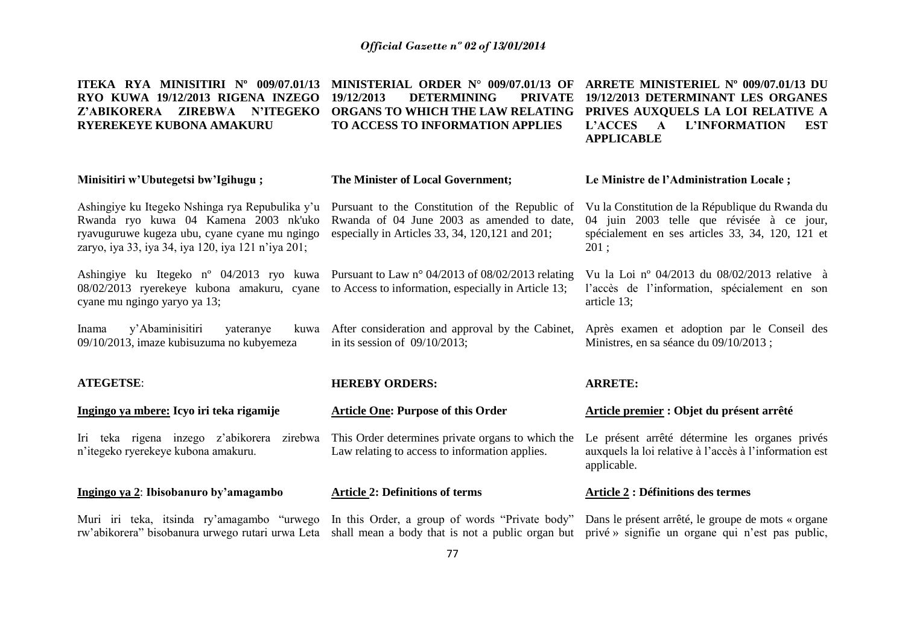**ITEKA RYA MINISITIRI Nº 009/07.01/13 RYO KUWA 19/12/2013 RIGENA INZEGO Z'ABIKORERA ZIREBWA N'ITEGEKO RYEREKEYE KUBONA AMAKURU**

**Minisitiri w'Ubutegetsi bw'Igihugu ;**

Ashingiye ku Itegeko Nshinga rya Repubulika y'u Rwanda ryo kuwa 04 Kamena 2003 nk'uko ryavuguruwe kugeza ubu, cyane cyane mu ngingo zaryo, iya 33, iya 34, iya 120, iya 121 n'iya 201;

Ashingiye ku Itegeko nº 04/2013 ryo kuwa 08/02/2013 ryerekeye kubona amakuru, cyane cyane mu ngingo yaryo ya 13;

Inama y'Abaminisitiri yateranye kuwa 09/10/2013, imaze kubisuzuma no kubyemeza

**ATEGETSE**:

**Ingingo ya mbere: Icyo iri teka rigamije**

Iri teka rigena inzego z'abikorera zirebwa n'itegeko ryerekeye kubona amakuru.

**Ingingo ya 2**: **Ibisobanuro by'amagambo**

Muri iri teka, itsinda ry'amagambo "urwego rw'abikorera" bisobanura urwego rutari urwa Leta

**MINISTERIAL ORDER N° 009/07.01/13 OF 19/12/2013 DETERMINING PRIVATE ORGANS TO WHICH THE LAW RELATING TO ACCESS TO INFORMATION APPLIES**

**The Minister of Local Government;**

Pursuant to the Constitution of the Republic of Rwanda of 04 June 2003 as amended to date, especially in Articles 33, 34, 120,121 and 201;

Pursuant to Law n° 04/2013 of 08/02/2013 relating to Access to information, especially in Article 13;

After consideration and approval by the Cabinet, in its session of 09/10/2013;

**HEREBY ORDERS:**

**Article One: Purpose of this Order**

This Order determines private organs to which the Law relating to access to information applies.

**Article 2: Definitions of terms**

In this Order, a group of words "Private body" shall mean a body that is not a public organ but

**ARRETE MINISTERIEL Nº 009/07.01/13 DU 19/12/2013 DETERMINANT LES ORGANES PRIVES AUXQUELS LA LOI RELATIVE A L'ACCES A L'INFORMATION EST APPLICABLE**

**Le Ministre de l'Administration Locale ;**

Vu la Constitution de la République du Rwanda du 04 juin 2003 telle que révisée à ce jour, spécialement en ses articles 33, 34, 120, 121 et 201 ;

Vu la Loi nº 04/2013 du 08/02/2013 relative à l'accès de l'information, spécialement en son article 13;

Après examen et adoption par le Conseil des Ministres, en sa séance du 09/10/2013 ;

**ARRETE:**

**Article premier : Objet du présent arrêté**

Le présent arrêté détermine les organes privés auxquels la loi relative à l'accès à l'information est applicable.

**Article 2 : Définitions des termes**

Dans le présent arrêté, le groupe de mots « organe privé » signifie un organe qui n'est pas public,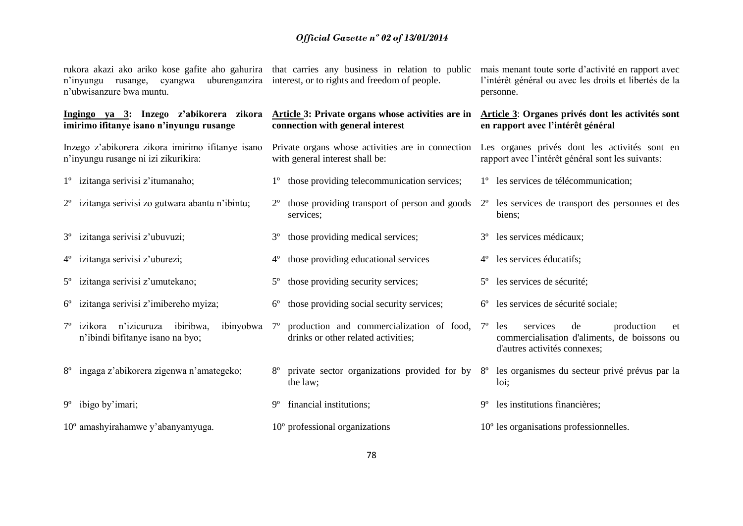rukora akazi ako ariko kose gafite aho gahurira n'inyungu rusange, cyangwa uburenganzira n'ubwisanzure bwa muntu.

**Ingingo ya 3: Inzego z'abikorera zikora imirimo ifitanye isano n'inyungu rusange**

Inzego z'abikorera zikora imirimo ifitanye isano n'inyungu rusange ni izi zikurikira:

1º izitanga serivisi z'itumanaho;

2º izitanga serivisi zo gutwara abantu n'ibintu;

3º izitanga serivisi z'ubuvuzi;

4º izitanga serivisi z'uburezi;

5º izitanga serivisi z'umutekano;

6º izitanga serivisi z'imibereho myiza;

7º izikora n'izicuruza ibiribwa, ibinyobwa n'ibindi bifitanye isano na byo;

8º ingaga z'abikorera zigenwa n'amategeko;

9º ibigo by'imari;

10º amashyirahamwe y'abanyamyuga.

that carries any business in relation to public interest, or to rights and freedom of people.

**Article 3: Private organs whose activities are in connection with general interest**

Private organs whose activities are in connection with general interest shall be:

1º those providing telecommunication services;

2º those providing transport of person and goods services;

3º those providing medical services;

4º those providing educational services

5º those providing security services;

6º those providing social security services;

7º production and commercialization of food, drinks or other related activities;

8º private sector organizations provided for by the law;

9º financial institutions;

10º professional organizations

mais menant toute sorte d'activité en rapport avec l'intérêt général ou avec les droits et libertés de la personne.

**Article 3: Organes privés dont les activités sont en rapport avec l'intérêt général**

Les organes privés dont les activités sont en rapport avec l'intérêt général sont les suivants:

1º les services de télécommunication;

2º les services de transport des personnes et des biens;

3º les services médicaux;

4º les services éducatifs;

5º les services de sécurité;

6º les services de sécurité sociale;

7º les services de production et commercialisation d'aliments, de boissons ou d'autres activités connexes;

8º les organismes du secteur privé prévus par la loi;

9º les institutions financières;

10º les organisations professionnelles.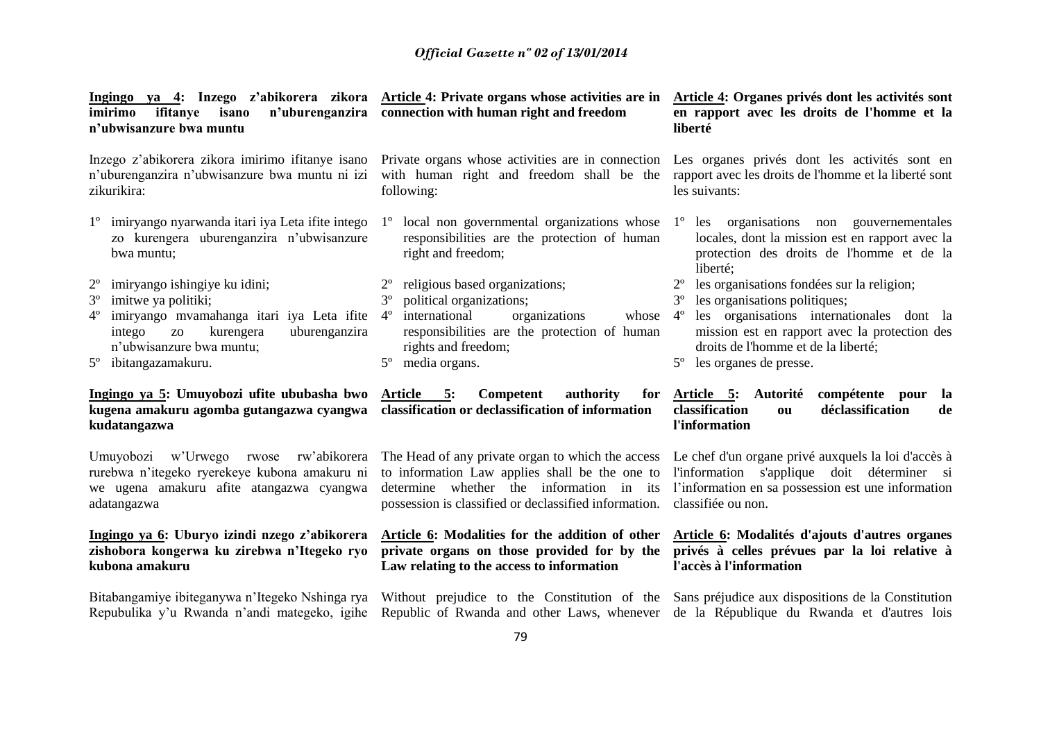**Ingingo ya 4: Inzego z'abikorera zikora imirimo ifitanye isano n'uburenganzira n'ubwisanzure bwa muntu**

Inzego z'abikorera zikora imirimo ifitanye isano n'uburenganzira n'ubwisanzure bwa muntu ni izi zikurikira:

1º imiryango nyarwanda itari iya Leta ifite intego zo kurengera uburenganzira n'ubwisanzure bwa muntu;

2º imiryango ishingiye ku idini;

3º imitwe ya politiki;

4º imiryango mvamahanga itari iya Leta ifite intego zo kurengera uburenganzira n'ubwisanzure bwa muntu;

5º ibitangazamakuru.

**Ingingo ya 5: Umuyobozi ufite ububasha bwo kugena amakuru agomba gutangazwa cyangwa kudatangazwa**

Umuyobozi w'Urwego rwose rw'abikorera rurebwa n'itegeko ryerekeye kubona amakuru ni we ugena amakuru afite atangazwa cyangwa adatangazwa

**Ingingo ya 6: Uburyo izindi nzego z'abikorera zishobora kongerwa ku zirebwa n'Itegeko ryo kubona amakuru**

Bitabangamiye ibiteganywa n'Itegeko Nshinga rya Repubulika y'u Rwanda n'andi mategeko, igihe

**Article 4: Private organs whose activities are in connection with human right and freedom**

Private organs whose activities are in connection with human right and freedom shall be the following:

1º local non governmental organizations whose responsibilities are the protection of human right and freedom;

2º religious based organizations;

3º political organizations;

4º international organizations whose responsibilities are the protection of human rights and freedom;

5º media organs.

**Article 5: Competent authority for classification or declassification of information**

The Head of any private organ to which the access to information Law applies shall be the one to determine whether the information in its possession is classified or declassified information.

**Article 6: Modalities for the addition of other private organs on those provided for by the Law relating to the access to information**

Without prejudice to the Constitution of the Republic of Rwanda and other Laws, whenever

**Article 4: Organes privés dont les activités sont en rapport avec les droits de l'homme et la liberté**

Les organes privés dont les activités sont en rapport avec les droits de l'homme et la liberté sont les suivants:

1º les organisations non gouvernementales locales, dont la mission est en rapport avec la protection des droits de l'homme et de la liberté;

2º les organisations fondées sur la religion;

3º les organisations politiques;

4º les organisations internationales dont la mission est en rapport avec la protection des droits de l'homme et de la liberté;

5º les organes de presse.

**Article 5: Autorité compétente pour la classification ou déclassification de l'information**

Le chef d'un organe privé auxquels la loi d'accès à l'information s'applique doit déterminer si l'information en sa possession est une information classifiée ou non.

**Article 6: Modalités d'ajouts d'autres organes privés à celles prévues par la loi relative à l'accès à l'information**

Sans préjudice aux dispositions de la Constitution de la République du Rwanda et d'autres lois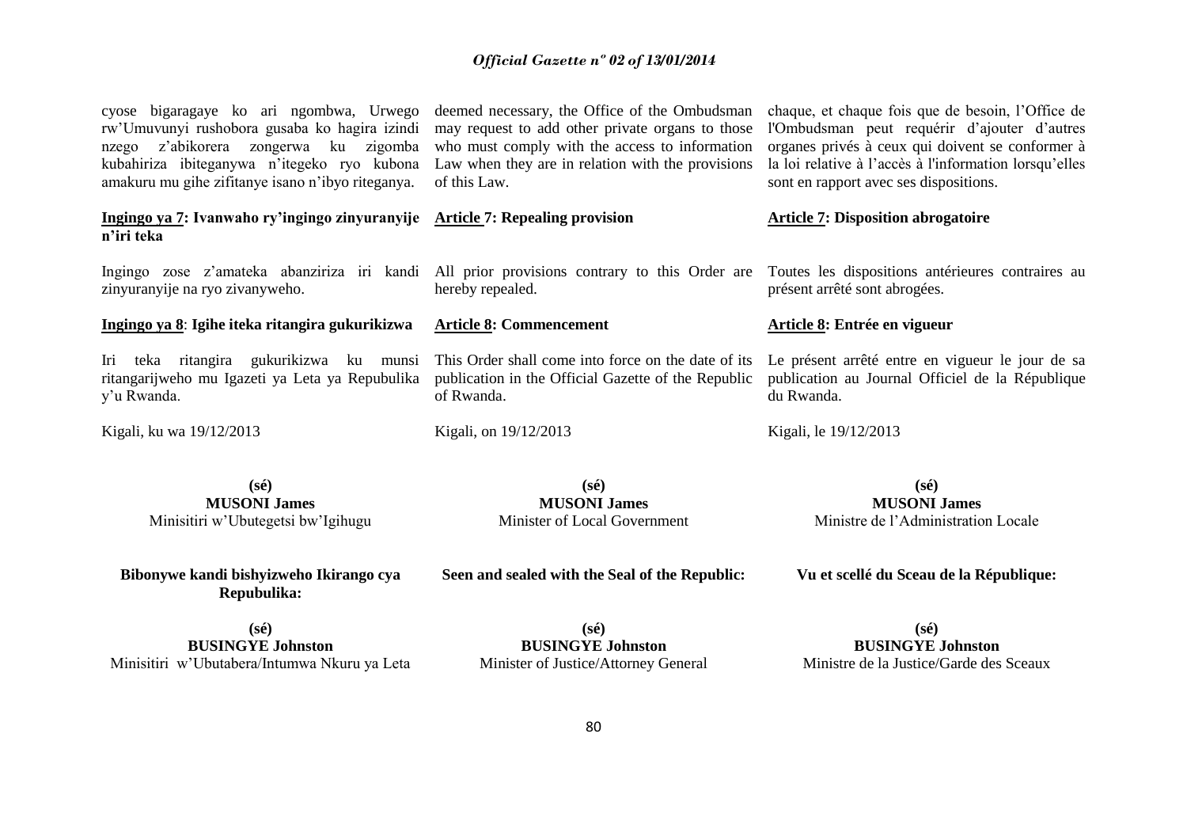cyose bigaragaye ko ari ngombwa, Urwego rw'Umuvunyi rushobora gusaba ko hagira izindi nzego z'abikorera zongerwa ku zigomba kubahiriza ibiteganywa n'itegeko ryo kubona amakuru mu gihe zifitanye isano n'ibyo riteganya.

**Ingingo ya 7: Ivanwaho ry'ingingo zinyuranyije n'iri teka**

Ingingo zose z'amateka abanziriza iri kandi zinyuranyije na ryo zivanyweho.

**Ingingo ya 8: Igihe iteka ritangira gukurikizwa**

Iri teka ritangira gukurikizwa ku munsi ritangarijweho mu Igazeti ya Leta ya Repubulika y'u Rwanda.

Kigali, ku wa 19/12/2013

**(sé)**
**MUSONI James**
Minisitiri w'Ubutegetsi bw'Igihugu

**Bibonywe kandi bishyizweho Ikirango cya Repubulika:**

**(sé)**
**BUSINGYE Johnston**
Minisitiri w'Ubutabera/Intumwa Nkuru ya Leta

deemed necessary, the Office of the Ombudsman may request to add other private organs to those who must comply with the access to information Law when they are in relation with the provisions of this Law.

**Article 7: Repealing provision**

All prior provisions contrary to this Order are hereby repealed.

**Article 8: Commencement**

This Order shall come into force on the date of its publication in the Official Gazette of the Republic of Rwanda.

Kigali, on 19/12/2013

**(sé)**
**MUSONI James**
Minister of Local Government

**Seen and sealed with the Seal of the Republic:**

**(sé)**
**BUSINGYE Johnston**
Minister of Justice/Attorney General

chaque, et chaque fois que de besoin, l'Office de l'Ombudsman peut requérir d'ajouter d'autres organes privés à ceux qui doivent se conformer à la loi relative à l'accès à l'information lorsqu'elles sont en rapport avec ses dispositions.

**Article 7: Disposition abrogatoire**

Toutes les dispositions antérieures contraires au présent arrêté sont abrogées.

**Article 8: Entrée en vigueur**

Le présent arrêté entre en vigueur le jour de sa publication au Journal Officiel de la République du Rwanda.

Kigali, le 19/12/2013

**(sé)**
**MUSONI James**
Ministre de l'Administration Locale

**Vu et scellé du Sceau de la République:**

**(sé)**
**BUSINGYE Johnston**
Ministre de la Justice/Garde des Sceaux